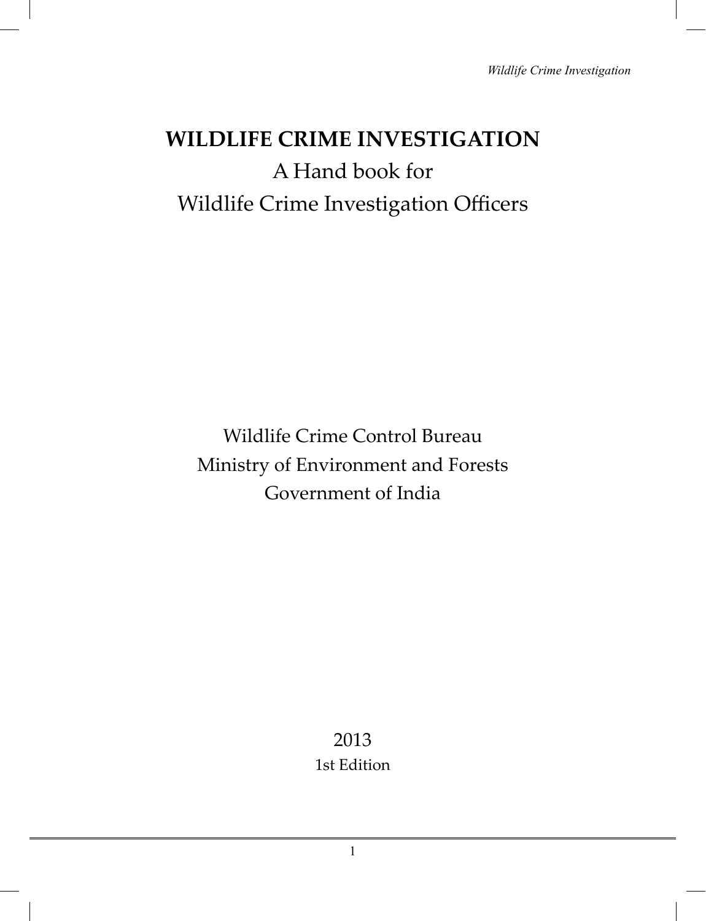# WILDLIFE CRIME INVESTIGATION

A Hand book for

Wildlife Crime Investigation Officers

Wildlife Crime Control Bureau

Ministry of Environment and Forests

Government of India

2013

1st Edition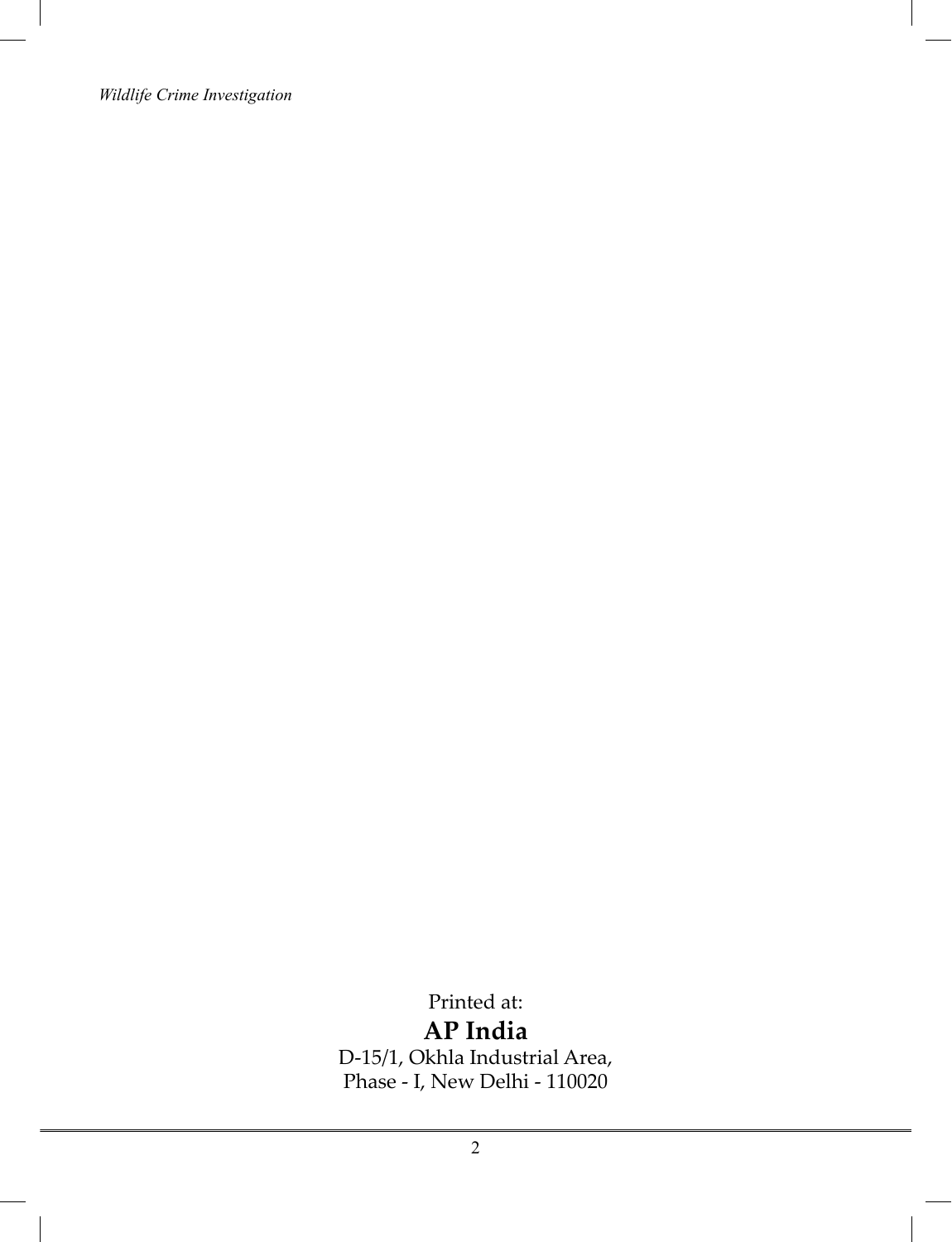Printed at:

**AP India**

D-15/1, Okhla Industrial Area,
Phase - I, New Delhi - 110020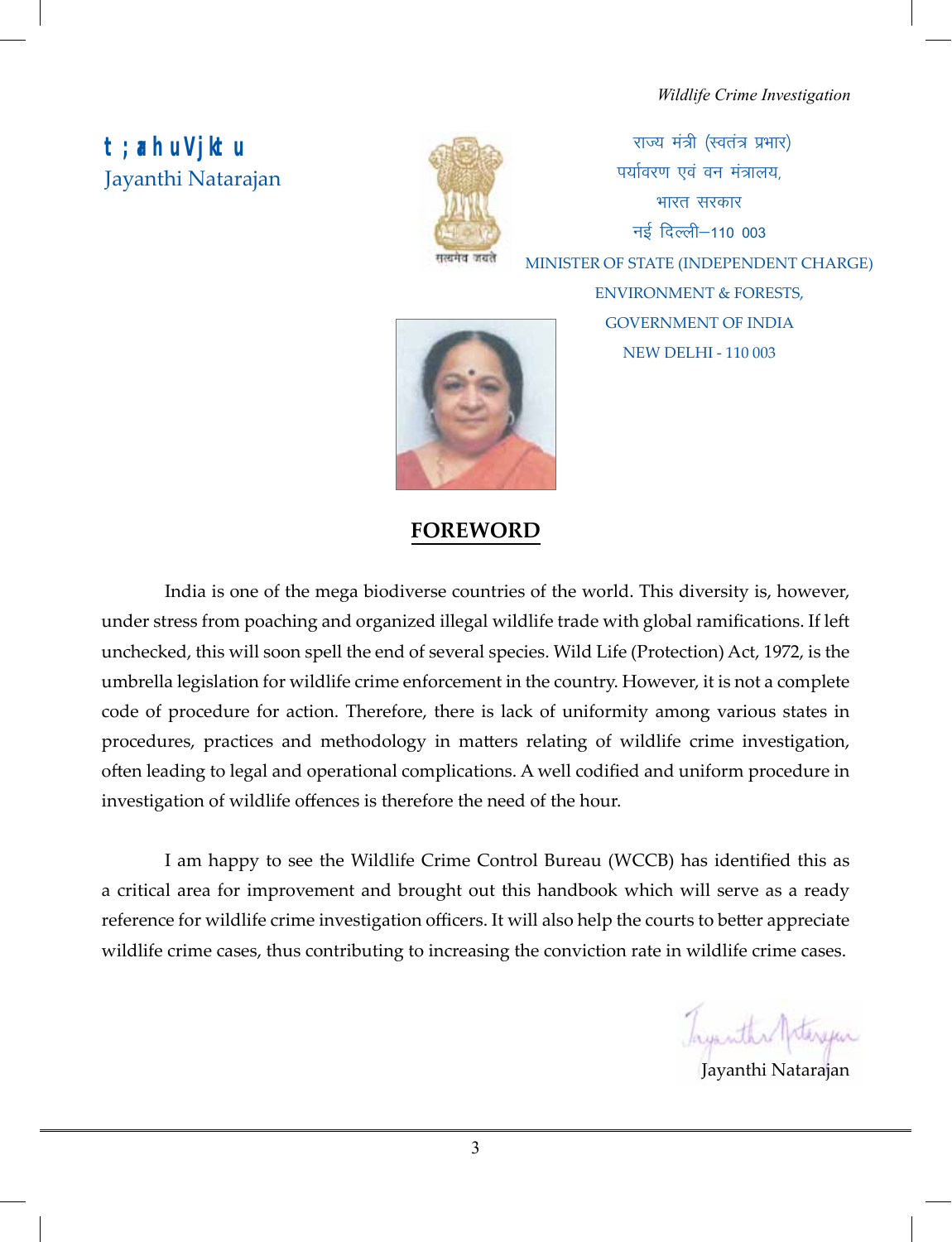t ;ahuVjktu
Jayanthi Natarajan

राज्य मंत्री (स्वतंत्र प्रभार)
पर्यावरण एवं वन मंत्रालय,
भारत सरकार
नई दिल्ली–110 003

सत्यमेव जयते

MINISTER OF STATE (INDEPENDENT CHARGE)
ENVIRONMENT & FORESTS,
GOVERNMENT OF INDIA
NEW DELHI - 110 003

## FOREWORD

India is one of the mega biodiverse countries of the world. This diversity is, however, under stress from poaching and organized illegal wildlife trade with global ramifications. If left unchecked, this will soon spell the end of several species. Wild Life (Protection) Act, 1972, is the umbrella legislation for wildlife crime enforcement in the country. However, it is not a complete code of procedure for action. Therefore, there is lack of uniformity among various states in procedures, practices and methodology in matters relating of wildlife crime investigation, often leading to legal and operational complications. A well codified and uniform procedure in investigation of wildlife offences is therefore the need of the hour.

I am happy to see the Wildlife Crime Control Bureau (WCCB) has identified this as a critical area for improvement and brought out this handbook which will serve as a ready reference for wildlife crime investigation officers. It will also help the courts to better appreciate wildlife crime cases, thus contributing to increasing the conviction rate in wildlife crime cases.

Jayanthi Natarajan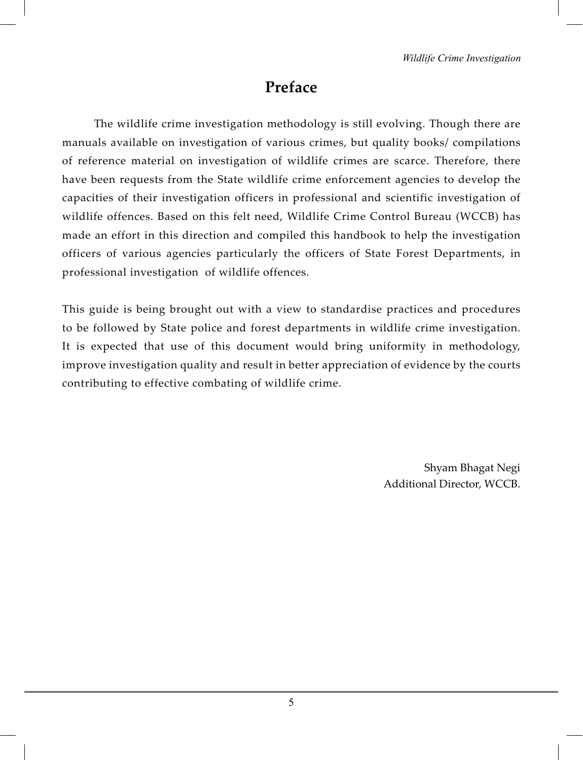# Preface

The wildlife crime investigation methodology is still evolving. Though there are manuals available on investigation of various crimes, but quality books/ compilations of reference material on investigation of wildlife crimes are scarce. Therefore, there have been requests from the State wildlife crime enforcement agencies to develop the capacities of their investigation officers in professional and scientific investigation of wildlife offences. Based on this felt need, Wildlife Crime Control Bureau (WCCB) has made an effort in this direction and compiled this handbook to help the investigation officers of various agencies particularly the officers of State Forest Departments, in professional investigation of wildlife offences.

This guide is being brought out with a view to standardise practices and procedures to be followed by State police and forest departments in wildlife crime investigation. It is expected that use of this document would bring uniformity in methodology, improve investigation quality and result in better appreciation of evidence by the courts contributing to effective combating of wildlife crime.

Shyam Bhagat Negi
Additional Director, WCCB.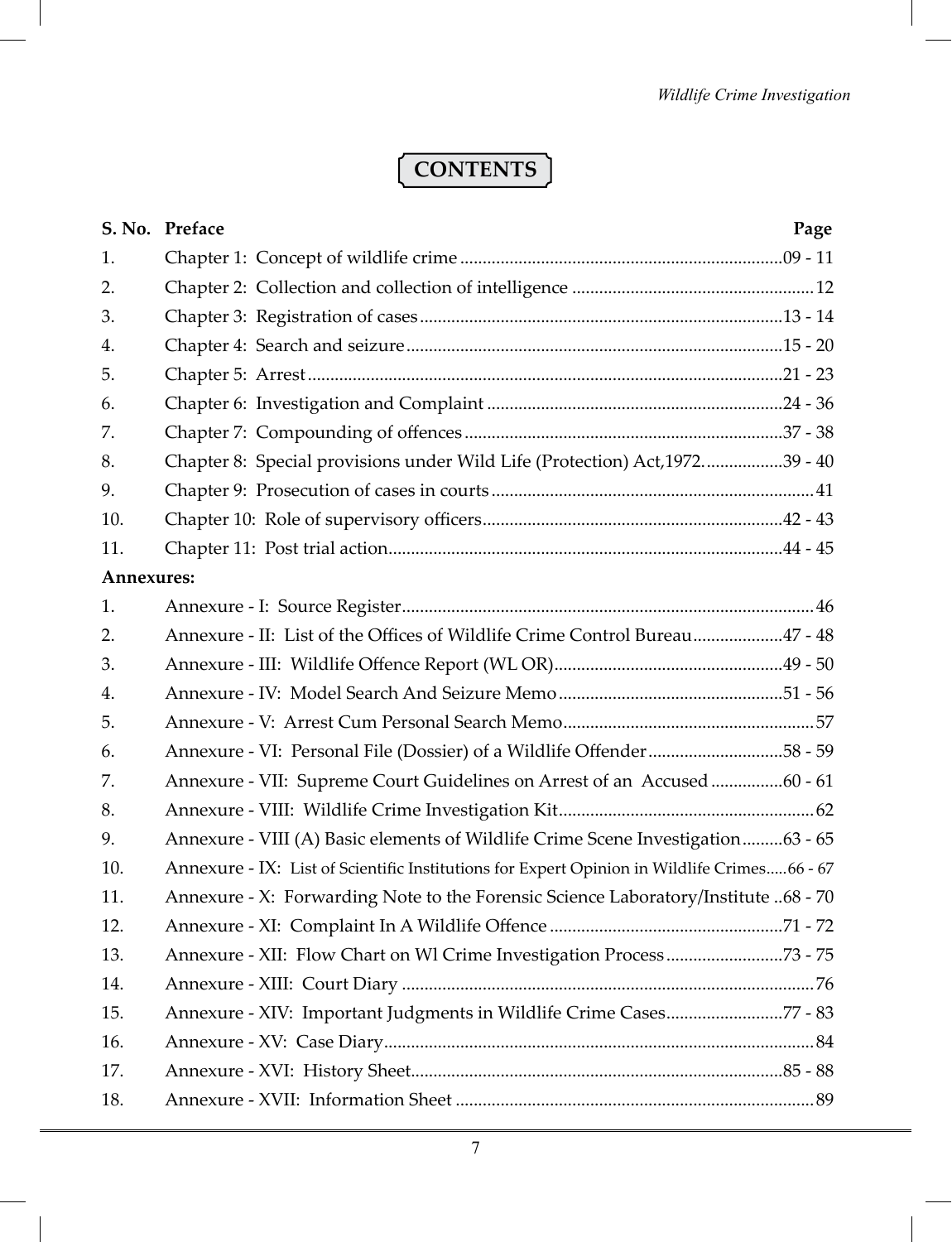# CONTENTS

| S. No. | Preface | Page |
|---|---|---|
| 1. | Chapter 1: Concept of wildlife crime | 09 - 11 |
| 2. | Chapter 2: Collection and collection of intelligence | 12 |
| 3. | Chapter 3: Registration of cases | 13 - 14 |
| 4. | Chapter 4: Search and seizure | 15 - 20 |
| 5. | Chapter 5: Arrest | 21 - 23 |
| 6. | Chapter 6: Investigation and Complaint | 24 - 36 |
| 7. | Chapter 7: Compounding of offences | 37 - 38 |
| 8. | Chapter 8: Special provisions under Wild Life (Protection) Act,1972. | 39 - 40 |
| 9. | Chapter 9: Prosecution of cases in courts | 41 |
| 10. | Chapter 10: Role of supervisory officers | 42 - 43 |
| 11. | Chapter 11: Post trial action | 44 - 45 |
| **Annexures:** | | |
| 1. | Annexure - I: Source Register | 46 |
| 2. | Annexure - II: List of the Offices of Wildlife Crime Control Bureau | 47 - 48 |
| 3. | Annexure - III: Wildlife Offence Report (WL OR) | 49 - 50 |
| 4. | Annexure - IV: Model Search And Seizure Memo | 51 - 56 |
| 5. | Annexure - V: Arrest Cum Personal Search Memo | 57 |
| 6. | Annexure - VI: Personal File (Dossier) of a Wildlife Offender | 58 - 59 |
| 7. | Annexure - VII: Supreme Court Guidelines on Arrest of an Accused | 60 - 61 |
| 8. | Annexure - VIII: Wildlife Crime Investigation Kit | 62 |
| 9. | Annexure - VIII (A) Basic elements of Wildlife Crime Scene Investigation | 63 - 65 |
| 10. | Annexure - IX: List of Scientific Institutions for Expert Opinion in Wildlife Crimes | 66 - 67 |
| 11. | Annexure - X: Forwarding Note to the Forensic Science Laboratory/Institute | 68 - 70 |
| 12. | Annexure - XI: Complaint In A Wildlife Offence | 71 - 72 |
| 13. | Annexure - XII: Flow Chart on Wl Crime Investigation Process | 73 - 75 |
| 14. | Annexure - XIII: Court Diary | 76 |
| 15. | Annexure - XIV: Important Judgments in Wildlife Crime Cases | 77 - 83 |
| 16. | Annexure - XV: Case Diary | 84 |
| 17. | Annexure - XVI: History Sheet | 85 - 88 |
| 18. | Annexure - XVII: Information Sheet | 89 |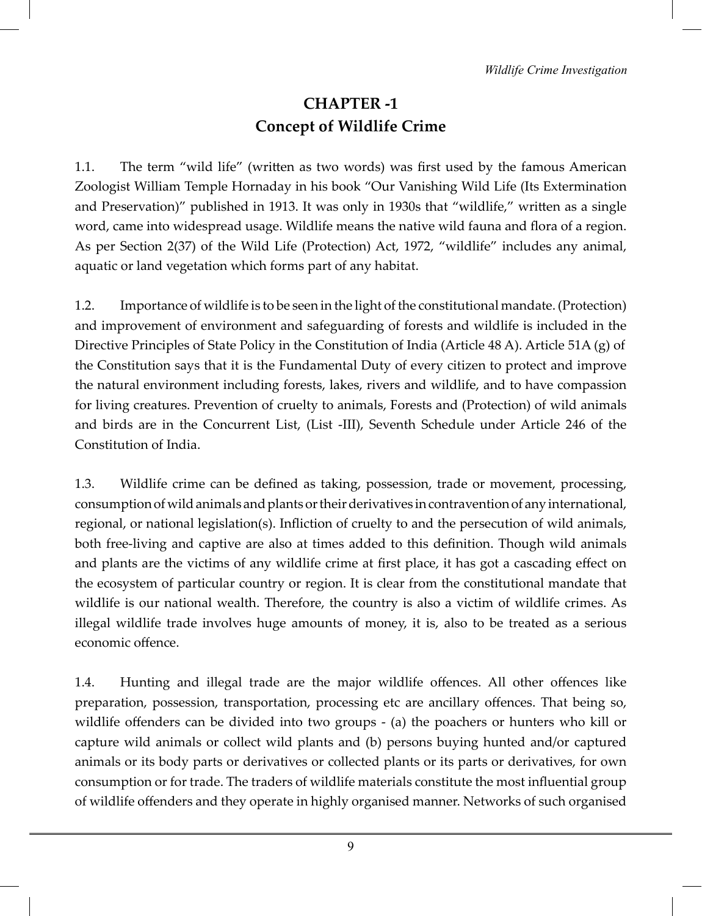# CHAPTER -1
## Concept of Wildlife Crime

1.1. The term "wild life" (written as two words) was first used by the famous American Zoologist William Temple Hornaday in his book "Our Vanishing Wild Life (Its Extermination and Preservation)" published in 1913. It was only in 1930s that "wildlife," written as a single word, came into widespread usage. Wildlife means the native wild fauna and flora of a region. As per Section 2(37) of the Wild Life (Protection) Act, 1972, "wildlife" includes any animal, aquatic or land vegetation which forms part of any habitat.

1.2. Importance of wildlife is to be seen in the light of the constitutional mandate. (Protection) and improvement of environment and safeguarding of forests and wildlife is included in the Directive Principles of State Policy in the Constitution of India (Article 48 A). Article 51A (g) of the Constitution says that it is the Fundamental Duty of every citizen to protect and improve the natural environment including forests, lakes, rivers and wildlife, and to have compassion for living creatures. Prevention of cruelty to animals, Forests and (Protection) of wild animals and birds are in the Concurrent List, (List -III), Seventh Schedule under Article 246 of the Constitution of India.

1.3. Wildlife crime can be defined as taking, possession, trade or movement, processing, consumption of wild animals and plants or their derivatives in contravention of any international, regional, or national legislation(s). Infliction of cruelty to and the persecution of wild animals, both free-living and captive are also at times added to this definition. Though wild animals and plants are the victims of any wildlife crime at first place, it has got a cascading effect on the ecosystem of particular country or region. It is clear from the constitutional mandate that wildlife is our national wealth. Therefore, the country is also a victim of wildlife crimes. As illegal wildlife trade involves huge amounts of money, it is, also to be treated as a serious economic offence.

1.4. Hunting and illegal trade are the major wildlife offences. All other offences like preparation, possession, transportation, processing etc are ancillary offences. That being so, wildlife offenders can be divided into two groups - (a) the poachers or hunters who kill or capture wild animals or collect wild plants and (b) persons buying hunted and/or captured animals or its body parts or derivatives or collected plants or its parts or derivatives, for own consumption or for trade. The traders of wildlife materials constitute the most influential group of wildlife offenders and they operate in highly organised manner. Networks of such organised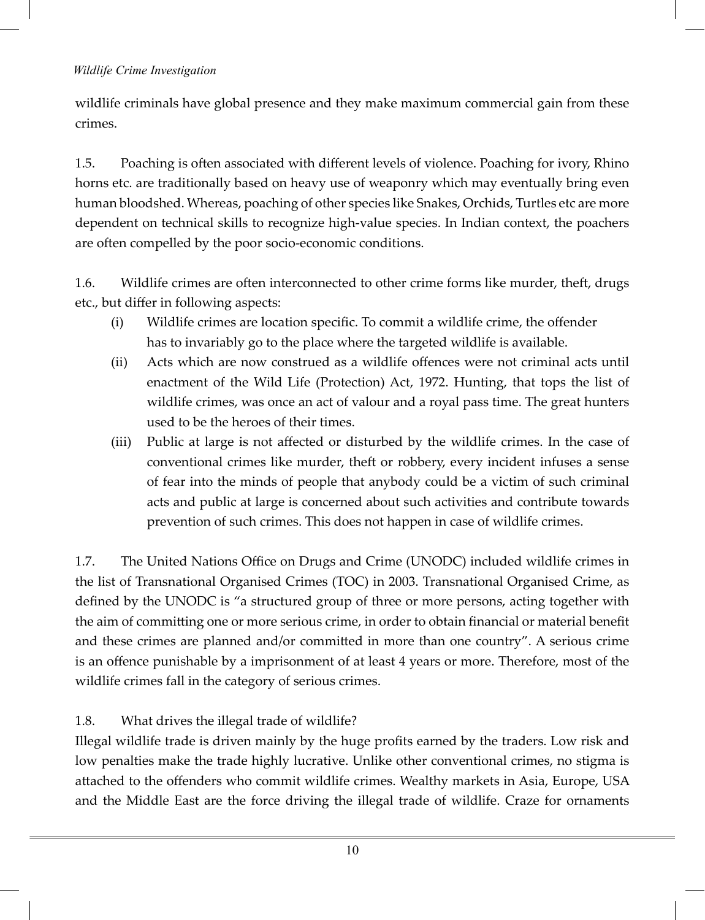wildlife criminals have global presence and they make maximum commercial gain from these crimes.

1.5. Poaching is often associated with different levels of violence. Poaching for ivory, Rhino horns etc. are traditionally based on heavy use of weaponry which may eventually bring even human bloodshed. Whereas, poaching of other species like Snakes, Orchids, Turtles etc are more dependent on technical skills to recognize high-value species. In Indian context, the poachers are often compelled by the poor socio-economic conditions.

1.6. Wildlife crimes are often interconnected to other crime forms like murder, theft, drugs etc., but differ in following aspects:

(i) Wildlife crimes are location specific. To commit a wildlife crime, the offender has to invariably go to the place where the targeted wildlife is available.

(ii) Acts which are now construed as a wildlife offences were not criminal acts until enactment of the Wild Life (Protection) Act, 1972. Hunting, that tops the list of wildlife crimes, was once an act of valour and a royal pass time. The great hunters used to be the heroes of their times.

(iii) Public at large is not affected or disturbed by the wildlife crimes. In the case of conventional crimes like murder, theft or robbery, every incident infuses a sense of fear into the minds of people that anybody could be a victim of such criminal acts and public at large is concerned about such activities and contribute towards prevention of such crimes. This does not happen in case of wildlife crimes.

1.7. The United Nations Office on Drugs and Crime (UNODC) included wildlife crimes in the list of Transnational Organised Crimes (TOC) in 2003. Transnational Organised Crime, as defined by the UNODC is "a structured group of three or more persons, acting together with the aim of committing one or more serious crime, in order to obtain financial or material benefit and these crimes are planned and/or committed in more than one country". A serious crime is an offence punishable by a imprisonment of at least 4 years or more. Therefore, most of the wildlife crimes fall in the category of serious crimes.

1.8. What drives the illegal trade of wildlife?

Illegal wildlife trade is driven mainly by the huge profits earned by the traders. Low risk and low penalties make the trade highly lucrative. Unlike other conventional crimes, no stigma is attached to the offenders who commit wildlife crimes. Wealthy markets in Asia, Europe, USA and the Middle East are the force driving the illegal trade of wildlife. Craze for ornaments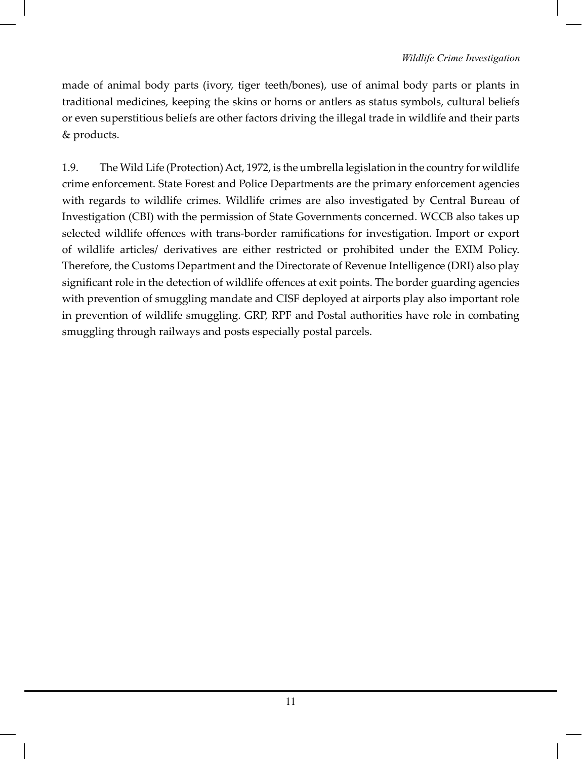made of animal body parts (ivory, tiger teeth/bones), use of animal body parts or plants in traditional medicines, keeping the skins or horns or antlers as status symbols, cultural beliefs or even superstitious beliefs are other factors driving the illegal trade in wildlife and their parts & products.

1.9. The Wild Life (Protection) Act, 1972, is the umbrella legislation in the country for wildlife crime enforcement. State Forest and Police Departments are the primary enforcement agencies with regards to wildlife crimes. Wildlife crimes are also investigated by Central Bureau of Investigation (CBI) with the permission of State Governments concerned. WCCB also takes up selected wildlife offences with trans-border ramifications for investigation. Import or export of wildlife articles/ derivatives are either restricted or prohibited under the EXIM Policy. Therefore, the Customs Department and the Directorate of Revenue Intelligence (DRI) also play significant role in the detection of wildlife offences at exit points. The border guarding agencies with prevention of smuggling mandate and CISF deployed at airports play also important role in prevention of wildlife smuggling. GRP, RPF and Postal authorities have role in combating smuggling through railways and posts especially postal parcels.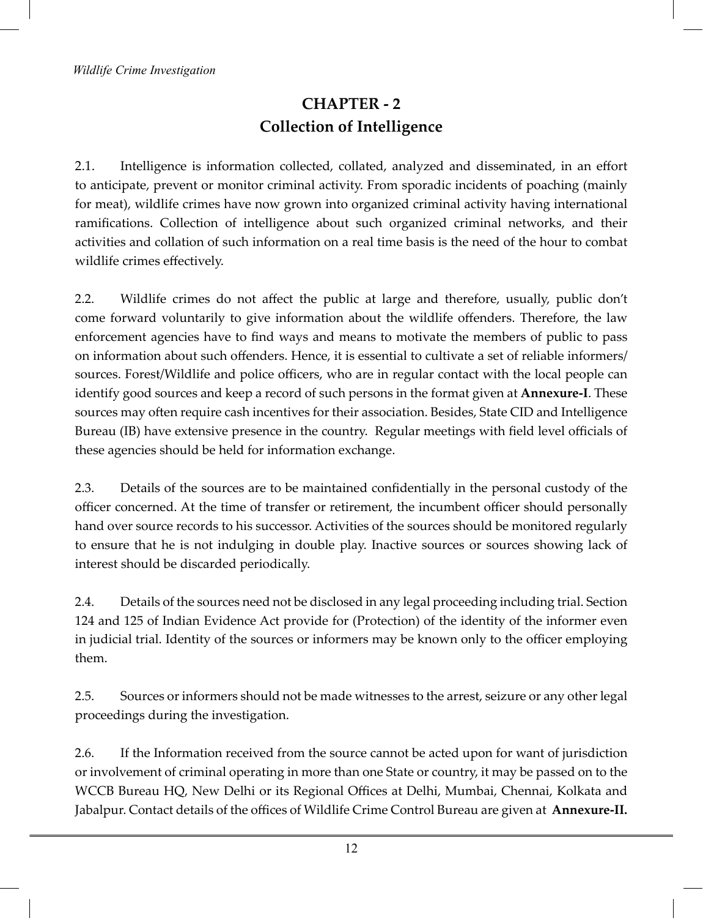# CHAPTER - 2
## Collection of Intelligence

2.1. Intelligence is information collected, collated, analyzed and disseminated, in an effort to anticipate, prevent or monitor criminal activity. From sporadic incidents of poaching (mainly for meat), wildlife crimes have now grown into organized criminal activity having international ramifications. Collection of intelligence about such organized criminal networks, and their activities and collation of such information on a real time basis is the need of the hour to combat wildlife crimes effectively.

2.2. Wildlife crimes do not affect the public at large and therefore, usually, public don't come forward voluntarily to give information about the wildlife offenders. Therefore, the law enforcement agencies have to find ways and means to motivate the members of public to pass on information about such offenders. Hence, it is essential to cultivate a set of reliable informers/ sources. Forest/Wildlife and police officers, who are in regular contact with the local people can identify good sources and keep a record of such persons in the format given at **Annexure-I**. These sources may often require cash incentives for their association. Besides, State CID and Intelligence Bureau (IB) have extensive presence in the country. Regular meetings with field level officials of these agencies should be held for information exchange.

2.3. Details of the sources are to be maintained confidentially in the personal custody of the officer concerned. At the time of transfer or retirement, the incumbent officer should personally hand over source records to his successor. Activities of the sources should be monitored regularly to ensure that he is not indulging in double play. Inactive sources or sources showing lack of interest should be discarded periodically.

2.4. Details of the sources need not be disclosed in any legal proceeding including trial. Section 124 and 125 of Indian Evidence Act provide for (Protection) of the identity of the informer even in judicial trial. Identity of the sources or informers may be known only to the officer employing them.

2.5. Sources or informers should not be made witnesses to the arrest, seizure or any other legal proceedings during the investigation.

2.6. If the Information received from the source cannot be acted upon for want of jurisdiction or involvement of criminal operating in more than one State or country, it may be passed on to the WCCB Bureau HQ, New Delhi or its Regional Offices at Delhi, Mumbai, Chennai, Kolkata and Jabalpur. Contact details of the offices of Wildlife Crime Control Bureau are given at **Annexure-II.**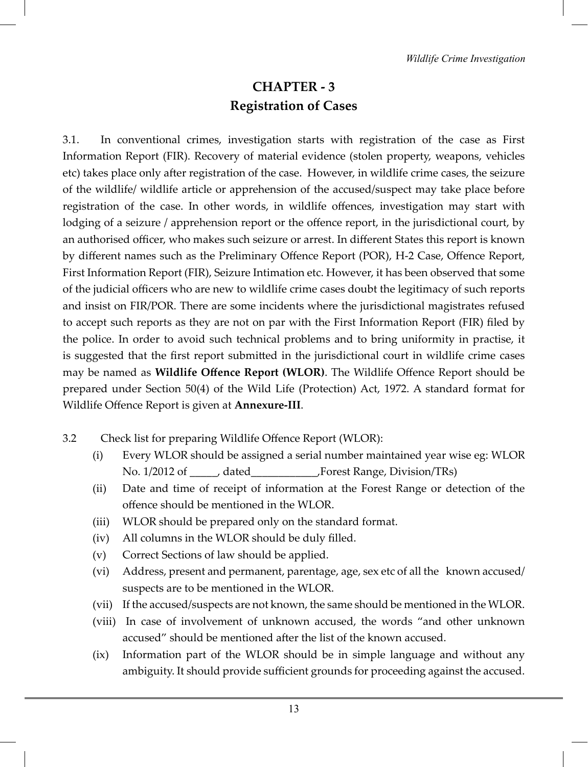# CHAPTER - 3
## Registration of Cases

3.1. In conventional crimes, investigation starts with registration of the case as First Information Report (FIR). Recovery of material evidence (stolen property, weapons, vehicles etc) takes place only after registration of the case. However, in wildlife crime cases, the seizure of the wildlife/ wildlife article or apprehension of the accused/suspect may take place before registration of the case. In other words, in wildlife offences, investigation may start with lodging of a seizure / apprehension report or the offence report, in the jurisdictional court, by an authorised officer, who makes such seizure or arrest. In different States this report is known by different names such as the Preliminary Offence Report (POR), H-2 Case, Offence Report, First Information Report (FIR), Seizure Intimation etc. However, it has been observed that some of the judicial officers who are new to wildlife crime cases doubt the legitimacy of such reports and insist on FIR/POR. There are some incidents where the jurisdictional magistrates refused to accept such reports as they are not on par with the First Information Report (FIR) filed by the police. In order to avoid such technical problems and to bring uniformity in practise, it is suggested that the first report submitted in the jurisdictional court in wildlife crime cases may be named as **Wildlife Offence Report (WLOR)**. The Wildlife Offence Report should be prepared under Section 50(4) of the Wild Life (Protection) Act, 1972. A standard format for Wildlife Offence Report is given at **Annexure-III**.

3.2 Check list for preparing Wildlife Offence Report (WLOR):

(i) Every WLOR should be assigned a serial number maintained year wise eg: WLOR No. 1/2012 of _____, dated____________,Forest Range, Division/TRs)

(ii) Date and time of receipt of information at the Forest Range or detection of the offence should be mentioned in the WLOR.

(iii) WLOR should be prepared only on the standard format.

(iv) All columns in the WLOR should be duly filled.

(v) Correct Sections of law should be applied.

(vi) Address, present and permanent, parentage, age, sex etc of all the known accused/ suspects are to be mentioned in the WLOR.

(vii) If the accused/suspects are not known, the same should be mentioned in the WLOR.

(viii) In case of involvement of unknown accused, the words "and other unknown accused" should be mentioned after the list of the known accused.

(ix) Information part of the WLOR should be in simple language and without any ambiguity. It should provide sufficient grounds for proceeding against the accused.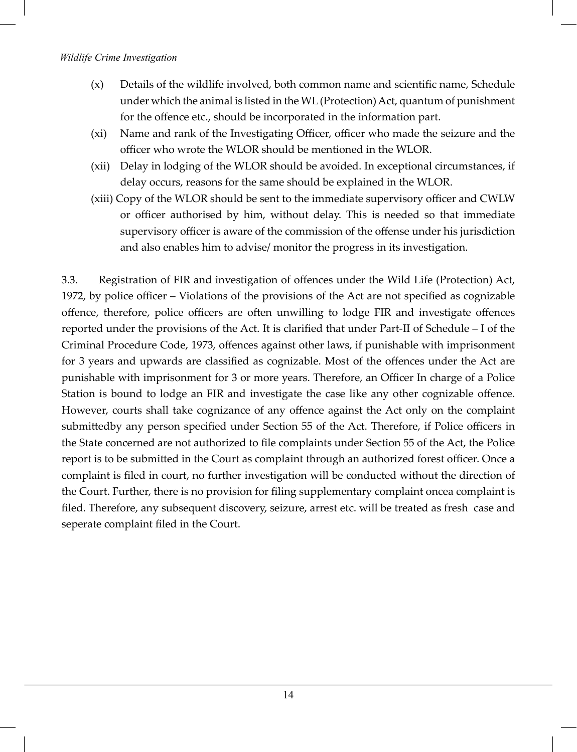(x) Details of the wildlife involved, both common name and scientific name, Schedule under which the animal is listed in the WL (Protection) Act, quantum of punishment for the offence etc., should be incorporated in the information part.

(xi) Name and rank of the Investigating Officer, officer who made the seizure and the officer who wrote the WLOR should be mentioned in the WLOR.

(xii) Delay in lodging of the WLOR should be avoided. In exceptional circumstances, if delay occurs, reasons for the same should be explained in the WLOR.

(xiii) Copy of the WLOR should be sent to the immediate supervisory officer and CWLW or officer authorised by him, without delay. This is needed so that immediate supervisory officer is aware of the commission of the offense under his jurisdiction and also enables him to advise/ monitor the progress in its investigation.

3.3. Registration of FIR and investigation of offences under the Wild Life (Protection) Act, 1972, by police officer – Violations of the provisions of the Act are not specified as cognizable offence, therefore, police officers are often unwilling to lodge FIR and investigate offences reported under the provisions of the Act. It is clarified that under Part-II of Schedule – I of the Criminal Procedure Code, 1973, offences against other laws, if punishable with imprisonment for 3 years and upwards are classified as cognizable. Most of the offences under the Act are punishable with imprisonment for 3 or more years. Therefore, an Officer In charge of a Police Station is bound to lodge an FIR and investigate the case like any other cognizable offence. However, courts shall take cognizance of any offence against the Act only on the complaint submittedby any person specified under Section 55 of the Act. Therefore, if Police officers in the State concerned are not authorized to file complaints under Section 55 of the Act, the Police report is to be submitted in the Court as complaint through an authorized forest officer. Once a complaint is filed in court, no further investigation will be conducted without the direction of the Court. Further, there is no provision for filing supplementary complaint oncea complaint is filed. Therefore, any subsequent discovery, seizure, arrest etc. will be treated as fresh case and seperate complaint filed in the Court.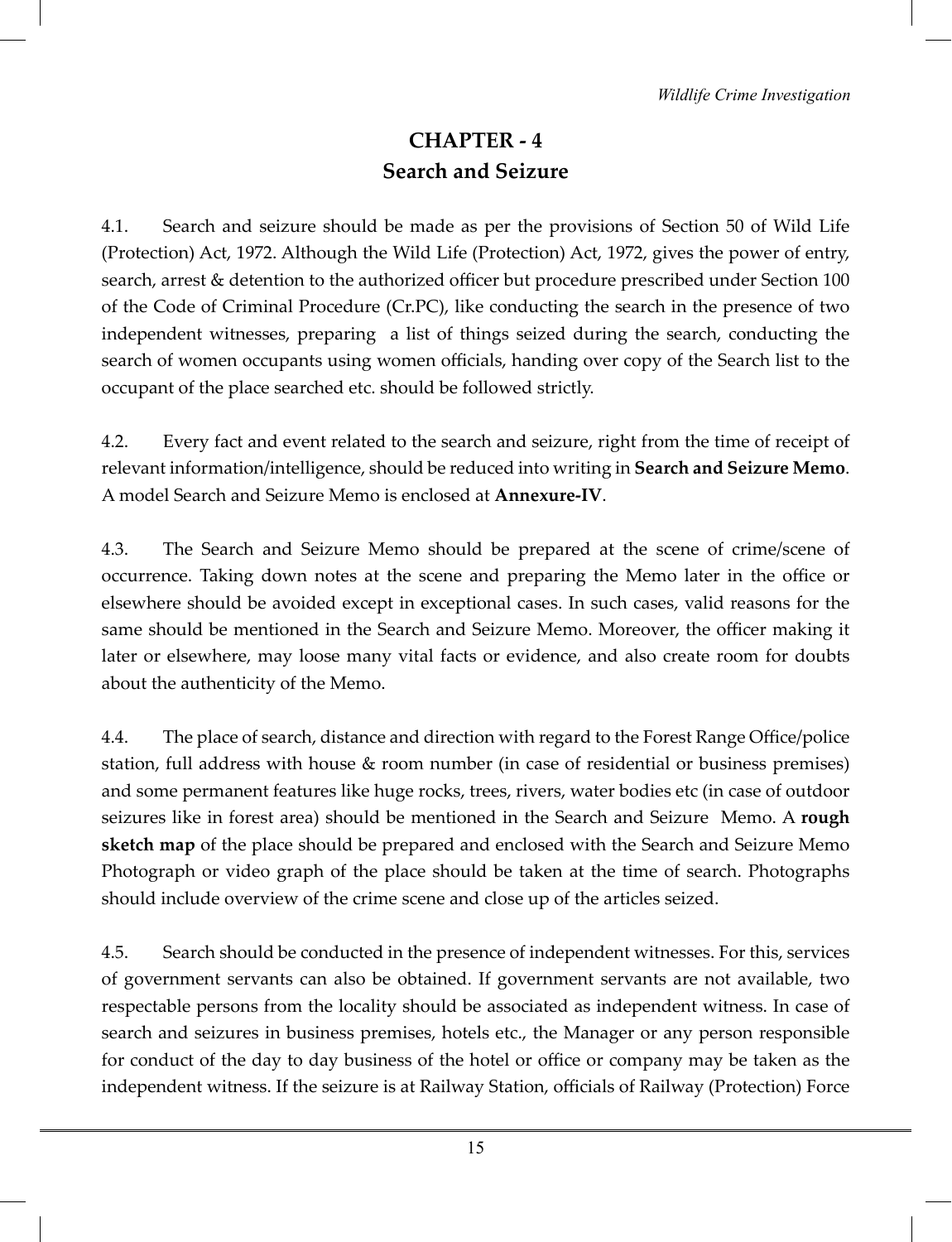# CHAPTER - 4
## Search and Seizure

4.1. Search and seizure should be made as per the provisions of Section 50 of Wild Life (Protection) Act, 1972. Although the Wild Life (Protection) Act, 1972, gives the power of entry, search, arrest & detention to the authorized officer but procedure prescribed under Section 100 of the Code of Criminal Procedure (Cr.PC), like conducting the search in the presence of two independent witnesses, preparing a list of things seized during the search, conducting the search of women occupants using women officials, handing over copy of the Search list to the occupant of the place searched etc. should be followed strictly.

4.2. Every fact and event related to the search and seizure, right from the time of receipt of relevant information/intelligence, should be reduced into writing in **Search and Seizure Memo**. A model Search and Seizure Memo is enclosed at **Annexure-IV**.

4.3. The Search and Seizure Memo should be prepared at the scene of crime/scene of occurrence. Taking down notes at the scene and preparing the Memo later in the office or elsewhere should be avoided except in exceptional cases. In such cases, valid reasons for the same should be mentioned in the Search and Seizure Memo. Moreover, the officer making it later or elsewhere, may loose many vital facts or evidence, and also create room for doubts about the authenticity of the Memo.

4.4. The place of search, distance and direction with regard to the Forest Range Office/police station, full address with house & room number (in case of residential or business premises) and some permanent features like huge rocks, trees, rivers, water bodies etc (in case of outdoor seizures like in forest area) should be mentioned in the Search and Seizure Memo. A **rough sketch map** of the place should be prepared and enclosed with the Search and Seizure Memo Photograph or video graph of the place should be taken at the time of search. Photographs should include overview of the crime scene and close up of the articles seized.

4.5. Search should be conducted in the presence of independent witnesses. For this, services of government servants can also be obtained. If government servants are not available, two respectable persons from the locality should be associated as independent witness. In case of search and seizures in business premises, hotels etc., the Manager or any person responsible for conduct of the day to day business of the hotel or office or company may be taken as the independent witness. If the seizure is at Railway Station, officials of Railway (Protection) Force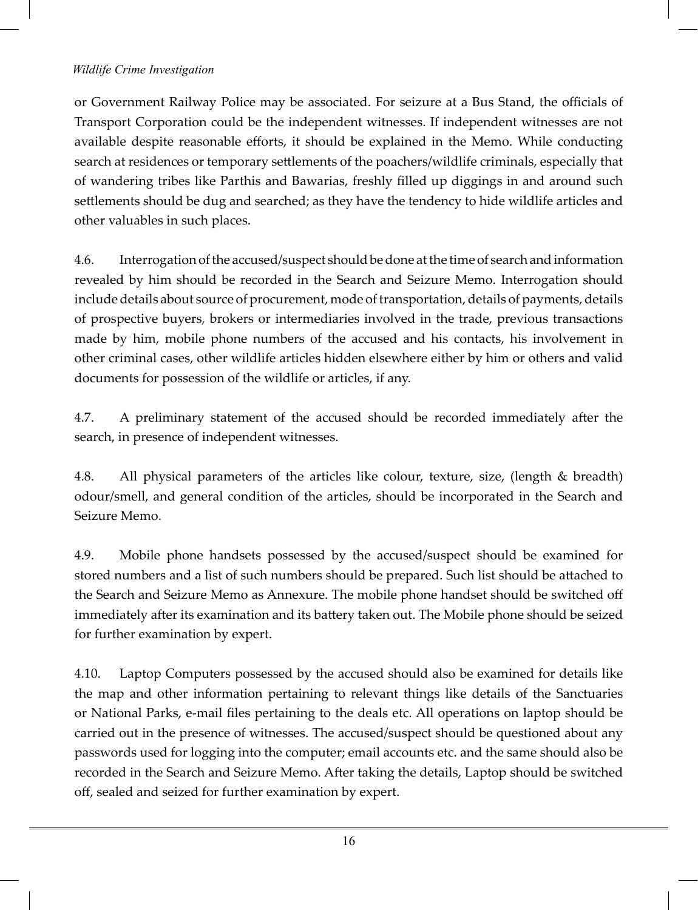or Government Railway Police may be associated. For seizure at a Bus Stand, the officials of Transport Corporation could be the independent witnesses. If independent witnesses are not available despite reasonable efforts, it should be explained in the Memo. While conducting search at residences or temporary settlements of the poachers/wildlife criminals, especially that of wandering tribes like Parthis and Bawarias, freshly filled up diggings in and around such settlements should be dug and searched; as they have the tendency to hide wildlife articles and other valuables in such places.

4.6. Interrogation of the accused/suspect should be done at the time of search and information revealed by him should be recorded in the Search and Seizure Memo. Interrogation should include details about source of procurement, mode of transportation, details of payments, details of prospective buyers, brokers or intermediaries involved in the trade, previous transactions made by him, mobile phone numbers of the accused and his contacts, his involvement in other criminal cases, other wildlife articles hidden elsewhere either by him or others and valid documents for possession of the wildlife or articles, if any.

4.7. A preliminary statement of the accused should be recorded immediately after the search, in presence of independent witnesses.

4.8. All physical parameters of the articles like colour, texture, size, (length & breadth) odour/smell, and general condition of the articles, should be incorporated in the Search and Seizure Memo.

4.9. Mobile phone handsets possessed by the accused/suspect should be examined for stored numbers and a list of such numbers should be prepared. Such list should be attached to the Search and Seizure Memo as Annexure. The mobile phone handset should be switched off immediately after its examination and its battery taken out. The Mobile phone should be seized for further examination by expert.

4.10. Laptop Computers possessed by the accused should also be examined for details like the map and other information pertaining to relevant things like details of the Sanctuaries or National Parks, e-mail files pertaining to the deals etc. All operations on laptop should be carried out in the presence of witnesses. The accused/suspect should be questioned about any passwords used for logging into the computer; email accounts etc. and the same should also be recorded in the Search and Seizure Memo. After taking the details, Laptop should be switched off, sealed and seized for further examination by expert.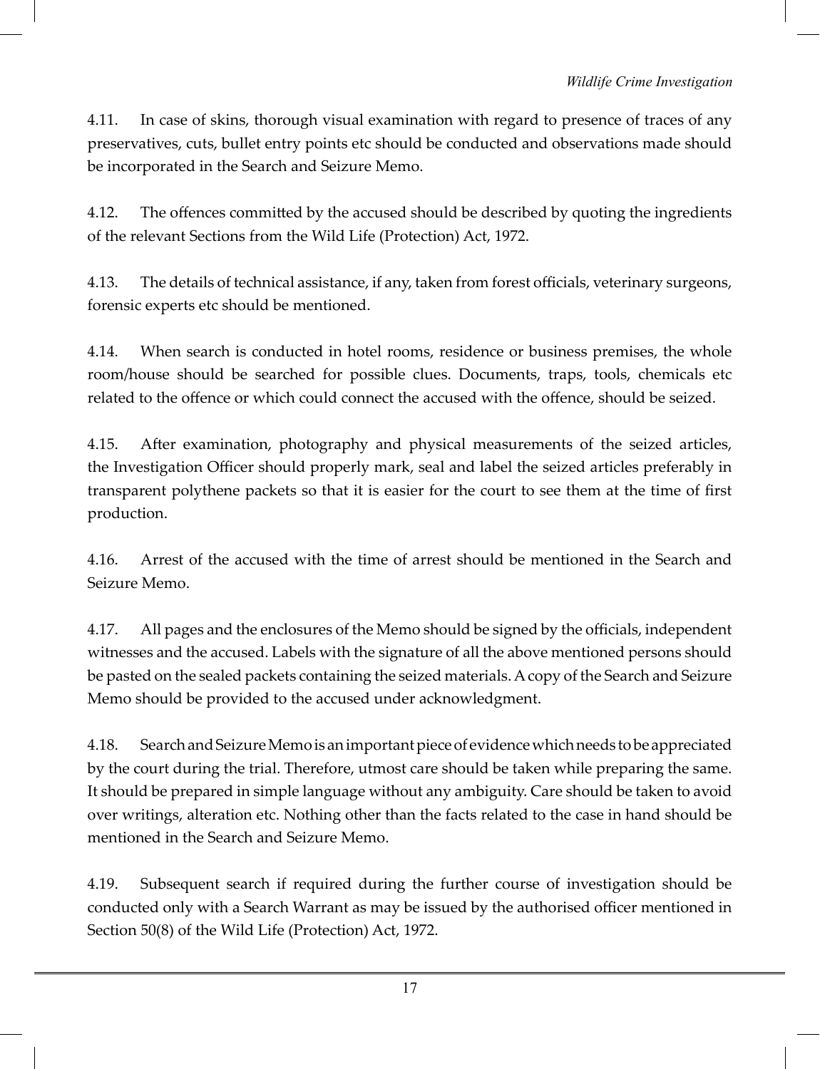4.11. In case of skins, thorough visual examination with regard to presence of traces of any preservatives, cuts, bullet entry points etc should be conducted and observations made should be incorporated in the Search and Seizure Memo.

4.12. The offences committed by the accused should be described by quoting the ingredients of the relevant Sections from the Wild Life (Protection) Act, 1972.

4.13. The details of technical assistance, if any, taken from forest officials, veterinary surgeons, forensic experts etc should be mentioned.

4.14. When search is conducted in hotel rooms, residence or business premises, the whole room/house should be searched for possible clues. Documents, traps, tools, chemicals etc related to the offence or which could connect the accused with the offence, should be seized.

4.15. After examination, photography and physical measurements of the seized articles, the Investigation Officer should properly mark, seal and label the seized articles preferably in transparent polythene packets so that it is easier for the court to see them at the time of first production.

4.16. Arrest of the accused with the time of arrest should be mentioned in the Search and Seizure Memo.

4.17. All pages and the enclosures of the Memo should be signed by the officials, independent witnesses and the accused. Labels with the signature of all the above mentioned persons should be pasted on the sealed packets containing the seized materials. A copy of the Search and Seizure Memo should be provided to the accused under acknowledgment.

4.18. Search and Seizure Memo is an important piece of evidence which needs to be appreciated by the court during the trial. Therefore, utmost care should be taken while preparing the same. It should be prepared in simple language without any ambiguity. Care should be taken to avoid over writings, alteration etc. Nothing other than the facts related to the case in hand should be mentioned in the Search and Seizure Memo.

4.19. Subsequent search if required during the further course of investigation should be conducted only with a Search Warrant as may be issued by the authorised officer mentioned in Section 50(8) of the Wild Life (Protection) Act, 1972.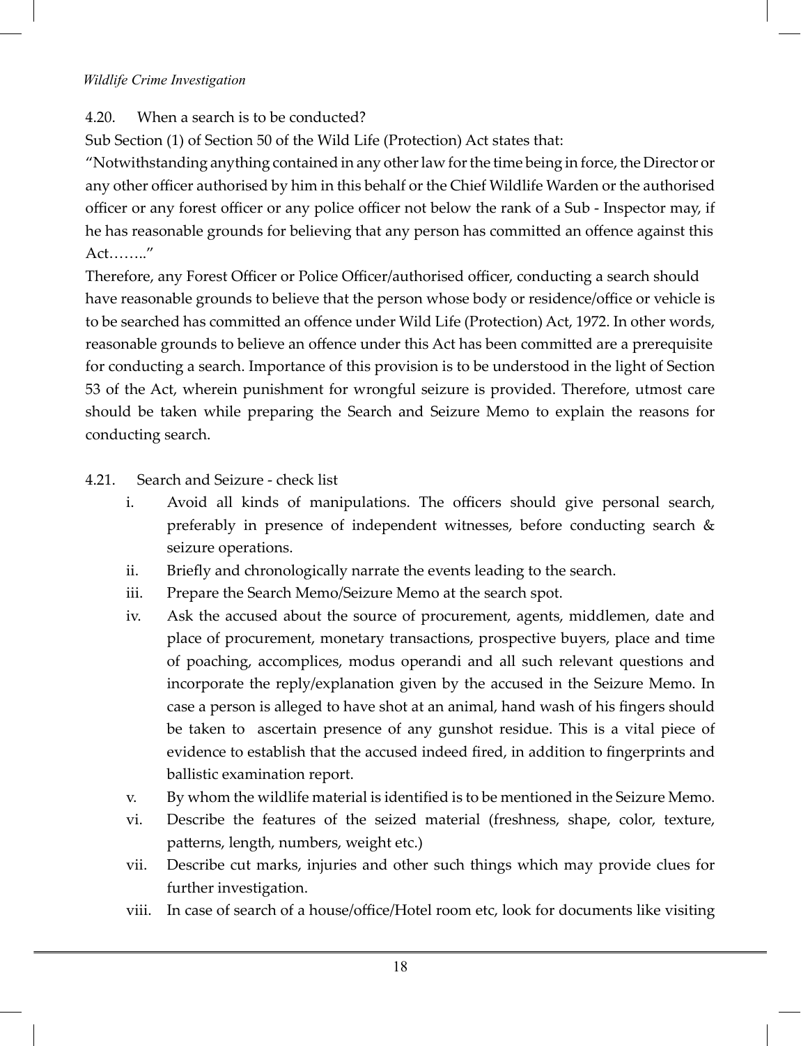4.20. When a search is to be conducted?

Sub Section (1) of Section 50 of the Wild Life (Protection) Act states that:

"Notwithstanding anything contained in any other law for the time being in force, the Director or any other officer authorised by him in this behalf or the Chief Wildlife Warden or the authorised officer or any forest officer or any police officer not below the rank of a Sub - Inspector may, if he has reasonable grounds for believing that any person has committed an offence against this Act……."

Therefore, any Forest Officer or Police Officer/authorised officer, conducting a search should have reasonable grounds to believe that the person whose body or residence/office or vehicle is to be searched has committed an offence under Wild Life (Protection) Act, 1972. In other words, reasonable grounds to believe an offence under this Act has been committed are a prerequisite for conducting a search. Importance of this provision is to be understood in the light of Section 53 of the Act, wherein punishment for wrongful seizure is provided. Therefore, utmost care should be taken while preparing the Search and Seizure Memo to explain the reasons for conducting search.

4.21. Search and Seizure - check list

i. Avoid all kinds of manipulations. The officers should give personal search, preferably in presence of independent witnesses, before conducting search & seizure operations.
ii. Briefly and chronologically narrate the events leading to the search.
iii. Prepare the Search Memo/Seizure Memo at the search spot.
iv. Ask the accused about the source of procurement, agents, middlemen, date and place of procurement, monetary transactions, prospective buyers, place and time of poaching, accomplices, modus operandi and all such relevant questions and incorporate the reply/explanation given by the accused in the Seizure Memo. In case a person is alleged to have shot at an animal, hand wash of his fingers should be taken to ascertain presence of any gunshot residue. This is a vital piece of evidence to establish that the accused indeed fired, in addition to fingerprints and ballistic examination report.
v. By whom the wildlife material is identified is to be mentioned in the Seizure Memo.
vi. Describe the features of the seized material (freshness, shape, color, texture, patterns, length, numbers, weight etc.)
vii. Describe cut marks, injuries and other such things which may provide clues for further investigation.
viii. In case of search of a house/office/Hotel room etc, look for documents like visiting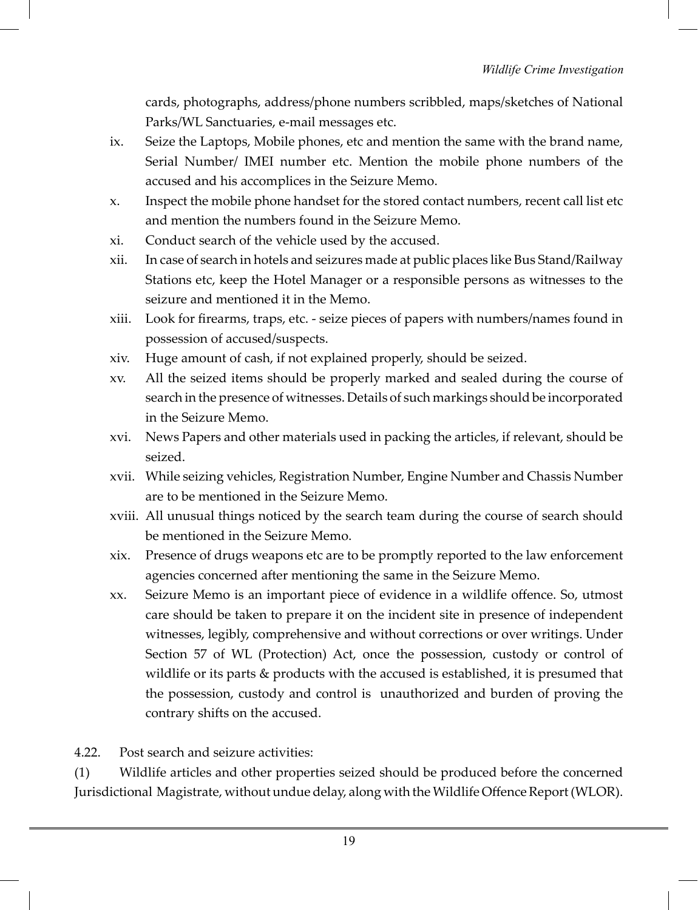cards, photographs, address/phone numbers scribbled, maps/sketches of National Parks/WL Sanctuaries, e-mail messages etc.

ix. Seize the Laptops, Mobile phones, etc and mention the same with the brand name, Serial Number/ IMEI number etc. Mention the mobile phone numbers of the accused and his accomplices in the Seizure Memo.

x. Inspect the mobile phone handset for the stored contact numbers, recent call list etc and mention the numbers found in the Seizure Memo.

xi. Conduct search of the vehicle used by the accused.

xii. In case of search in hotels and seizures made at public places like Bus Stand/Railway Stations etc, keep the Hotel Manager or a responsible persons as witnesses to the seizure and mentioned it in the Memo.

xiii. Look for firearms, traps, etc. - seize pieces of papers with numbers/names found in possession of accused/suspects.

xiv. Huge amount of cash, if not explained properly, should be seized.

xv. All the seized items should be properly marked and sealed during the course of search in the presence of witnesses. Details of such markings should be incorporated in the Seizure Memo.

xvi. News Papers and other materials used in packing the articles, if relevant, should be seized.

xvii. While seizing vehicles, Registration Number, Engine Number and Chassis Number are to be mentioned in the Seizure Memo.

xviii. All unusual things noticed by the search team during the course of search should be mentioned in the Seizure Memo.

xix. Presence of drugs weapons etc are to be promptly reported to the law enforcement agencies concerned after mentioning the same in the Seizure Memo.

xx. Seizure Memo is an important piece of evidence in a wildlife offence. So, utmost care should be taken to prepare it on the incident site in presence of independent witnesses, legibly, comprehensive and without corrections or over writings. Under Section 57 of WL (Protection) Act, once the possession, custody or control of wildlife or its parts & products with the accused is established, it is presumed that the possession, custody and control is unauthorized and burden of proving the contrary shifts on the accused.

4.22. Post search and seizure activities:

(1) Wildlife articles and other properties seized should be produced before the concerned Jurisdictional Magistrate, without undue delay, along with the Wildlife Offence Report (WLOR).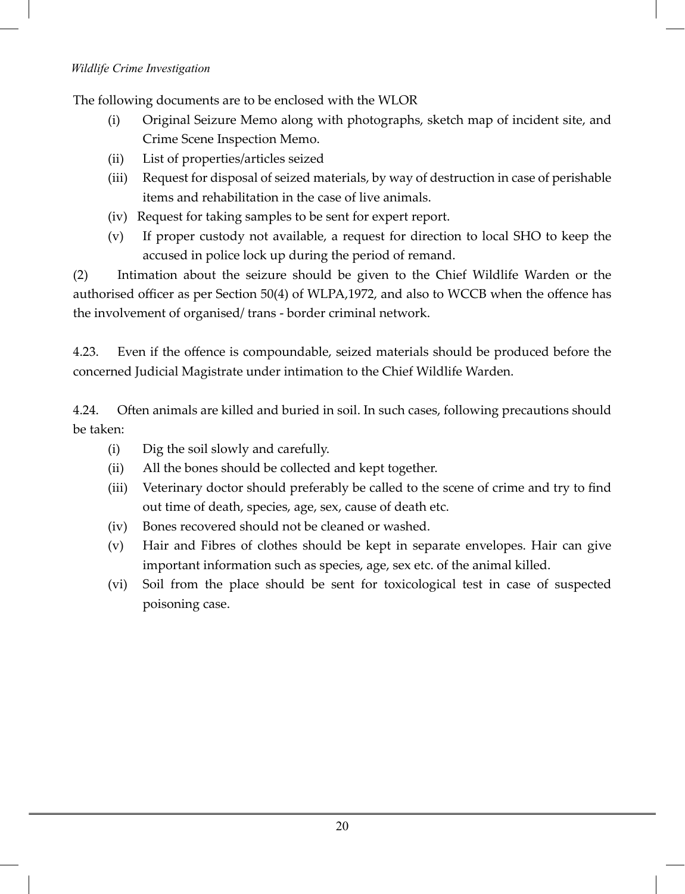The following documents are to be enclosed with the WLOR

(i) Original Seizure Memo along with photographs, sketch map of incident site, and Crime Scene Inspection Memo.

(ii) List of properties/articles seized

(iii) Request for disposal of seized materials, by way of destruction in case of perishable items and rehabilitation in the case of live animals.

(iv) Request for taking samples to be sent for expert report.

(v) If proper custody not available, a request for direction to local SHO to keep the accused in police lock up during the period of remand.

(2) Intimation about the seizure should be given to the Chief Wildlife Warden or the authorised officer as per Section 50(4) of WLPA,1972, and also to WCCB when the offence has the involvement of organised/ trans - border criminal network.

4.23. Even if the offence is compoundable, seized materials should be produced before the concerned Judicial Magistrate under intimation to the Chief Wildlife Warden.

4.24. Often animals are killed and buried in soil. In such cases, following precautions should be taken:

(i) Dig the soil slowly and carefully.

(ii) All the bones should be collected and kept together.

(iii) Veterinary doctor should preferably be called to the scene of crime and try to find out time of death, species, age, sex, cause of death etc.

(iv) Bones recovered should not be cleaned or washed.

(v) Hair and Fibres of clothes should be kept in separate envelopes. Hair can give important information such as species, age, sex etc. of the animal killed.

(vi) Soil from the place should be sent for toxicological test in case of suspected poisoning case.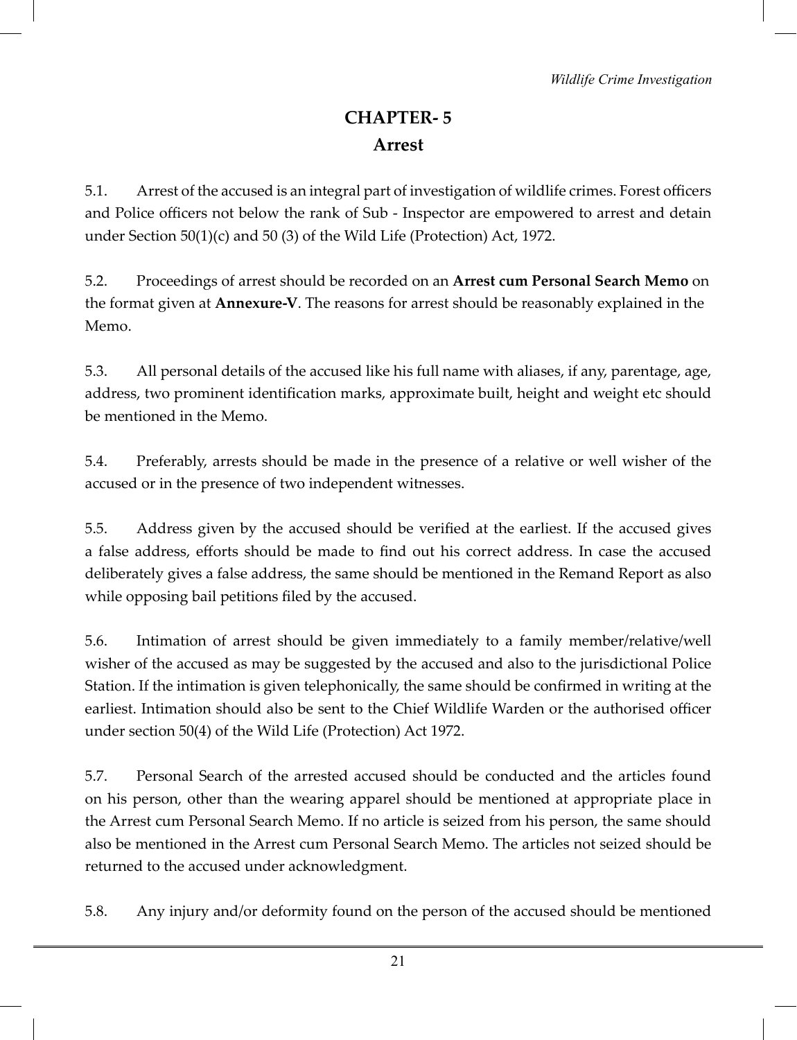# CHAPTER- 5

## Arrest

5.1. Arrest of the accused is an integral part of investigation of wildlife crimes. Forest officers and Police officers not below the rank of Sub - Inspector are empowered to arrest and detain under Section 50(1)(c) and 50 (3) of the Wild Life (Protection) Act, 1972.

5.2. Proceedings of arrest should be recorded on an **Arrest cum Personal Search Memo** on the format given at **Annexure-V**. The reasons for arrest should be reasonably explained in the Memo.

5.3. All personal details of the accused like his full name with aliases, if any, parentage, age, address, two prominent identification marks, approximate built, height and weight etc should be mentioned in the Memo.

5.4. Preferably, arrests should be made in the presence of a relative or well wisher of the accused or in the presence of two independent witnesses.

5.5. Address given by the accused should be verified at the earliest. If the accused gives a false address, efforts should be made to find out his correct address. In case the accused deliberately gives a false address, the same should be mentioned in the Remand Report as also while opposing bail petitions filed by the accused.

5.6. Intimation of arrest should be given immediately to a family member/relative/well wisher of the accused as may be suggested by the accused and also to the jurisdictional Police Station. If the intimation is given telephonically, the same should be confirmed in writing at the earliest. Intimation should also be sent to the Chief Wildlife Warden or the authorised officer under section 50(4) of the Wild Life (Protection) Act 1972.

5.7. Personal Search of the arrested accused should be conducted and the articles found on his person, other than the wearing apparel should be mentioned at appropriate place in the Arrest cum Personal Search Memo. If no article is seized from his person, the same should also be mentioned in the Arrest cum Personal Search Memo. The articles not seized should be returned to the accused under acknowledgment.

5.8. Any injury and/or deformity found on the person of the accused should be mentioned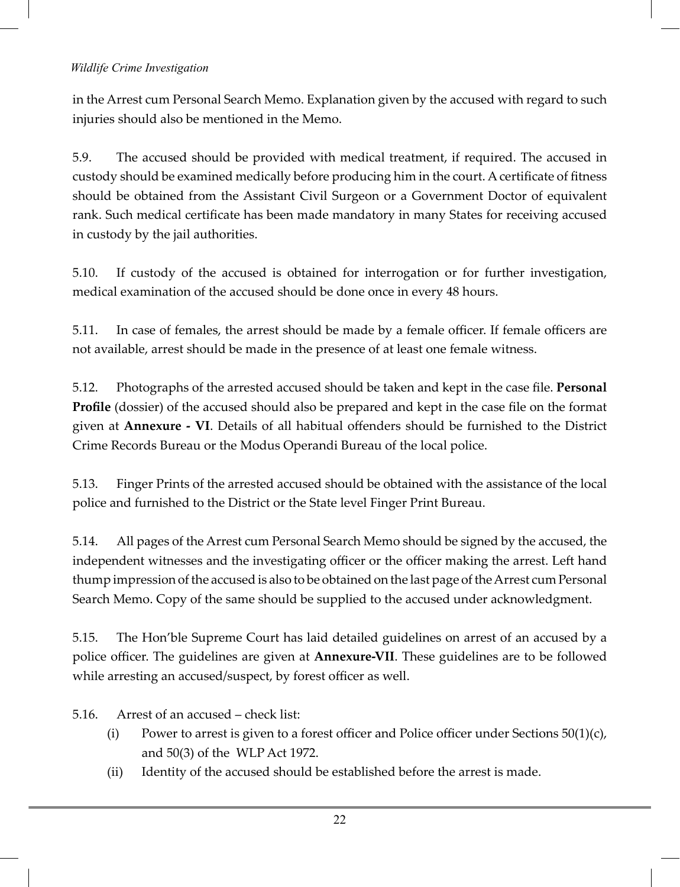in the Arrest cum Personal Search Memo. Explanation given by the accused with regard to such injuries should also be mentioned in the Memo.

5.9. The accused should be provided with medical treatment, if required. The accused in custody should be examined medically before producing him in the court. A certificate of fitness should be obtained from the Assistant Civil Surgeon or a Government Doctor of equivalent rank. Such medical certificate has been made mandatory in many States for receiving accused in custody by the jail authorities.

5.10. If custody of the accused is obtained for interrogation or for further investigation, medical examination of the accused should be done once in every 48 hours.

5.11. In case of females, the arrest should be made by a female officer. If female officers are not available, arrest should be made in the presence of at least one female witness.

5.12. Photographs of the arrested accused should be taken and kept in the case file. **Personal Profile** (dossier) of the accused should also be prepared and kept in the case file on the format given at **Annexure - VI**. Details of all habitual offenders should be furnished to the District Crime Records Bureau or the Modus Operandi Bureau of the local police.

5.13. Finger Prints of the arrested accused should be obtained with the assistance of the local police and furnished to the District or the State level Finger Print Bureau.

5.14. All pages of the Arrest cum Personal Search Memo should be signed by the accused, the independent witnesses and the investigating officer or the officer making the arrest. Left hand thump impression of the accused is also to be obtained on the last page of the Arrest cum Personal Search Memo. Copy of the same should be supplied to the accused under acknowledgment.

5.15. The Hon'ble Supreme Court has laid detailed guidelines on arrest of an accused by a police officer. The guidelines are given at **Annexure-VII**. These guidelines are to be followed while arresting an accused/suspect, by forest officer as well.

5.16. Arrest of an accused – check list:

(i) Power to arrest is given to a forest officer and Police officer under Sections 50(1)(c), and 50(3) of the WLP Act 1972.

(ii) Identity of the accused should be established before the arrest is made.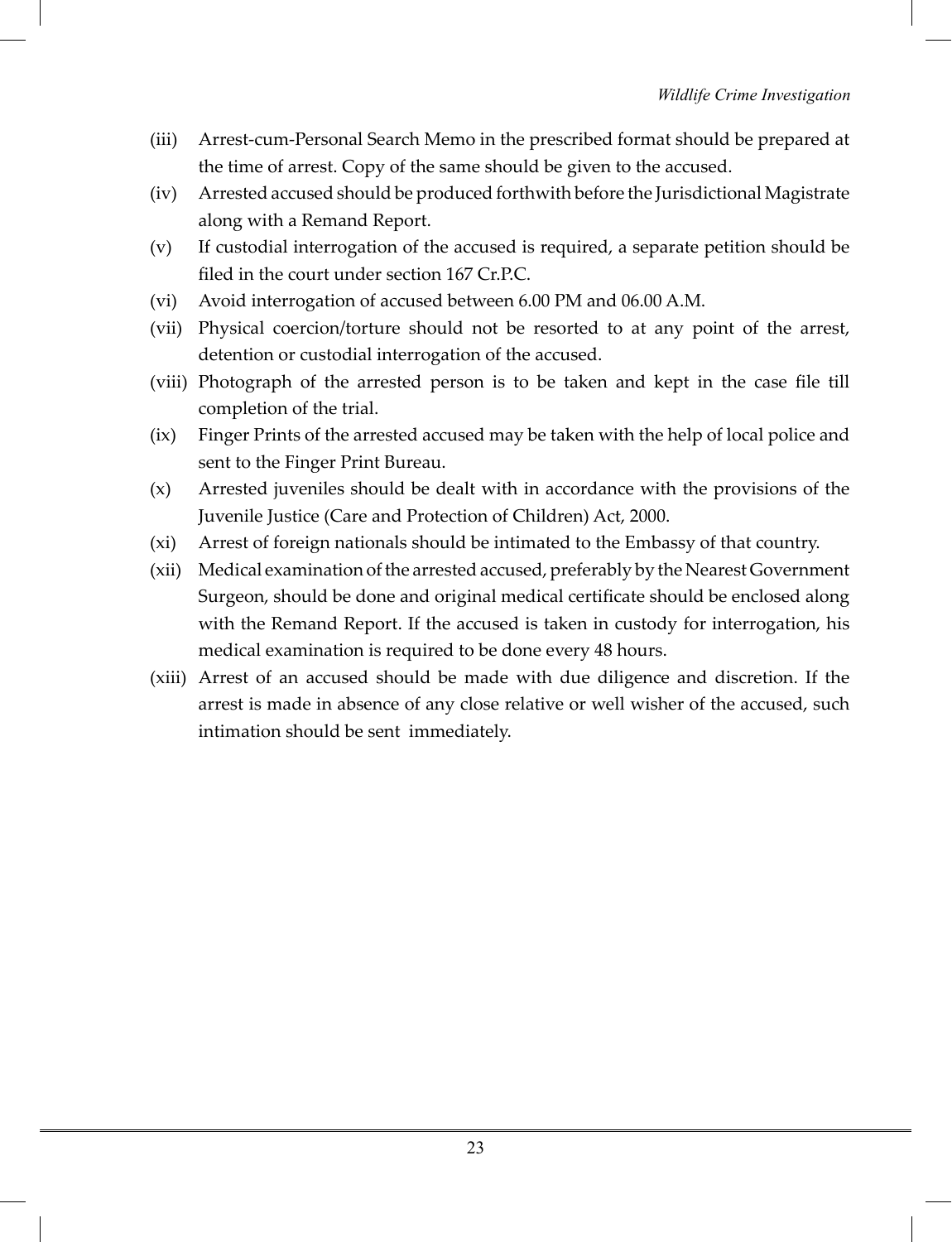(iii) Arrest-cum-Personal Search Memo in the prescribed format should be prepared at the time of arrest. Copy of the same should be given to the accused.

(iv) Arrested accused should be produced forthwith before the Jurisdictional Magistrate along with a Remand Report.

(v) If custodial interrogation of the accused is required, a separate petition should be filed in the court under section 167 Cr.P.C.

(vi) Avoid interrogation of accused between 6.00 PM and 06.00 A.M.

(vii) Physical coercion/torture should not be resorted to at any point of the arrest, detention or custodial interrogation of the accused.

(viii) Photograph of the arrested person is to be taken and kept in the case file till completion of the trial.

(ix) Finger Prints of the arrested accused may be taken with the help of local police and sent to the Finger Print Bureau.

(x) Arrested juveniles should be dealt with in accordance with the provisions of the Juvenile Justice (Care and Protection of Children) Act, 2000.

(xi) Arrest of foreign nationals should be intimated to the Embassy of that country.

(xii) Medical examination of the arrested accused, preferably by the Nearest Government Surgeon, should be done and original medical certificate should be enclosed along with the Remand Report. If the accused is taken in custody for interrogation, his medical examination is required to be done every 48 hours.

(xiii) Arrest of an accused should be made with due diligence and discretion. If the arrest is made in absence of any close relative or well wisher of the accused, such intimation should be sent immediately.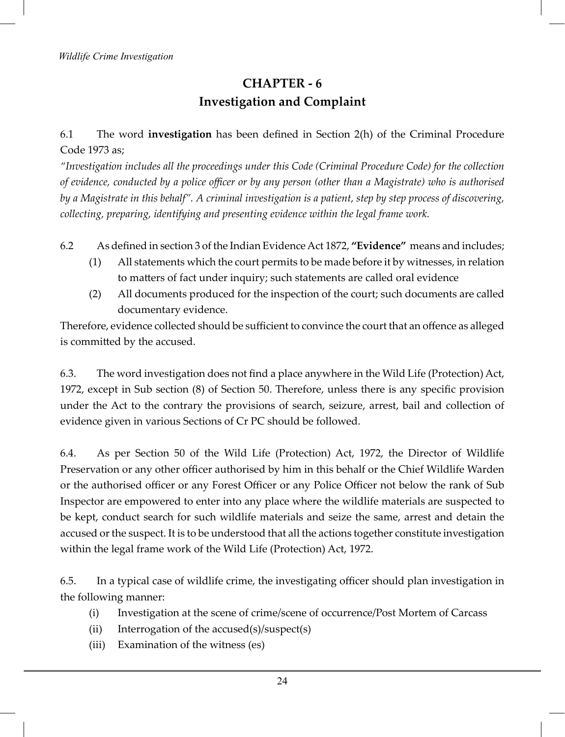# CHAPTER - 6
## Investigation and Complaint

6.1 The word **investigation** has been defined in Section 2(h) of the Criminal Procedure Code 1973 as;

*"Investigation includes all the proceedings under this Code (Criminal Procedure Code) for the collection of evidence, conducted by a police officer or by any person (other than a Magistrate) who is authorised by a Magistrate in this behalf". A criminal investigation is a patient, step by step process of discovering, collecting, preparing, identifying and presenting evidence within the legal frame work.*

6.2 As defined in section 3 of the Indian Evidence Act 1872, **"Evidence"** means and includes;

(1) All statements which the court permits to be made before it by witnesses, in relation to matters of fact under inquiry; such statements are called oral evidence

(2) All documents produced for the inspection of the court; such documents are called documentary evidence.

Therefore, evidence collected should be sufficient to convince the court that an offence as alleged is committed by the accused.

6.3. The word investigation does not find a place anywhere in the Wild Life (Protection) Act, 1972, except in Sub section (8) of Section 50. Therefore, unless there is any specific provision under the Act to the contrary the provisions of search, seizure, arrest, bail and collection of evidence given in various Sections of Cr PC should be followed.

6.4. As per Section 50 of the Wild Life (Protection) Act, 1972, the Director of Wildlife Preservation or any other officer authorised by him in this behalf or the Chief Wildlife Warden or the authorised officer or any Forest Officer or any Police Officer not below the rank of Sub Inspector are empowered to enter into any place where the wildlife materials are suspected to be kept, conduct search for such wildlife materials and seize the same, arrest and detain the accused or the suspect. It is to be understood that all the actions together constitute investigation within the legal frame work of the Wild Life (Protection) Act, 1972.

6.5. In a typical case of wildlife crime, the investigating officer should plan investigation in the following manner:

(i) Investigation at the scene of crime/scene of occurrence/Post Mortem of Carcass

(ii) Interrogation of the accused(s)/suspect(s)

(iii) Examination of the witness (es)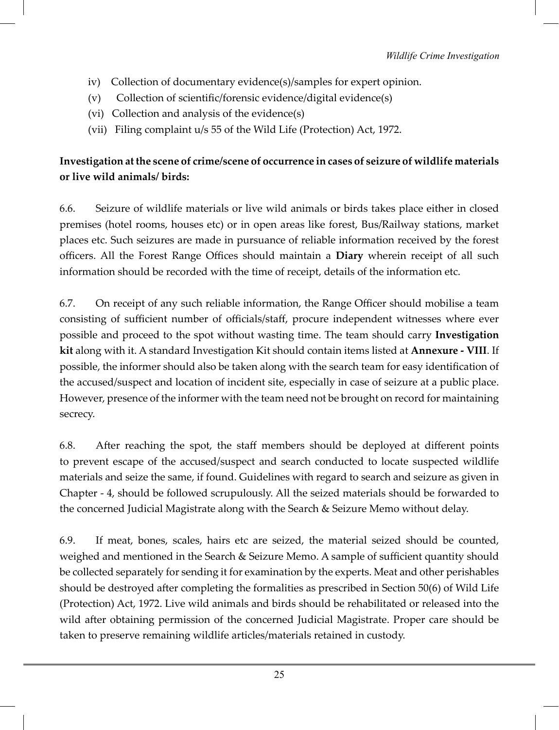iv) Collection of documentary evidence(s)/samples for expert opinion.

(v) Collection of scientific/forensic evidence/digital evidence(s)

(vi) Collection and analysis of the evidence(s)

(vii) Filing complaint u/s 55 of the Wild Life (Protection) Act, 1972.

**Investigation at the scene of crime/scene of occurrence in cases of seizure of wildlife materials or live wild animals/ birds:**

6.6. Seizure of wildlife materials or live wild animals or birds takes place either in closed premises (hotel rooms, houses etc) or in open areas like forest, Bus/Railway stations, market places etc. Such seizures are made in pursuance of reliable information received by the forest officers. All the Forest Range Offices should maintain a **Diary** wherein receipt of all such information should be recorded with the time of receipt, details of the information etc.

6.7. On receipt of any such reliable information, the Range Officer should mobilise a team consisting of sufficient number of officials/staff, procure independent witnesses where ever possible and proceed to the spot without wasting time. The team should carry **Investigation kit** along with it. A standard Investigation Kit should contain items listed at **Annexure - VIII**. If possible, the informer should also be taken along with the search team for easy identification of the accused/suspect and location of incident site, especially in case of seizure at a public place. However, presence of the informer with the team need not be brought on record for maintaining secrecy.

6.8. After reaching the spot, the staff members should be deployed at different points to prevent escape of the accused/suspect and search conducted to locate suspected wildlife materials and seize the same, if found. Guidelines with regard to search and seizure as given in Chapter - 4, should be followed scrupulously. All the seized materials should be forwarded to the concerned Judicial Magistrate along with the Search & Seizure Memo without delay.

6.9. If meat, bones, scales, hairs etc are seized, the material seized should be counted, weighed and mentioned in the Search & Seizure Memo. A sample of sufficient quantity should be collected separately for sending it for examination by the experts. Meat and other perishables should be destroyed after completing the formalities as prescribed in Section 50(6) of Wild Life (Protection) Act, 1972. Live wild animals and birds should be rehabilitated or released into the wild after obtaining permission of the concerned Judicial Magistrate. Proper care should be taken to preserve remaining wildlife articles/materials retained in custody.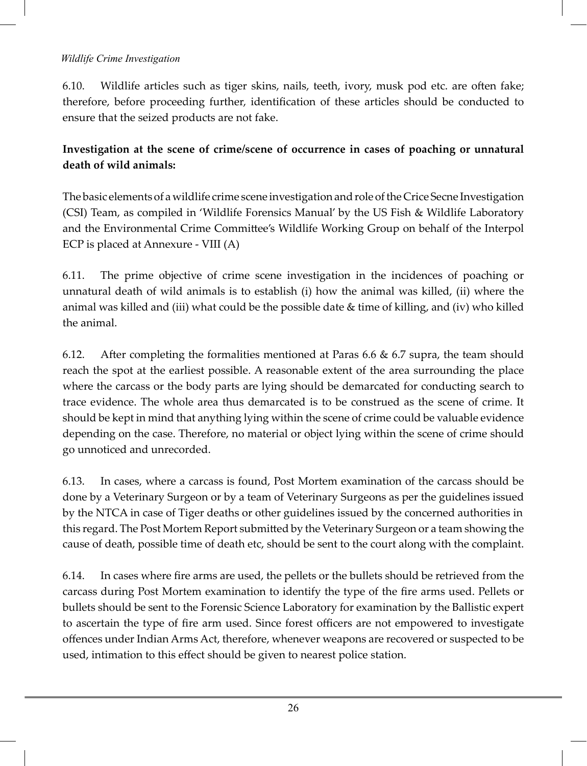6.10. Wildlife articles such as tiger skins, nails, teeth, ivory, musk pod etc. are often fake; therefore, before proceeding further, identification of these articles should be conducted to ensure that the seized products are not fake.

**Investigation at the scene of crime/scene of occurrence in cases of poaching or unnatural death of wild animals:**

The basic elements of a wildlife crime scene investigation and role of the Crice Secne Investigation (CSI) Team, as compiled in 'Wildlife Forensics Manual' by the US Fish & Wildlife Laboratory and the Environmental Crime Committee's Wildlife Working Group on behalf of the Interpol ECP is placed at Annexure - VIII (A)

6.11. The prime objective of crime scene investigation in the incidences of poaching or unnatural death of wild animals is to establish (i) how the animal was killed, (ii) where the animal was killed and (iii) what could be the possible date & time of killing, and (iv) who killed the animal.

6.12. After completing the formalities mentioned at Paras 6.6 & 6.7 supra, the team should reach the spot at the earliest possible. A reasonable extent of the area surrounding the place where the carcass or the body parts are lying should be demarcated for conducting search to trace evidence. The whole area thus demarcated is to be construed as the scene of crime. It should be kept in mind that anything lying within the scene of crime could be valuable evidence depending on the case. Therefore, no material or object lying within the scene of crime should go unnoticed and unrecorded.

6.13. In cases, where a carcass is found, Post Mortem examination of the carcass should be done by a Veterinary Surgeon or by a team of Veterinary Surgeons as per the guidelines issued by the NTCA in case of Tiger deaths or other guidelines issued by the concerned authorities in this regard. The Post Mortem Report submitted by the Veterinary Surgeon or a team showing the cause of death, possible time of death etc, should be sent to the court along with the complaint.

6.14. In cases where fire arms are used, the pellets or the bullets should be retrieved from the carcass during Post Mortem examination to identify the type of the fire arms used. Pellets or bullets should be sent to the Forensic Science Laboratory for examination by the Ballistic expert to ascertain the type of fire arm used. Since forest officers are not empowered to investigate offences under Indian Arms Act, therefore, whenever weapons are recovered or suspected to be used, intimation to this effect should be given to nearest police station.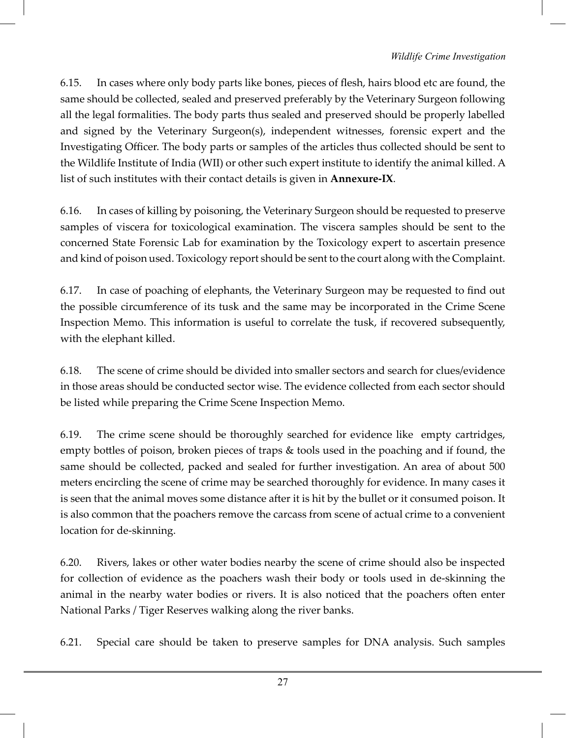6.15. In cases where only body parts like bones, pieces of flesh, hairs blood etc are found, the same should be collected, sealed and preserved preferably by the Veterinary Surgeon following all the legal formalities. The body parts thus sealed and preserved should be properly labelled and signed by the Veterinary Surgeon(s), independent witnesses, forensic expert and the Investigating Officer. The body parts or samples of the articles thus collected should be sent to the Wildlife Institute of India (WII) or other such expert institute to identify the animal killed. A list of such institutes with their contact details is given in **Annexure-IX**.

6.16. In cases of killing by poisoning, the Veterinary Surgeon should be requested to preserve samples of viscera for toxicological examination. The viscera samples should be sent to the concerned State Forensic Lab for examination by the Toxicology expert to ascertain presence and kind of poison used. Toxicology report should be sent to the court along with the Complaint.

6.17. In case of poaching of elephants, the Veterinary Surgeon may be requested to find out the possible circumference of its tusk and the same may be incorporated in the Crime Scene Inspection Memo. This information is useful to correlate the tusk, if recovered subsequently, with the elephant killed.

6.18. The scene of crime should be divided into smaller sectors and search for clues/evidence in those areas should be conducted sector wise. The evidence collected from each sector should be listed while preparing the Crime Scene Inspection Memo.

6.19. The crime scene should be thoroughly searched for evidence like empty cartridges, empty bottles of poison, broken pieces of traps & tools used in the poaching and if found, the same should be collected, packed and sealed for further investigation. An area of about 500 meters encircling the scene of crime may be searched thoroughly for evidence. In many cases it is seen that the animal moves some distance after it is hit by the bullet or it consumed poison. It is also common that the poachers remove the carcass from scene of actual crime to a convenient location for de-skinning.

6.20. Rivers, lakes or other water bodies nearby the scene of crime should also be inspected for collection of evidence as the poachers wash their body or tools used in de-skinning the animal in the nearby water bodies or rivers. It is also noticed that the poachers often enter National Parks / Tiger Reserves walking along the river banks.

6.21. Special care should be taken to preserve samples for DNA analysis. Such samples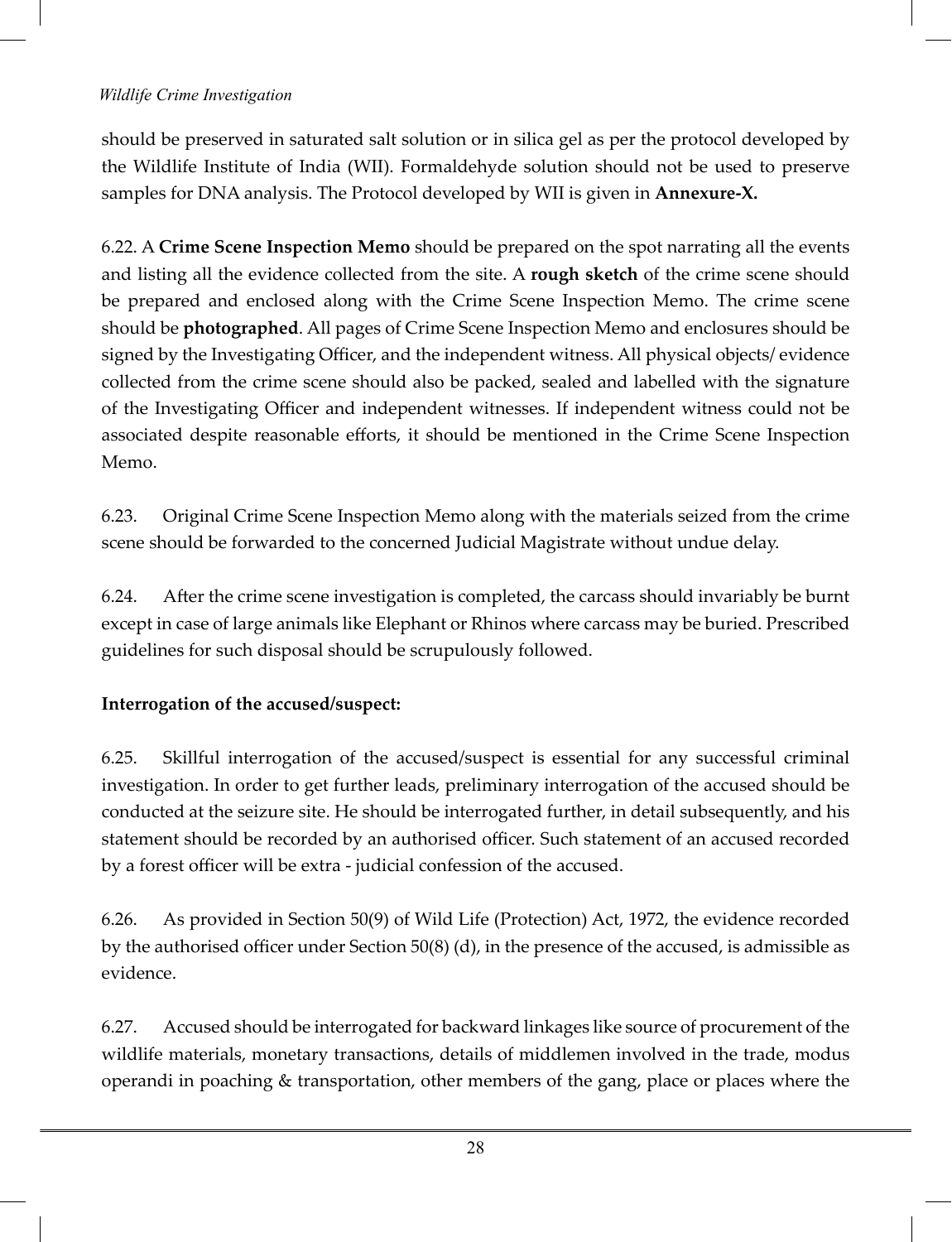should be preserved in saturated salt solution or in silica gel as per the protocol developed by the Wildlife Institute of India (WII). Formaldehyde solution should not be used to preserve samples for DNA analysis. The Protocol developed by WII is given in **Annexure-X.**

6.22. A **Crime Scene Inspection Memo** should be prepared on the spot narrating all the events and listing all the evidence collected from the site. A **rough sketch** of the crime scene should be prepared and enclosed along with the Crime Scene Inspection Memo. The crime scene should be **photographed**. All pages of Crime Scene Inspection Memo and enclosures should be signed by the Investigating Officer, and the independent witness. All physical objects/ evidence collected from the crime scene should also be packed, sealed and labelled with the signature of the Investigating Officer and independent witnesses. If independent witness could not be associated despite reasonable efforts, it should be mentioned in the Crime Scene Inspection Memo.

6.23. Original Crime Scene Inspection Memo along with the materials seized from the crime scene should be forwarded to the concerned Judicial Magistrate without undue delay.

6.24. After the crime scene investigation is completed, the carcass should invariably be burnt except in case of large animals like Elephant or Rhinos where carcass may be buried. Prescribed guidelines for such disposal should be scrupulously followed.

**Interrogation of the accused/suspect:**

6.25. Skillful interrogation of the accused/suspect is essential for any successful criminal investigation. In order to get further leads, preliminary interrogation of the accused should be conducted at the seizure site. He should be interrogated further, in detail subsequently, and his statement should be recorded by an authorised officer. Such statement of an accused recorded by a forest officer will be extra - judicial confession of the accused.

6.26. As provided in Section 50(9) of Wild Life (Protection) Act, 1972, the evidence recorded by the authorised officer under Section 50(8) (d), in the presence of the accused, is admissible as evidence.

6.27. Accused should be interrogated for backward linkages like source of procurement of the wildlife materials, monetary transactions, details of middlemen involved in the trade, modus operandi in poaching & transportation, other members of the gang, place or places where the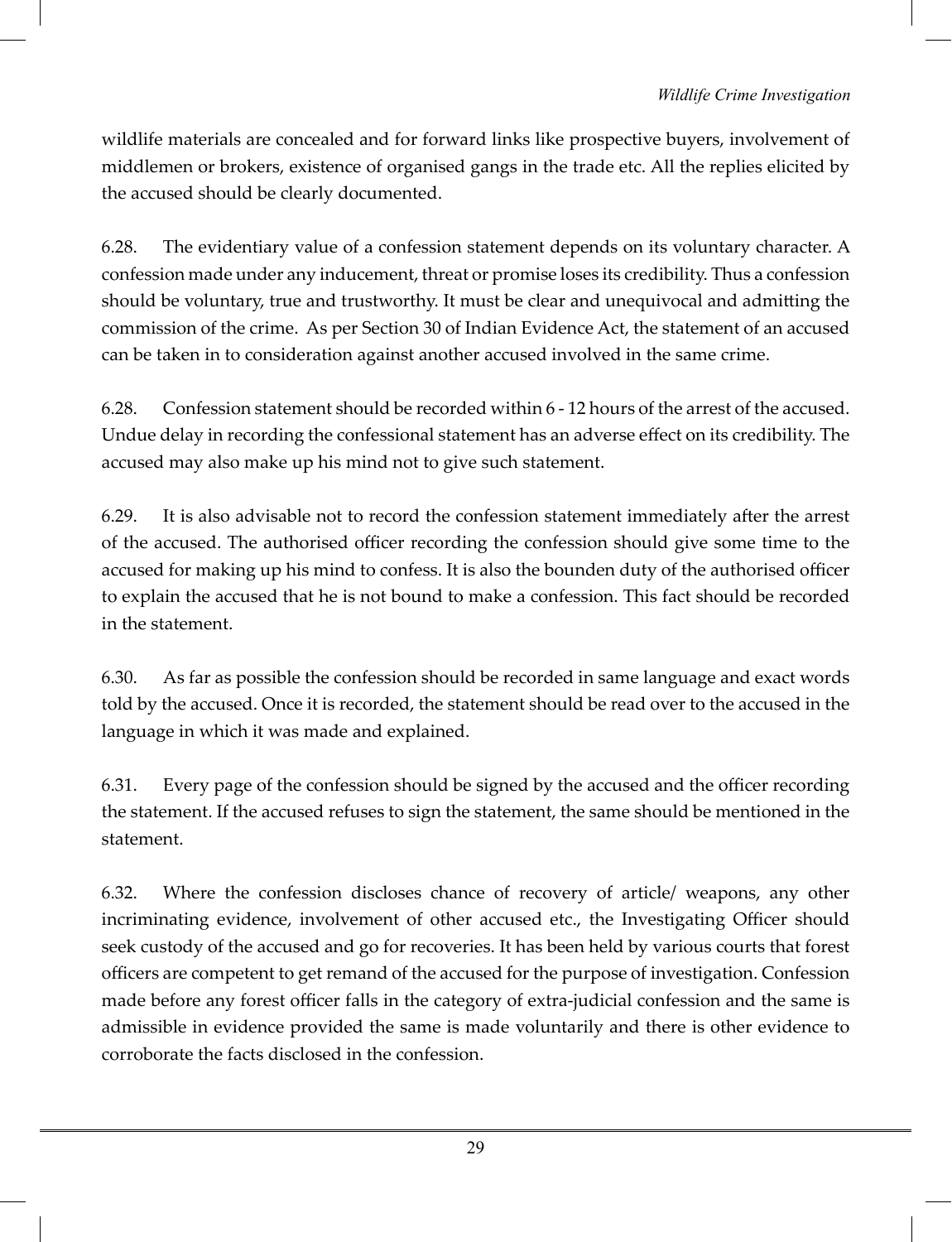wildlife materials are concealed and for forward links like prospective buyers, involvement of middlemen or brokers, existence of organised gangs in the trade etc. All the replies elicited by the accused should be clearly documented.

6.28. The evidentiary value of a confession statement depends on its voluntary character. A confession made under any inducement, threat or promise loses its credibility. Thus a confession should be voluntary, true and trustworthy. It must be clear and unequivocal and admitting the commission of the crime. As per Section 30 of Indian Evidence Act, the statement of an accused can be taken in to consideration against another accused involved in the same crime.

6.28. Confession statement should be recorded within 6 - 12 hours of the arrest of the accused. Undue delay in recording the confessional statement has an adverse effect on its credibility. The accused may also make up his mind not to give such statement.

6.29. It is also advisable not to record the confession statement immediately after the arrest of the accused. The authorised officer recording the confession should give some time to the accused for making up his mind to confess. It is also the bounden duty of the authorised officer to explain the accused that he is not bound to make a confession. This fact should be recorded in the statement.

6.30. As far as possible the confession should be recorded in same language and exact words told by the accused. Once it is recorded, the statement should be read over to the accused in the language in which it was made and explained.

6.31. Every page of the confession should be signed by the accused and the officer recording the statement. If the accused refuses to sign the statement, the same should be mentioned in the statement.

6.32. Where the confession discloses chance of recovery of article/ weapons, any other incriminating evidence, involvement of other accused etc., the Investigating Officer should seek custody of the accused and go for recoveries. It has been held by various courts that forest officers are competent to get remand of the accused for the purpose of investigation. Confession made before any forest officer falls in the category of extra-judicial confession and the same is admissible in evidence provided the same is made voluntarily and there is other evidence to corroborate the facts disclosed in the confession.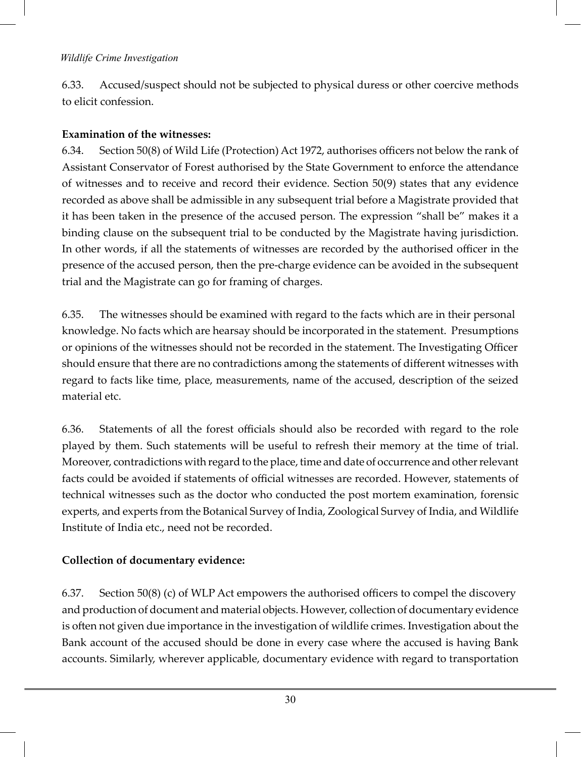6.33. Accused/suspect should not be subjected to physical duress or other coercive methods to elicit confession.

**Examination of the witnesses:**

6.34. Section 50(8) of Wild Life (Protection) Act 1972, authorises officers not below the rank of Assistant Conservator of Forest authorised by the State Government to enforce the attendance of witnesses and to receive and record their evidence. Section 50(9) states that any evidence recorded as above shall be admissible in any subsequent trial before a Magistrate provided that it has been taken in the presence of the accused person. The expression "shall be" makes it a binding clause on the subsequent trial to be conducted by the Magistrate having jurisdiction. In other words, if all the statements of witnesses are recorded by the authorised officer in the presence of the accused person, then the pre-charge evidence can be avoided in the subsequent trial and the Magistrate can go for framing of charges.

6.35. The witnesses should be examined with regard to the facts which are in their personal knowledge. No facts which are hearsay should be incorporated in the statement. Presumptions or opinions of the witnesses should not be recorded in the statement. The Investigating Officer should ensure that there are no contradictions among the statements of different witnesses with regard to facts like time, place, measurements, name of the accused, description of the seized material etc.

6.36. Statements of all the forest officials should also be recorded with regard to the role played by them. Such statements will be useful to refresh their memory at the time of trial. Moreover, contradictions with regard to the place, time and date of occurrence and other relevant facts could be avoided if statements of official witnesses are recorded. However, statements of technical witnesses such as the doctor who conducted the post mortem examination, forensic experts, and experts from the Botanical Survey of India, Zoological Survey of India, and Wildlife Institute of India etc., need not be recorded.

**Collection of documentary evidence:**

6.37. Section 50(8) (c) of WLP Act empowers the authorised officers to compel the discovery and production of document and material objects. However, collection of documentary evidence is often not given due importance in the investigation of wildlife crimes. Investigation about the Bank account of the accused should be done in every case where the accused is having Bank accounts. Similarly, wherever applicable, documentary evidence with regard to transportation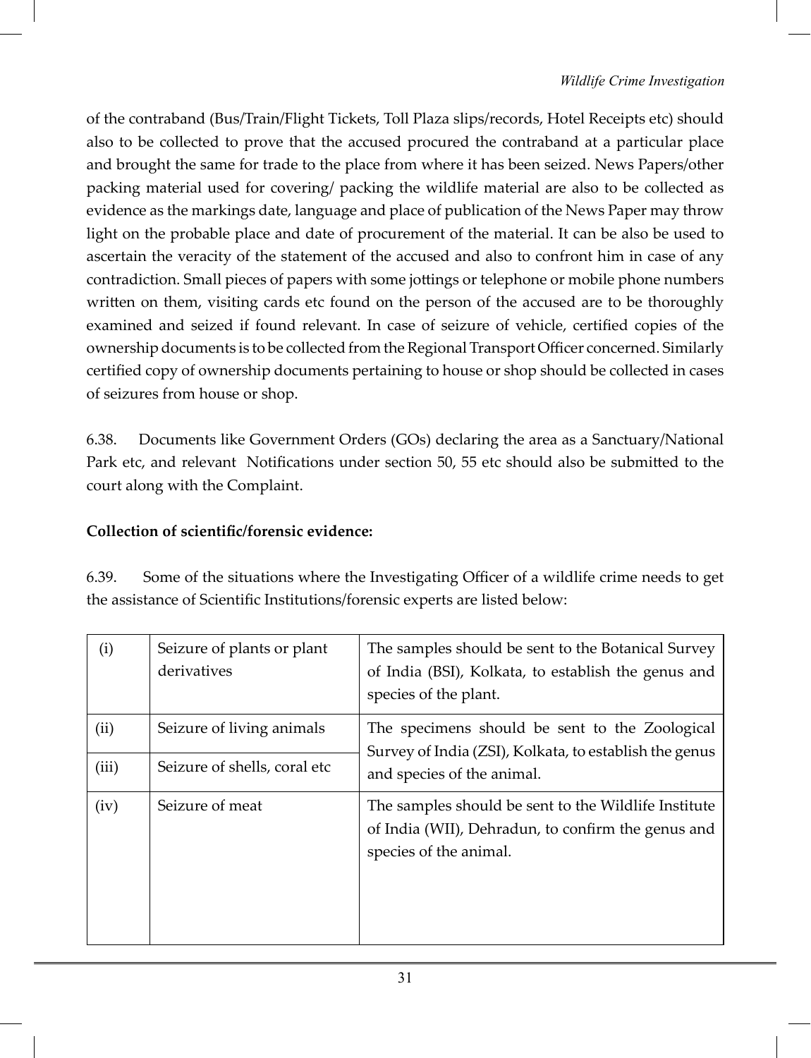of the contraband (Bus/Train/Flight Tickets, Toll Plaza slips/records, Hotel Receipts etc) should also to be collected to prove that the accused procured the contraband at a particular place and brought the same for trade to the place from where it has been seized. News Papers/other packing material used for covering/ packing the wildlife material are also to be collected as evidence as the markings date, language and place of publication of the News Paper may throw light on the probable place and date of procurement of the material. It can be also be used to ascertain the veracity of the statement of the accused and also to confront him in case of any contradiction. Small pieces of papers with some jottings or telephone or mobile phone numbers written on them, visiting cards etc found on the person of the accused are to be thoroughly examined and seized if found relevant. In case of seizure of vehicle, certified copies of the ownership documents is to be collected from the Regional Transport Officer concerned. Similarly certified copy of ownership documents pertaining to house or shop should be collected in cases of seizures from house or shop.

6.38. Documents like Government Orders (GOs) declaring the area as a Sanctuary/National Park etc, and relevant Notifications under section 50, 55 etc should also be submitted to the court along with the Complaint.

**Collection of scientific/forensic evidence:**

6.39. Some of the situations where the Investigating Officer of a wildlife crime needs to get the assistance of Scientific Institutions/forensic experts are listed below:

| | | |
|---|---|---|
| (i) | Seizure of plants or plant derivatives | The samples should be sent to the Botanical Survey of India (BSI), Kolkata, to establish the genus and species of the plant. |
| (ii) | Seizure of living animals | The specimens should be sent to the Zoological Survey of India (ZSI), Kolkata, to establish the genus and species of the animal. |
| (iii) | Seizure of shells, coral etc | |
| (iv) | Seizure of meat | The samples should be sent to the Wildlife Institute of India (WII), Dehradun, to confirm the genus and species of the animal. |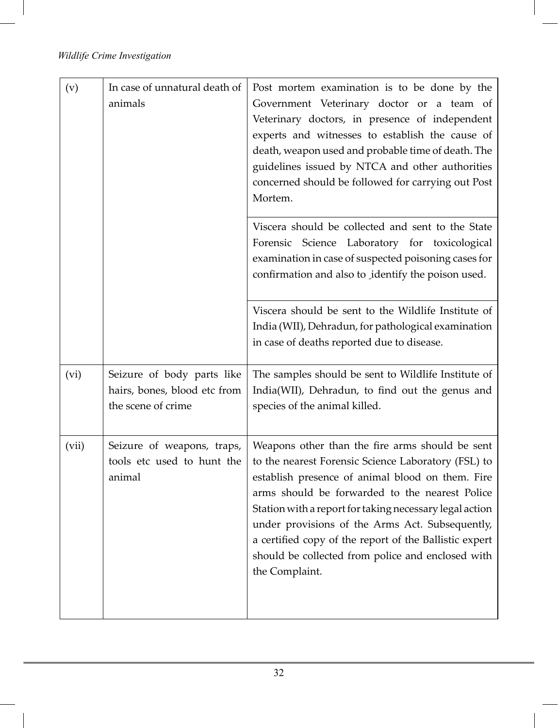| (v) | In case of unnatural death of animals | Post mortem examination is to be done by the Government Veterinary doctor or a team of Veterinary doctors, in presence of independent experts and witnesses to establish the cause of death, weapon used and probable time of death. The guidelines issued by NTCA and other authorities concerned should be followed for carrying out Post Mortem. |
|---|---|---|
| | | Viscera should be collected and sent to the State Forensic Science Laboratory for toxicological examination in case of suspected poisoning cases for confirmation and also to identify the poison used. |
| | | Viscera should be sent to the Wildlife Institute of India (WII), Dehradun, for pathological examination in case of deaths reported due to disease. |
| (vi) | Seizure of body parts like hairs, bones, blood etc from the scene of crime | The samples should be sent to Wildlife Institute of India(WII), Dehradun, to find out the genus and species of the animal killed. |
| (vii) | Seizure of weapons, traps, tools etc used to hunt the animal | Weapons other than the fire arms should be sent to the nearest Forensic Science Laboratory (FSL) to establish presence of animal blood on them. Fire arms should be forwarded to the nearest Police Station with a report for taking necessary legal action under provisions of the Arms Act. Subsequently, a certified copy of the report of the Ballistic expert should be collected from police and enclosed with the Complaint. |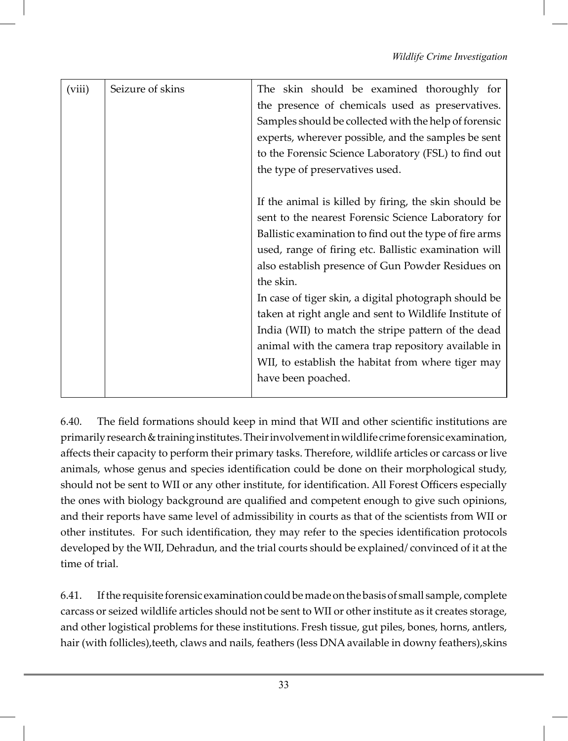| (viii) | Seizure of skins | The skin should be examined thoroughly for the presence of chemicals used as preservatives. Samples should be collected with the help of forensic experts, wherever possible, and the samples be sent to the Forensic Science Laboratory (FSL) to find out the type of preservatives used.<br><br>If the animal is killed by firing, the skin should be sent to the nearest Forensic Science Laboratory for Ballistic examination to find out the type of fire arms used, range of firing etc. Ballistic examination will also establish presence of Gun Powder Residues on the skin.<br>In case of tiger skin, a digital photograph should be taken at right angle and sent to Wildlife Institute of India (WII) to match the stripe pattern of the dead animal with the camera trap repository available in WII, to establish the habitat from where tiger may have been poached. |
|---|---|---|

6.40. The field formations should keep in mind that WII and other scientific institutions are primarily research & training institutes. Their involvement in wildlife crime forensic examination, affects their capacity to perform their primary tasks. Therefore, wildlife articles or carcass or live animals, whose genus and species identification could be done on their morphological study, should not be sent to WII or any other institute, for identification. All Forest Officers especially the ones with biology background are qualified and competent enough to give such opinions, and their reports have same level of admissibility in courts as that of the scientists from WII or other institutes. For such identification, they may refer to the species identification protocols developed by the WII, Dehradun, and the trial courts should be explained/ convinced of it at the time of trial.

6.41. If the requisite forensic examination could be made on the basis of small sample, complete carcass or seized wildlife articles should not be sent to WII or other institute as it creates storage, and other logistical problems for these institutions. Fresh tissue, gut piles, bones, horns, antlers, hair (with follicles),teeth, claws and nails, feathers (less DNA available in downy feathers),skins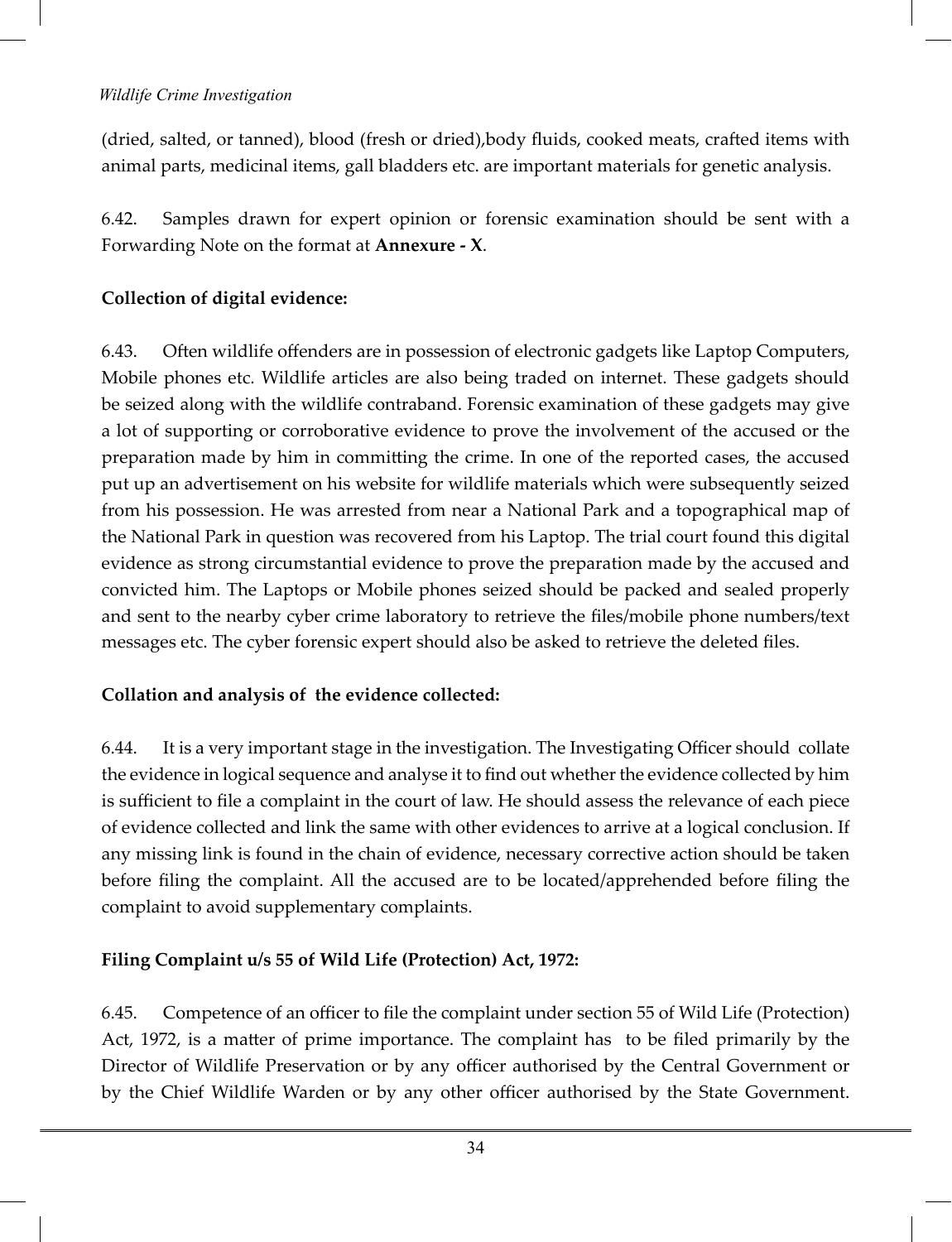(dried, salted, or tanned), blood (fresh or dried),body fluids, cooked meats, crafted items with animal parts, medicinal items, gall bladders etc. are important materials for genetic analysis.

6.42. Samples drawn for expert opinion or forensic examination should be sent with a Forwarding Note on the format at **Annexure - X**.

**Collection of digital evidence:**

6.43. Often wildlife offenders are in possession of electronic gadgets like Laptop Computers, Mobile phones etc. Wildlife articles are also being traded on internet. These gadgets should be seized along with the wildlife contraband. Forensic examination of these gadgets may give a lot of supporting or corroborative evidence to prove the involvement of the accused or the preparation made by him in committing the crime. In one of the reported cases, the accused put up an advertisement on his website for wildlife materials which were subsequently seized from his possession. He was arrested from near a National Park and a topographical map of the National Park in question was recovered from his Laptop. The trial court found this digital evidence as strong circumstantial evidence to prove the preparation made by the accused and convicted him. The Laptops or Mobile phones seized should be packed and sealed properly and sent to the nearby cyber crime laboratory to retrieve the files/mobile phone numbers/text messages etc. The cyber forensic expert should also be asked to retrieve the deleted files.

**Collation and analysis of the evidence collected:**

6.44. It is a very important stage in the investigation. The Investigating Officer should collate the evidence in logical sequence and analyse it to find out whether the evidence collected by him is sufficient to file a complaint in the court of law. He should assess the relevance of each piece of evidence collected and link the same with other evidences to arrive at a logical conclusion. If any missing link is found in the chain of evidence, necessary corrective action should be taken before filing the complaint. All the accused are to be located/apprehended before filing the complaint to avoid supplementary complaints.

**Filing Complaint u/s 55 of Wild Life (Protection) Act, 1972:**

6.45. Competence of an officer to file the complaint under section 55 of Wild Life (Protection) Act, 1972, is a matter of prime importance. The complaint has to be filed primarily by the Director of Wildlife Preservation or by any officer authorised by the Central Government or by the Chief Wildlife Warden or by any other officer authorised by the State Government.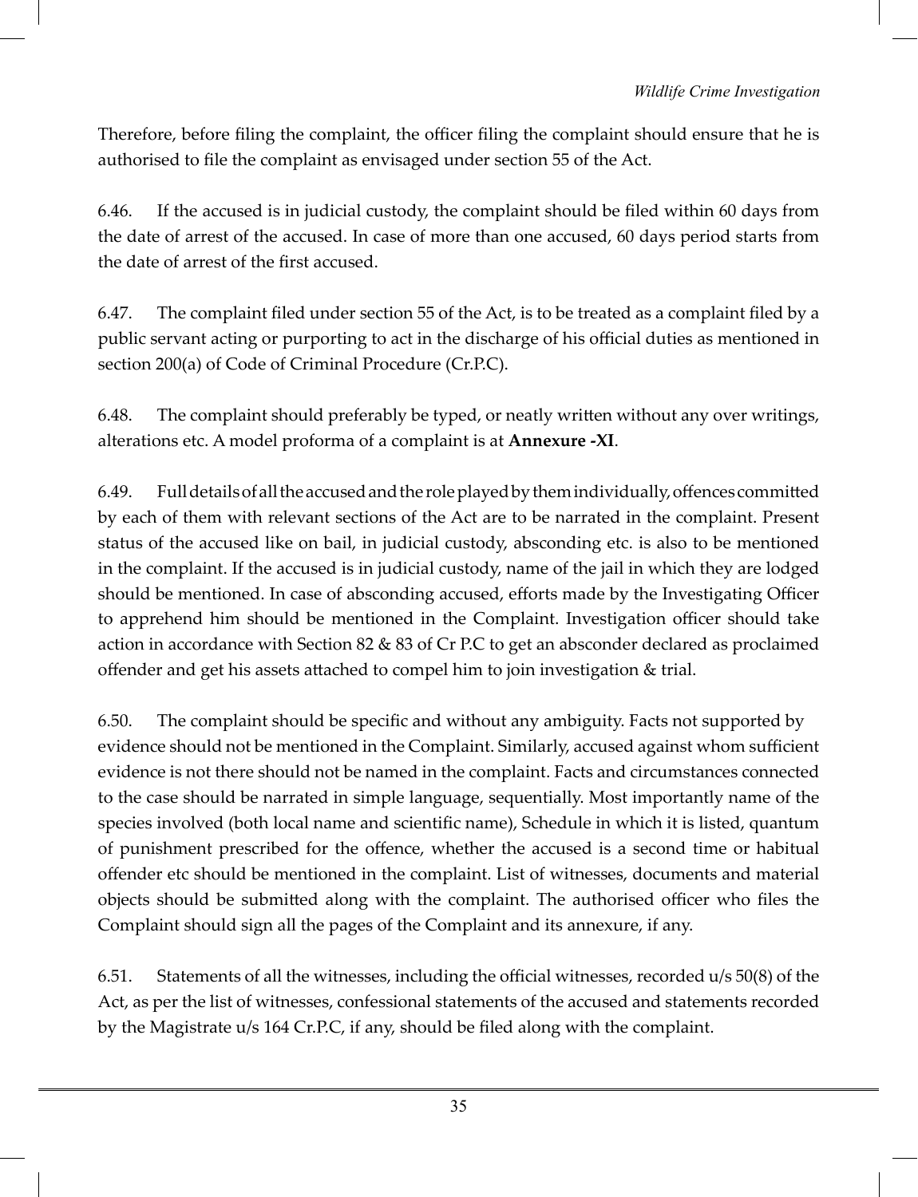Therefore, before filing the complaint, the officer filing the complaint should ensure that he is authorised to file the complaint as envisaged under section 55 of the Act.

6.46. If the accused is in judicial custody, the complaint should be filed within 60 days from the date of arrest of the accused. In case of more than one accused, 60 days period starts from the date of arrest of the first accused.

6.47. The complaint filed under section 55 of the Act, is to be treated as a complaint filed by a public servant acting or purporting to act in the discharge of his official duties as mentioned in section 200(a) of Code of Criminal Procedure (Cr.P.C).

6.48. The complaint should preferably be typed, or neatly written without any over writings, alterations etc. A model proforma of a complaint is at **Annexure -XI**.

6.49. Full details of all the accused and the role played by them individually, offences committed by each of them with relevant sections of the Act are to be narrated in the complaint. Present status of the accused like on bail, in judicial custody, absconding etc. is also to be mentioned in the complaint. If the accused is in judicial custody, name of the jail in which they are lodged should be mentioned. In case of absconding accused, efforts made by the Investigating Officer to apprehend him should be mentioned in the Complaint. Investigation officer should take action in accordance with Section 82 & 83 of Cr P.C to get an absconder declared as proclaimed offender and get his assets attached to compel him to join investigation & trial.

6.50. The complaint should be specific and without any ambiguity. Facts not supported by evidence should not be mentioned in the Complaint. Similarly, accused against whom sufficient evidence is not there should not be named in the complaint. Facts and circumstances connected to the case should be narrated in simple language, sequentially. Most importantly name of the species involved (both local name and scientific name), Schedule in which it is listed, quantum of punishment prescribed for the offence, whether the accused is a second time or habitual offender etc should be mentioned in the complaint. List of witnesses, documents and material objects should be submitted along with the complaint. The authorised officer who files the Complaint should sign all the pages of the Complaint and its annexure, if any.

6.51. Statements of all the witnesses, including the official witnesses, recorded u/s 50(8) of the Act, as per the list of witnesses, confessional statements of the accused and statements recorded by the Magistrate u/s 164 Cr.P.C, if any, should be filed along with the complaint.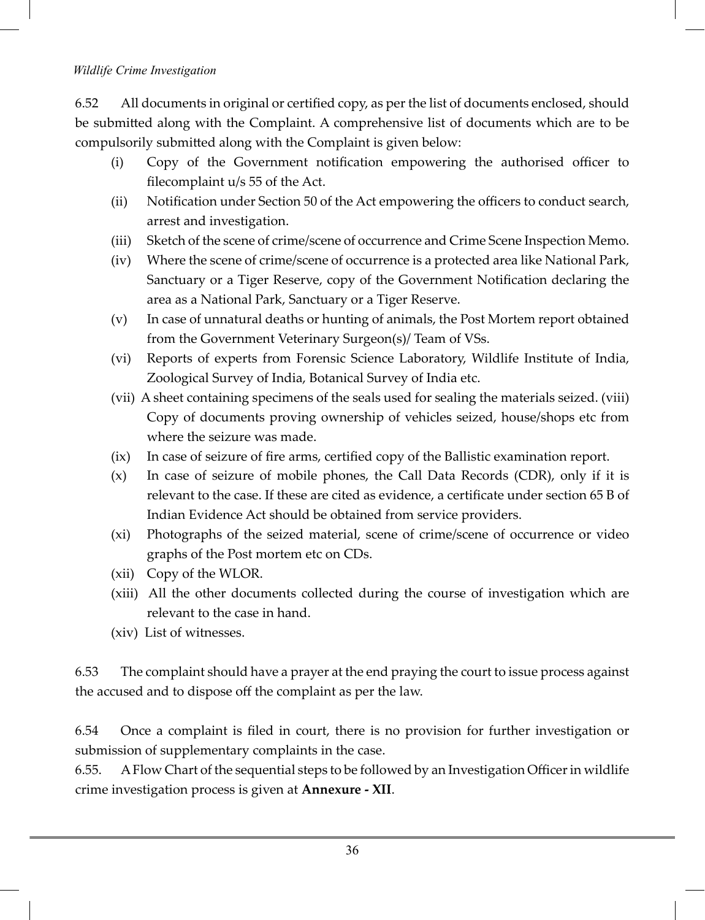6.52 All documents in original or certified copy, as per the list of documents enclosed, should be submitted along with the Complaint. A comprehensive list of documents which are to be compulsorily submitted along with the Complaint is given below:

(i) Copy of the Government notification empowering the authorised officer to filecomplaint u/s 55 of the Act.

(ii) Notification under Section 50 of the Act empowering the officers to conduct search, arrest and investigation.

(iii) Sketch of the scene of crime/scene of occurrence and Crime Scene Inspection Memo.

(iv) Where the scene of crime/scene of occurrence is a protected area like National Park, Sanctuary or a Tiger Reserve, copy of the Government Notification declaring the area as a National Park, Sanctuary or a Tiger Reserve.

(v) In case of unnatural deaths or hunting of animals, the Post Mortem report obtained from the Government Veterinary Surgeon(s)/ Team of VSs.

(vi) Reports of experts from Forensic Science Laboratory, Wildlife Institute of India, Zoological Survey of India, Botanical Survey of India etc.

(vii) A sheet containing specimens of the seals used for sealing the materials seized. (viii) Copy of documents proving ownership of vehicles seized, house/shops etc from where the seizure was made.

(ix) In case of seizure of fire arms, certified copy of the Ballistic examination report.

(x) In case of seizure of mobile phones, the Call Data Records (CDR), only if it is relevant to the case. If these are cited as evidence, a certificate under section 65 B of Indian Evidence Act should be obtained from service providers.

(xi) Photographs of the seized material, scene of crime/scene of occurrence or video graphs of the Post mortem etc on CDs.

(xii) Copy of the WLOR.

(xiii) All the other documents collected during the course of investigation which are relevant to the case in hand.

(xiv) List of witnesses.

6.53 The complaint should have a prayer at the end praying the court to issue process against the accused and to dispose off the complaint as per the law.

6.54 Once a complaint is filed in court, there is no provision for further investigation or submission of supplementary complaints in the case.

6.55. A Flow Chart of the sequential steps to be followed by an Investigation Officer in wildlife crime investigation process is given at **Annexure - XII**.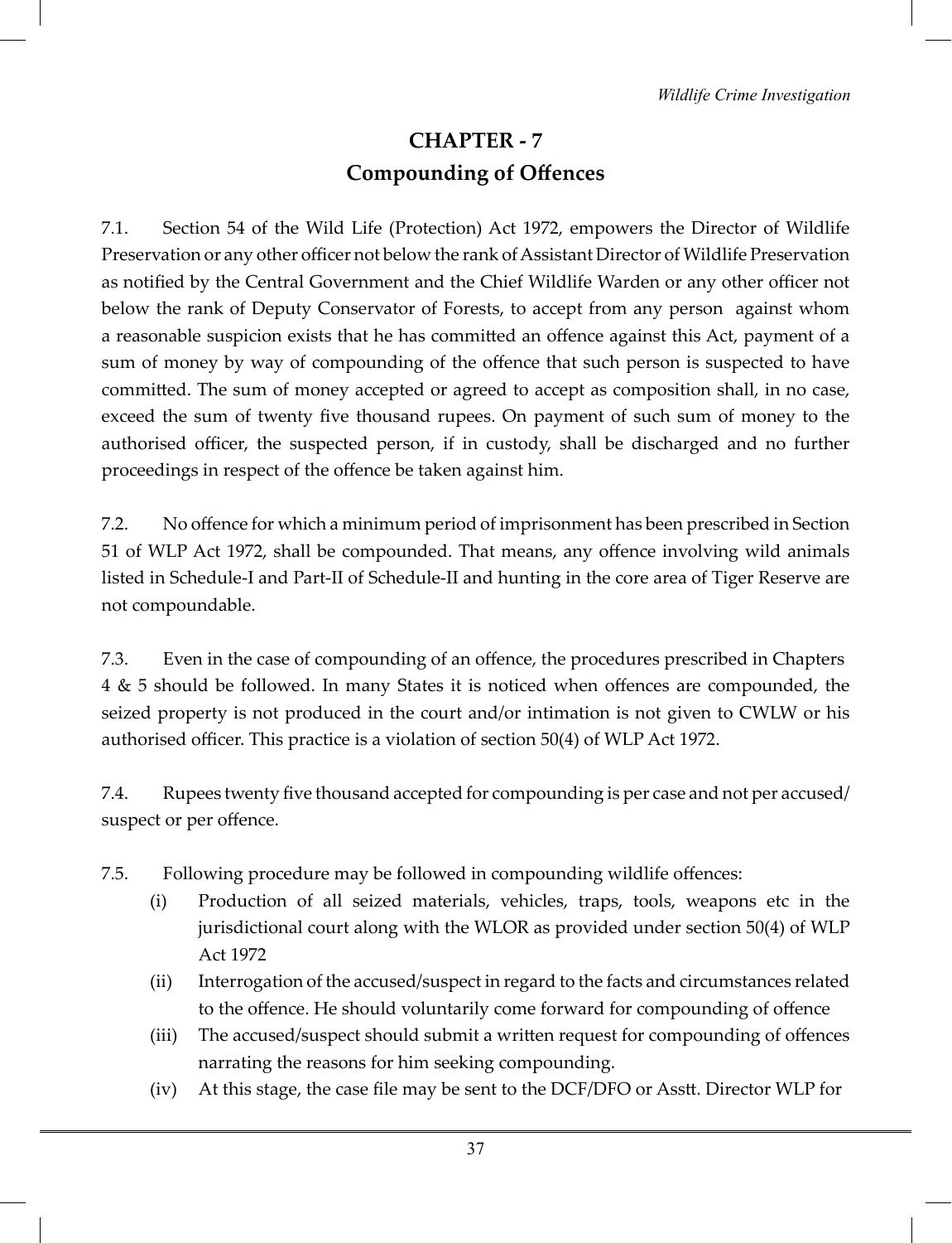# CHAPTER - 7
## Compounding of Offences

7.1. Section 54 of the Wild Life (Protection) Act 1972, empowers the Director of Wildlife Preservation or any other officer not below the rank of Assistant Director of Wildlife Preservation as notified by the Central Government and the Chief Wildlife Warden or any other officer not below the rank of Deputy Conservator of Forests, to accept from any person against whom a reasonable suspicion exists that he has committed an offence against this Act, payment of a sum of money by way of compounding of the offence that such person is suspected to have committed. The sum of money accepted or agreed to accept as composition shall, in no case, exceed the sum of twenty five thousand rupees. On payment of such sum of money to the authorised officer, the suspected person, if in custody, shall be discharged and no further proceedings in respect of the offence be taken against him.

7.2. No offence for which a minimum period of imprisonment has been prescribed in Section 51 of WLP Act 1972, shall be compounded. That means, any offence involving wild animals listed in Schedule-I and Part-II of Schedule-II and hunting in the core area of Tiger Reserve are not compoundable.

7.3. Even in the case of compounding of an offence, the procedures prescribed in Chapters 4 & 5 should be followed. In many States it is noticed when offences are compounded, the seized property is not produced in the court and/or intimation is not given to CWLW or his authorised officer. This practice is a violation of section 50(4) of WLP Act 1972.

7.4. Rupees twenty five thousand accepted for compounding is per case and not per accused/ suspect or per offence.

7.5. Following procedure may be followed in compounding wildlife offences:

(i) Production of all seized materials, vehicles, traps, tools, weapons etc in the jurisdictional court along with the WLOR as provided under section 50(4) of WLP Act 1972

(ii) Interrogation of the accused/suspect in regard to the facts and circumstances related to the offence. He should voluntarily come forward for compounding of offence

(iii) The accused/suspect should submit a written request for compounding of offences narrating the reasons for him seeking compounding.

(iv) At this stage, the case file may be sent to the DCF/DFO or Asstt. Director WLP for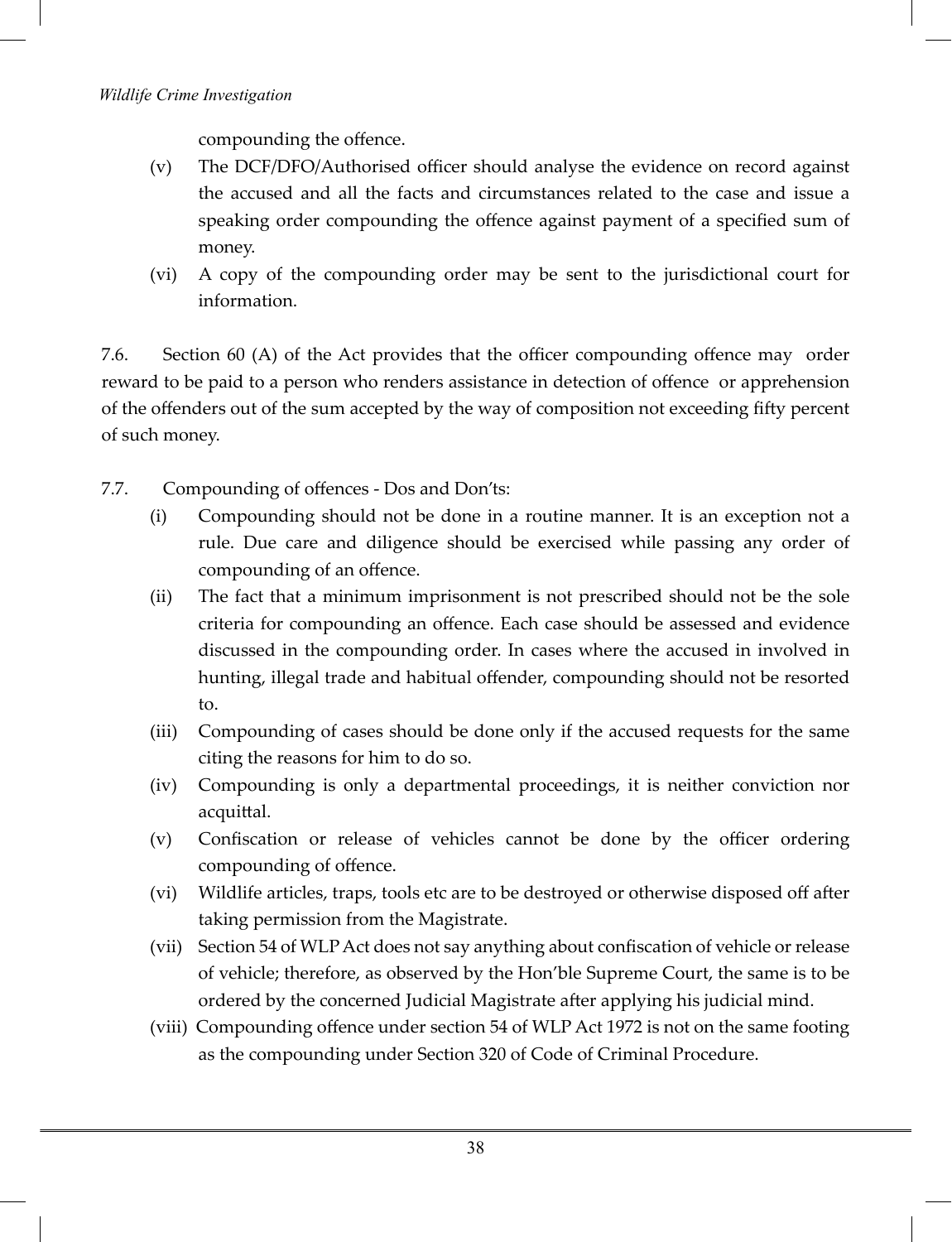compounding the offence.

(v) The DCF/DFO/Authorised officer should analyse the evidence on record against the accused and all the facts and circumstances related to the case and issue a speaking order compounding the offence against payment of a specified sum of money.

(vi) A copy of the compounding order may be sent to the jurisdictional court for information.

7.6. Section 60 (A) of the Act provides that the officer compounding offence may order reward to be paid to a person who renders assistance in detection of offence or apprehension of the offenders out of the sum accepted by the way of composition not exceeding fifty percent of such money.

7.7. Compounding of offences - Dos and Don'ts:

(i) Compounding should not be done in a routine manner. It is an exception not a rule. Due care and diligence should be exercised while passing any order of compounding of an offence.

(ii) The fact that a minimum imprisonment is not prescribed should not be the sole criteria for compounding an offence. Each case should be assessed and evidence discussed in the compounding order. In cases where the accused in involved in hunting, illegal trade and habitual offender, compounding should not be resorted to.

(iii) Compounding of cases should be done only if the accused requests for the same citing the reasons for him to do so.

(iv) Compounding is only a departmental proceedings, it is neither conviction nor acquittal.

(v) Confiscation or release of vehicles cannot be done by the officer ordering compounding of offence.

(vi) Wildlife articles, traps, tools etc are to be destroyed or otherwise disposed off after taking permission from the Magistrate.

(vii) Section 54 of WLP Act does not say anything about confiscation of vehicle or release of vehicle; therefore, as observed by the Hon'ble Supreme Court, the same is to be ordered by the concerned Judicial Magistrate after applying his judicial mind.

(viii) Compounding offence under section 54 of WLP Act 1972 is not on the same footing as the compounding under Section 320 of Code of Criminal Procedure.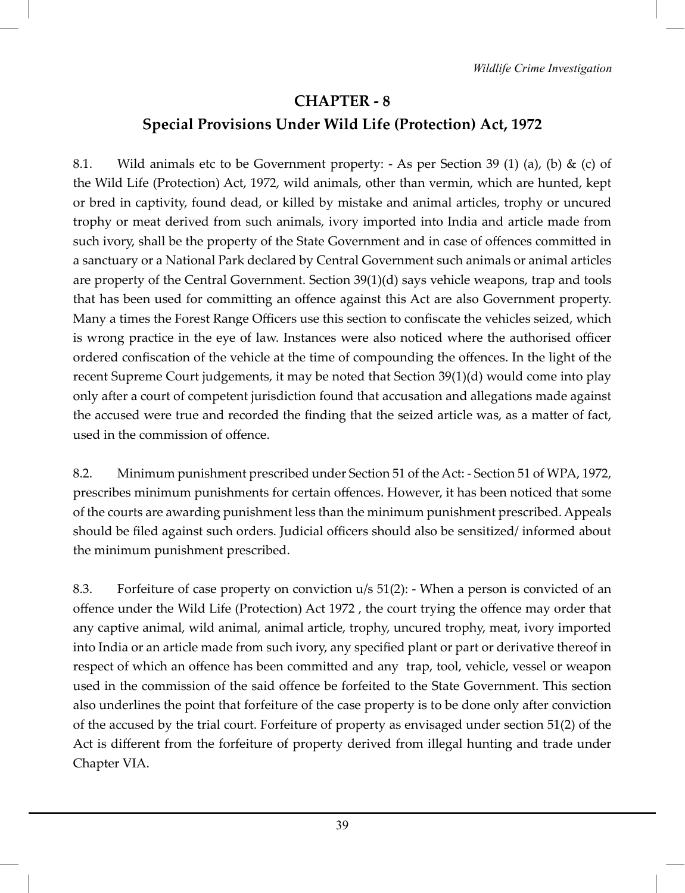# CHAPTER - 8

## Special Provisions Under Wild Life (Protection) Act, 1972

8.1. Wild animals etc to be Government property: - As per Section 39 (1) (a), (b) & (c) of the Wild Life (Protection) Act, 1972, wild animals, other than vermin, which are hunted, kept or bred in captivity, found dead, or killed by mistake and animal articles, trophy or uncured trophy or meat derived from such animals, ivory imported into India and article made from such ivory, shall be the property of the State Government and in case of offences committed in a sanctuary or a National Park declared by Central Government such animals or animal articles are property of the Central Government. Section 39(1)(d) says vehicle weapons, trap and tools that has been used for committing an offence against this Act are also Government property. Many a times the Forest Range Officers use this section to confiscate the vehicles seized, which is wrong practice in the eye of law. Instances were also noticed where the authorised officer ordered confiscation of the vehicle at the time of compounding the offences. In the light of the recent Supreme Court judgements, it may be noted that Section 39(1)(d) would come into play only after a court of competent jurisdiction found that accusation and allegations made against the accused were true and recorded the finding that the seized article was, as a matter of fact, used in the commission of offence.

8.2. Minimum punishment prescribed under Section 51 of the Act: - Section 51 of WPA, 1972, prescribes minimum punishments for certain offences. However, it has been noticed that some of the courts are awarding punishment less than the minimum punishment prescribed. Appeals should be filed against such orders. Judicial officers should also be sensitized/ informed about the minimum punishment prescribed.

8.3. Forfeiture of case property on conviction u/s 51(2): - When a person is convicted of an offence under the Wild Life (Protection) Act 1972 , the court trying the offence may order that any captive animal, wild animal, animal article, trophy, uncured trophy, meat, ivory imported into India or an article made from such ivory, any specified plant or part or derivative thereof in respect of which an offence has been committed and any trap, tool, vehicle, vessel or weapon used in the commission of the said offence be forfeited to the State Government. This section also underlines the point that forfeiture of the case property is to be done only after conviction of the accused by the trial court. Forfeiture of property as envisaged under section 51(2) of the Act is different from the forfeiture of property derived from illegal hunting and trade under Chapter VIA.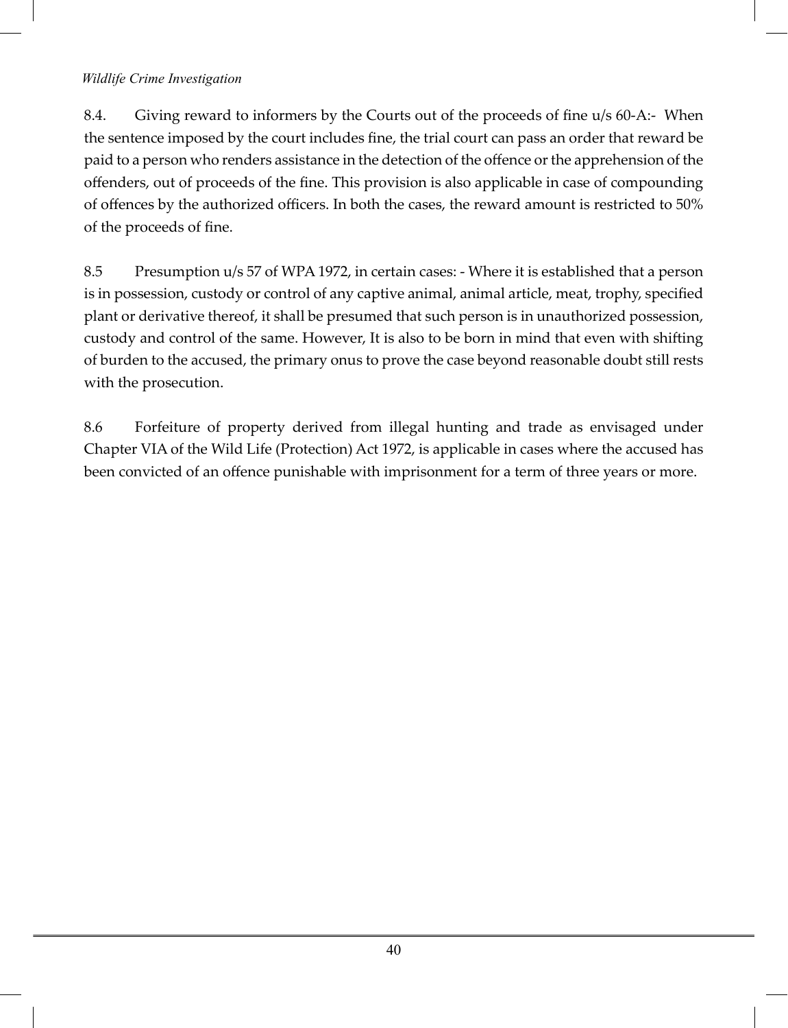8.4. Giving reward to informers by the Courts out of the proceeds of fine u/s 60-A:- When the sentence imposed by the court includes fine, the trial court can pass an order that reward be paid to a person who renders assistance in the detection of the offence or the apprehension of the offenders, out of proceeds of the fine. This provision is also applicable in case of compounding of offences by the authorized officers. In both the cases, the reward amount is restricted to 50% of the proceeds of fine.

8.5 Presumption u/s 57 of WPA 1972, in certain cases: - Where it is established that a person is in possession, custody or control of any captive animal, animal article, meat, trophy, specified plant or derivative thereof, it shall be presumed that such person is in unauthorized possession, custody and control of the same. However, It is also to be born in mind that even with shifting of burden to the accused, the primary onus to prove the case beyond reasonable doubt still rests with the prosecution.

8.6 Forfeiture of property derived from illegal hunting and trade as envisaged under Chapter VIA of the Wild Life (Protection) Act 1972, is applicable in cases where the accused has been convicted of an offence punishable with imprisonment for a term of three years or more.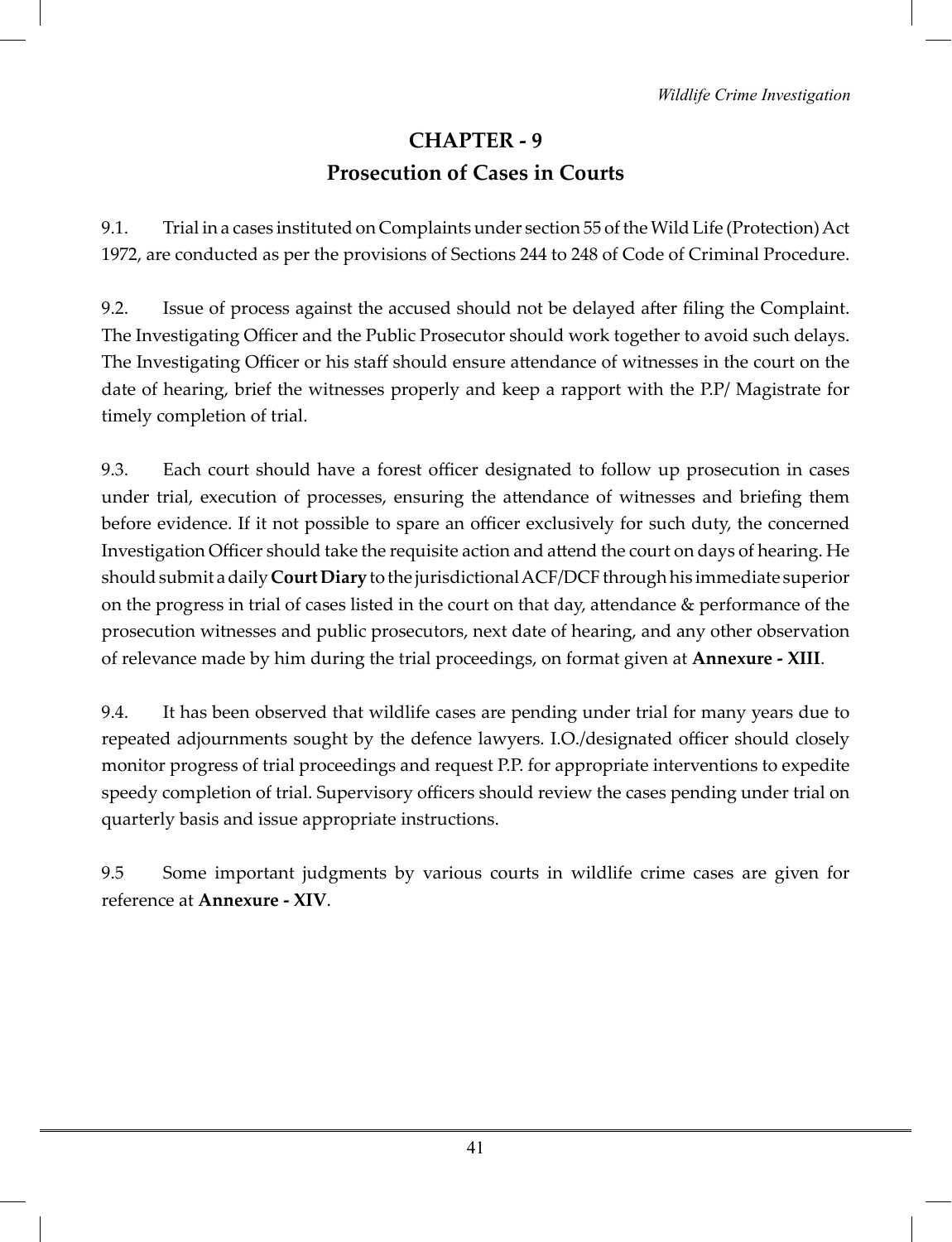# CHAPTER - 9
## Prosecution of Cases in Courts

9.1. Trial in a cases instituted on Complaints under section 55 of the Wild Life (Protection) Act 1972, are conducted as per the provisions of Sections 244 to 248 of Code of Criminal Procedure.

9.2. Issue of process against the accused should not be delayed after filing the Complaint. The Investigating Officer and the Public Prosecutor should work together to avoid such delays. The Investigating Officer or his staff should ensure attendance of witnesses in the court on the date of hearing, brief the witnesses properly and keep a rapport with the P.P/ Magistrate for timely completion of trial.

9.3. Each court should have a forest officer designated to follow up prosecution in cases under trial, execution of processes, ensuring the attendance of witnesses and briefing them before evidence. If it not possible to spare an officer exclusively for such duty, the concerned Investigation Officer should take the requisite action and attend the court on days of hearing. He should submit a daily **Court Diary** to the jurisdictional ACF/DCF through his immediate superior on the progress in trial of cases listed in the court on that day, attendance & performance of the prosecution witnesses and public prosecutors, next date of hearing, and any other observation of relevance made by him during the trial proceedings, on format given at **Annexure - XIII**.

9.4. It has been observed that wildlife cases are pending under trial for many years due to repeated adjournments sought by the defence lawyers. I.O./designated officer should closely monitor progress of trial proceedings and request P.P. for appropriate interventions to expedite speedy completion of trial. Supervisory officers should review the cases pending under trial on quarterly basis and issue appropriate instructions.

9.5 Some important judgments by various courts in wildlife crime cases are given for reference at **Annexure - XIV**.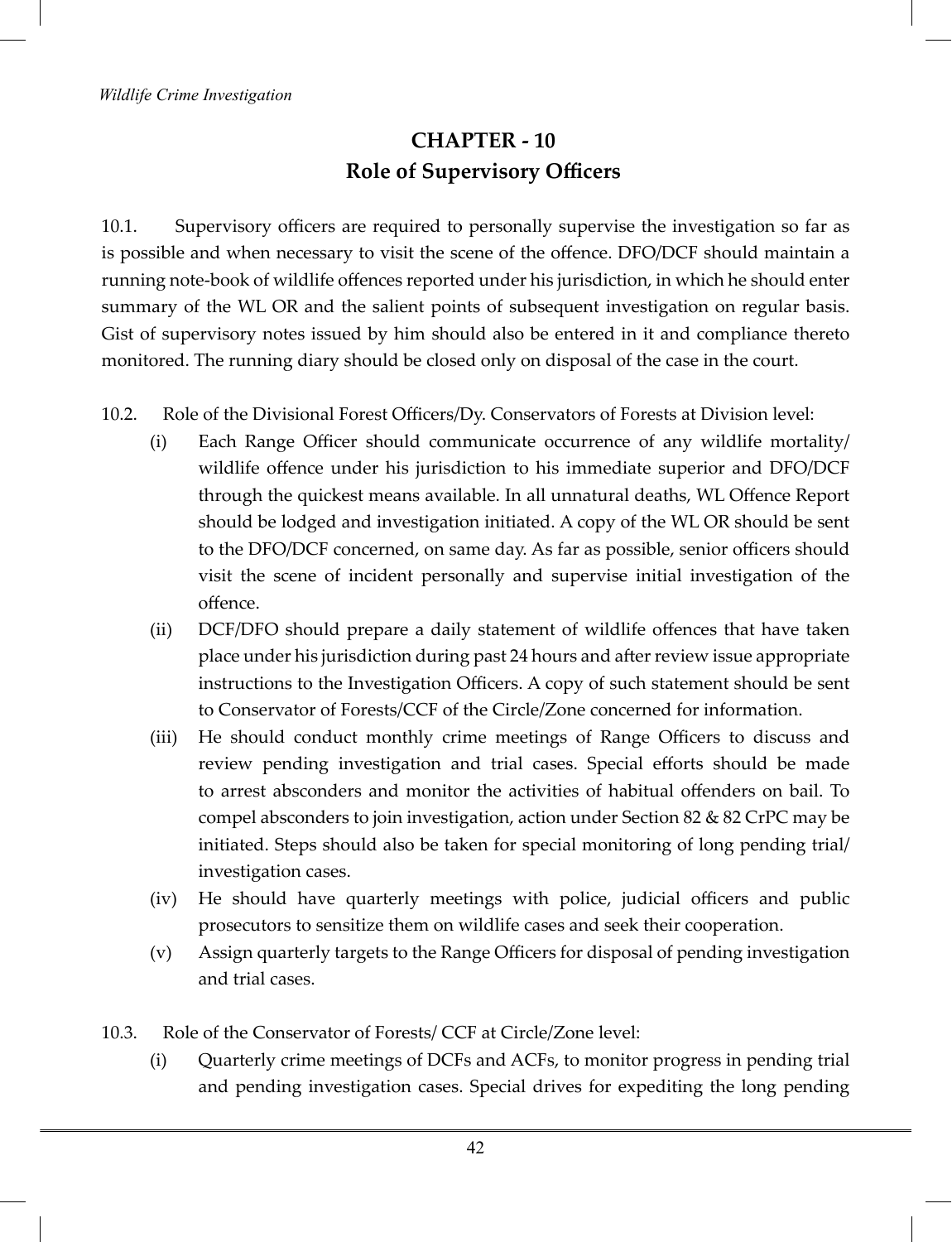# CHAPTER - 10
## Role of Supervisory Officers

10.1. Supervisory officers are required to personally supervise the investigation so far as is possible and when necessary to visit the scene of the offence. DFO/DCF should maintain a running note-book of wildlife offences reported under his jurisdiction, in which he should enter summary of the WL OR and the salient points of subsequent investigation on regular basis. Gist of supervisory notes issued by him should also be entered in it and compliance thereto monitored. The running diary should be closed only on disposal of the case in the court.

10.2. Role of the Divisional Forest Officers/Dy. Conservators of Forests at Division level:

(i) Each Range Officer should communicate occurrence of any wildlife mortality/ wildlife offence under his jurisdiction to his immediate superior and DFO/DCF through the quickest means available. In all unnatural deaths, WL Offence Report should be lodged and investigation initiated. A copy of the WL OR should be sent to the DFO/DCF concerned, on same day. As far as possible, senior officers should visit the scene of incident personally and supervise initial investigation of the offence.

(ii) DCF/DFO should prepare a daily statement of wildlife offences that have taken place under his jurisdiction during past 24 hours and after review issue appropriate instructions to the Investigation Officers. A copy of such statement should be sent to Conservator of Forests/CCF of the Circle/Zone concerned for information.

(iii) He should conduct monthly crime meetings of Range Officers to discuss and review pending investigation and trial cases. Special efforts should be made to arrest absconders and monitor the activities of habitual offenders on bail. To compel absconders to join investigation, action under Section 82 & 82 CrPC may be initiated. Steps should also be taken for special monitoring of long pending trial/ investigation cases.

(iv) He should have quarterly meetings with police, judicial officers and public prosecutors to sensitize them on wildlife cases and seek their cooperation.

(v) Assign quarterly targets to the Range Officers for disposal of pending investigation and trial cases.

10.3. Role of the Conservator of Forests/ CCF at Circle/Zone level:

(i) Quarterly crime meetings of DCFs and ACFs, to monitor progress in pending trial and pending investigation cases. Special drives for expediting the long pending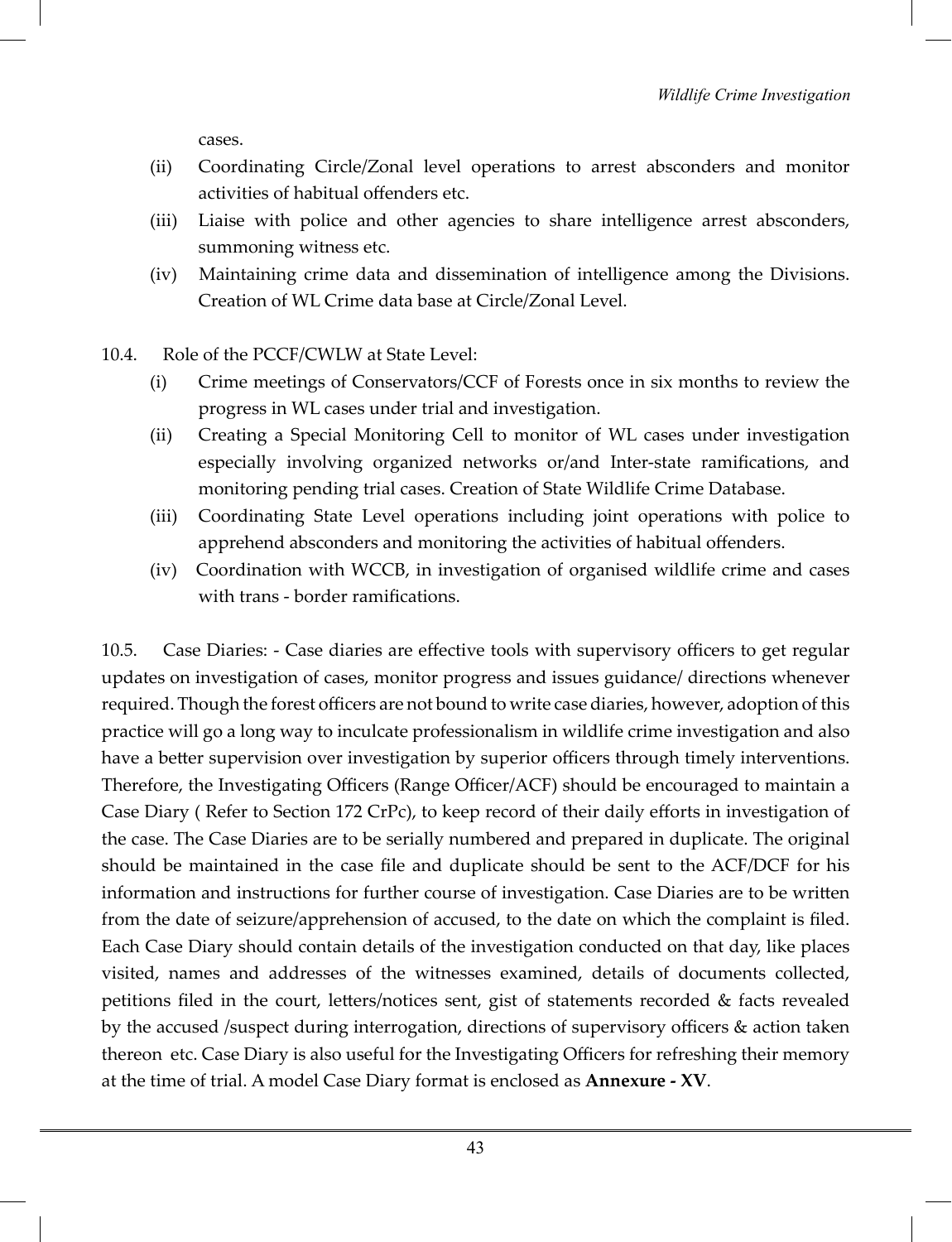cases.

(ii) Coordinating Circle/Zonal level operations to arrest absconders and monitor activities of habitual offenders etc.

(iii) Liaise with police and other agencies to share intelligence arrest absconders, summoning witness etc.

(iv) Maintaining crime data and dissemination of intelligence among the Divisions. Creation of WL Crime data base at Circle/Zonal Level.

10.4. Role of the PCCF/CWLW at State Level:

(i) Crime meetings of Conservators/CCF of Forests once in six months to review the progress in WL cases under trial and investigation.

(ii) Creating a Special Monitoring Cell to monitor of WL cases under investigation especially involving organized networks or/and Inter-state ramifications, and monitoring pending trial cases. Creation of State Wildlife Crime Database.

(iii) Coordinating State Level operations including joint operations with police to apprehend absconders and monitoring the activities of habitual offenders.

(iv) Coordination with WCCB, in investigation of organised wildlife crime and cases with trans - border ramifications.

10.5. Case Diaries: - Case diaries are effective tools with supervisory officers to get regular updates on investigation of cases, monitor progress and issues guidance/ directions whenever required. Though the forest officers are not bound to write case diaries, however, adoption of this practice will go a long way to inculcate professionalism in wildlife crime investigation and also have a better supervision over investigation by superior officers through timely interventions. Therefore, the Investigating Officers (Range Officer/ACF) should be encouraged to maintain a Case Diary ( Refer to Section 172 CrPc), to keep record of their daily efforts in investigation of the case. The Case Diaries are to be serially numbered and prepared in duplicate. The original should be maintained in the case file and duplicate should be sent to the ACF/DCF for his information and instructions for further course of investigation. Case Diaries are to be written from the date of seizure/apprehension of accused, to the date on which the complaint is filed. Each Case Diary should contain details of the investigation conducted on that day, like places visited, names and addresses of the witnesses examined, details of documents collected, petitions filed in the court, letters/notices sent, gist of statements recorded & facts revealed by the accused /suspect during interrogation, directions of supervisory officers & action taken thereon etc. Case Diary is also useful for the Investigating Officers for refreshing their memory at the time of trial. A model Case Diary format is enclosed as **Annexure - XV**.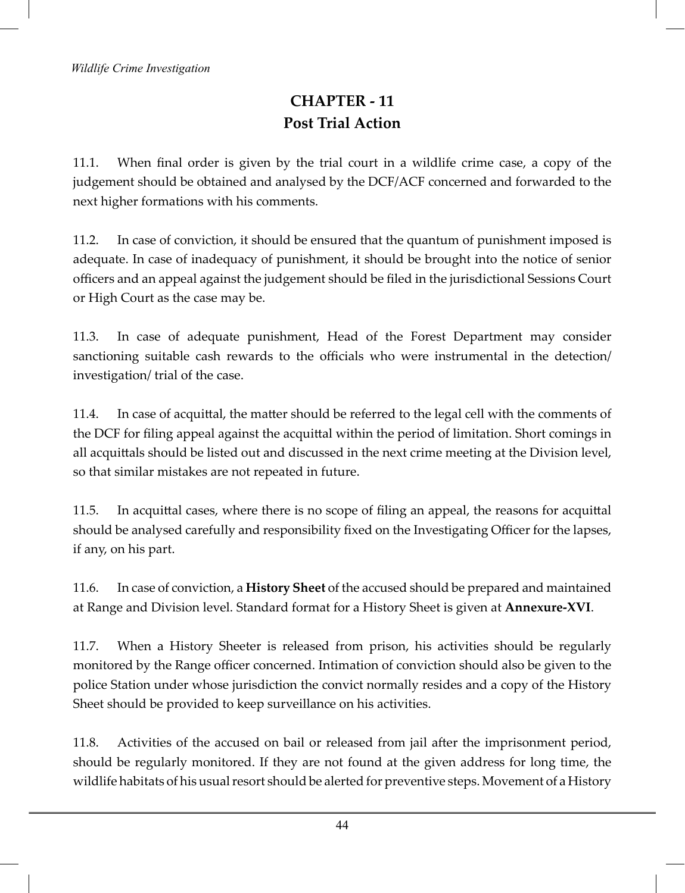# CHAPTER - 11
## Post Trial Action

11.1. When final order is given by the trial court in a wildlife crime case, a copy of the judgement should be obtained and analysed by the DCF/ACF concerned and forwarded to the next higher formations with his comments.

11.2. In case of conviction, it should be ensured that the quantum of punishment imposed is adequate. In case of inadequacy of punishment, it should be brought into the notice of senior officers and an appeal against the judgement should be filed in the jurisdictional Sessions Court or High Court as the case may be.

11.3. In case of adequate punishment, Head of the Forest Department may consider sanctioning suitable cash rewards to the officials who were instrumental in the detection/ investigation/ trial of the case.

11.4. In case of acquittal, the matter should be referred to the legal cell with the comments of the DCF for filing appeal against the acquittal within the period of limitation. Short comings in all acquittals should be listed out and discussed in the next crime meeting at the Division level, so that similar mistakes are not repeated in future.

11.5. In acquittal cases, where there is no scope of filing an appeal, the reasons for acquittal should be analysed carefully and responsibility fixed on the Investigating Officer for the lapses, if any, on his part.

11.6. In case of conviction, a **History Sheet** of the accused should be prepared and maintained at Range and Division level. Standard format for a History Sheet is given at **Annexure-XVI**.

11.7. When a History Sheeter is released from prison, his activities should be regularly monitored by the Range officer concerned. Intimation of conviction should also be given to the police Station under whose jurisdiction the convict normally resides and a copy of the History Sheet should be provided to keep surveillance on his activities.

11.8. Activities of the accused on bail or released from jail after the imprisonment period, should be regularly monitored. If they are not found at the given address for long time, the wildlife habitats of his usual resort should be alerted for preventive steps. Movement of a History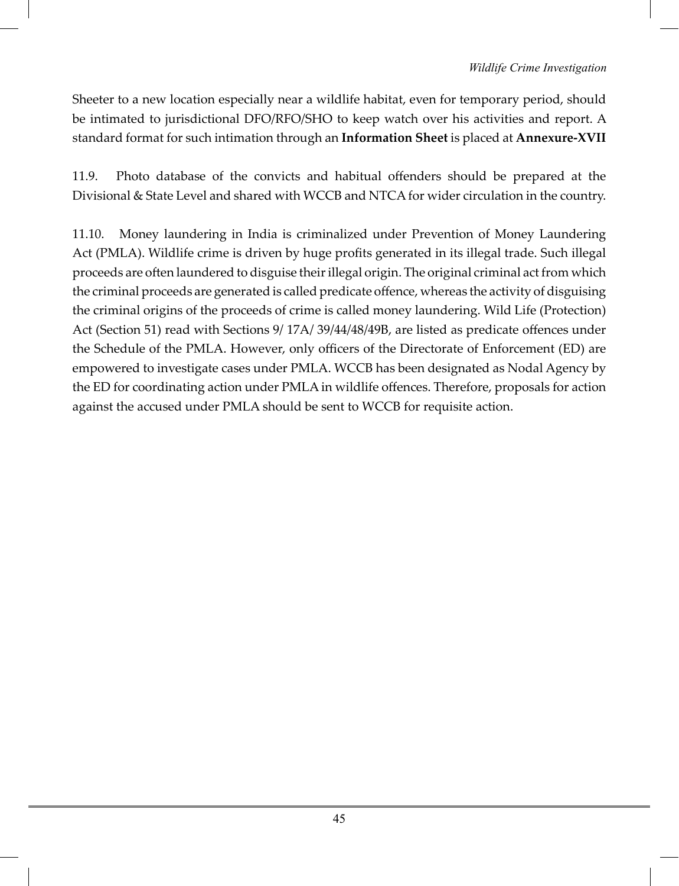Sheeter to a new location especially near a wildlife habitat, even for temporary period, should be intimated to jurisdictional DFO/RFO/SHO to keep watch over his activities and report. A standard format for such intimation through an **Information Sheet** is placed at **Annexure-XVII**

11.9. Photo database of the convicts and habitual offenders should be prepared at the Divisional & State Level and shared with WCCB and NTCA for wider circulation in the country.

11.10. Money laundering in India is criminalized under Prevention of Money Laundering Act (PMLA). Wildlife crime is driven by huge profits generated in its illegal trade. Such illegal proceeds are often laundered to disguise their illegal origin. The original criminal act from which the criminal proceeds are generated is called predicate offence, whereas the activity of disguising the criminal origins of the proceeds of crime is called money laundering. Wild Life (Protection) Act (Section 51) read with Sections 9/ 17A/ 39/44/48/49B, are listed as predicate offences under the Schedule of the PMLA. However, only officers of the Directorate of Enforcement (ED) are empowered to investigate cases under PMLA. WCCB has been designated as Nodal Agency by the ED for coordinating action under PMLA in wildlife offences. Therefore, proposals for action against the accused under PMLA should be sent to WCCB for requisite action.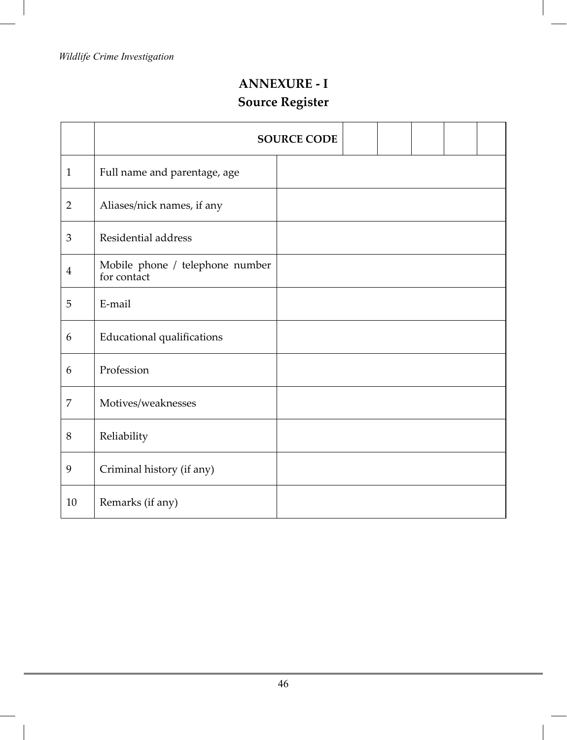## ANNEXURE - I
### Source Register

| | SOURCE CODE | | | | | |
|---|---|---|---|---|---|---|
| 1 | Full name and parentage, age | | | | | |
| 2 | Aliases/nick names, if any | | | | | |
| 3 | Residential address | | | | | |
| 4 | Mobile phone / telephone number for contact | | | | | |
| 5 | E-mail | | | | | |
| 6 | Educational qualifications | | | | | |
| 6 | Profession | | | | | |
| 7 | Motives/weaknesses | | | | | |
| 8 | Reliability | | | | | |
| 9 | Criminal history (if any) | | | | | |
| 10 | Remarks (if any) | | | | | |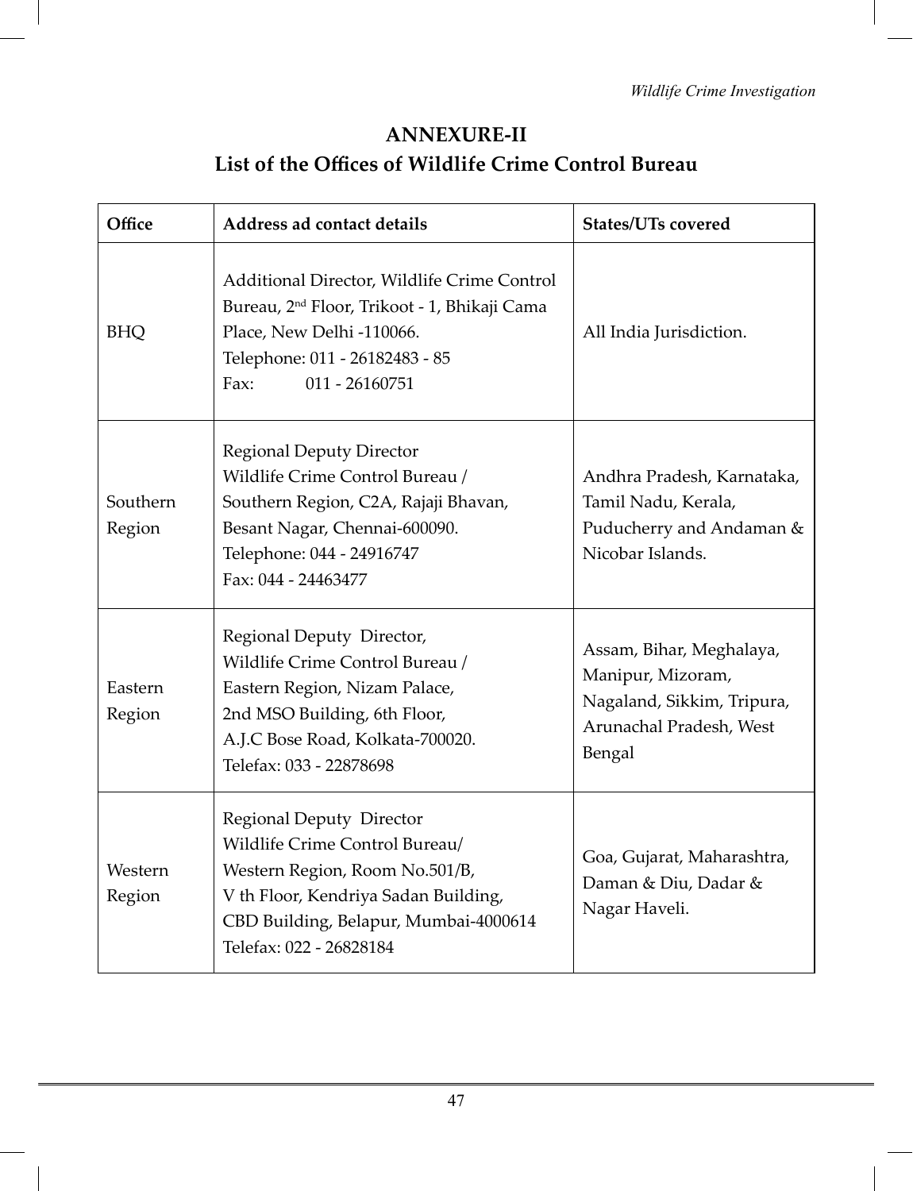# ANNEXURE-II

## List of the Offices of Wildlife Crime Control Bureau

| Office | Address ad contact details | States/UTs covered |
|---|---|---|
| BHQ | Additional Director, Wildlife Crime Control Bureau, 2nd Floor, Trikoot - 1, Bhikaji Cama Place, New Delhi -110066.<br>Telephone: 011 - 26182483 - 85<br>Fax: 011 - 26160751 | All India Jurisdiction. |
| Southern Region | Regional Deputy Director<br>Wildlife Crime Control Bureau / Southern Region, C2A, Rajaji Bhavan, Besant Nagar, Chennai-600090.<br>Telephone: 044 - 24916747<br>Fax: 044 - 24463477 | Andhra Pradesh, Karnataka, Tamil Nadu, Kerala, Puducherry and Andaman & Nicobar Islands. |
| Eastern Region | Regional Deputy Director,<br>Wildlife Crime Control Bureau / Eastern Region, Nizam Palace, 2nd MSO Building, 6th Floor, A.J.C Bose Road, Kolkata-700020.<br>Telefax: 033 - 22878698 | Assam, Bihar, Meghalaya, Manipur, Mizoram, Nagaland, Sikkim, Tripura, Arunachal Pradesh, West Bengal |
| Western Region | Regional Deputy Director<br>Wildlife Crime Control Bureau/ Western Region, Room No.501/B, V th Floor, Kendriya Sadan Building, CBD Building, Belapur, Mumbai-4000614<br>Telefax: 022 - 26828184 | Goa, Gujarat, Maharashtra, Daman & Diu, Dadar & Nagar Haveli. |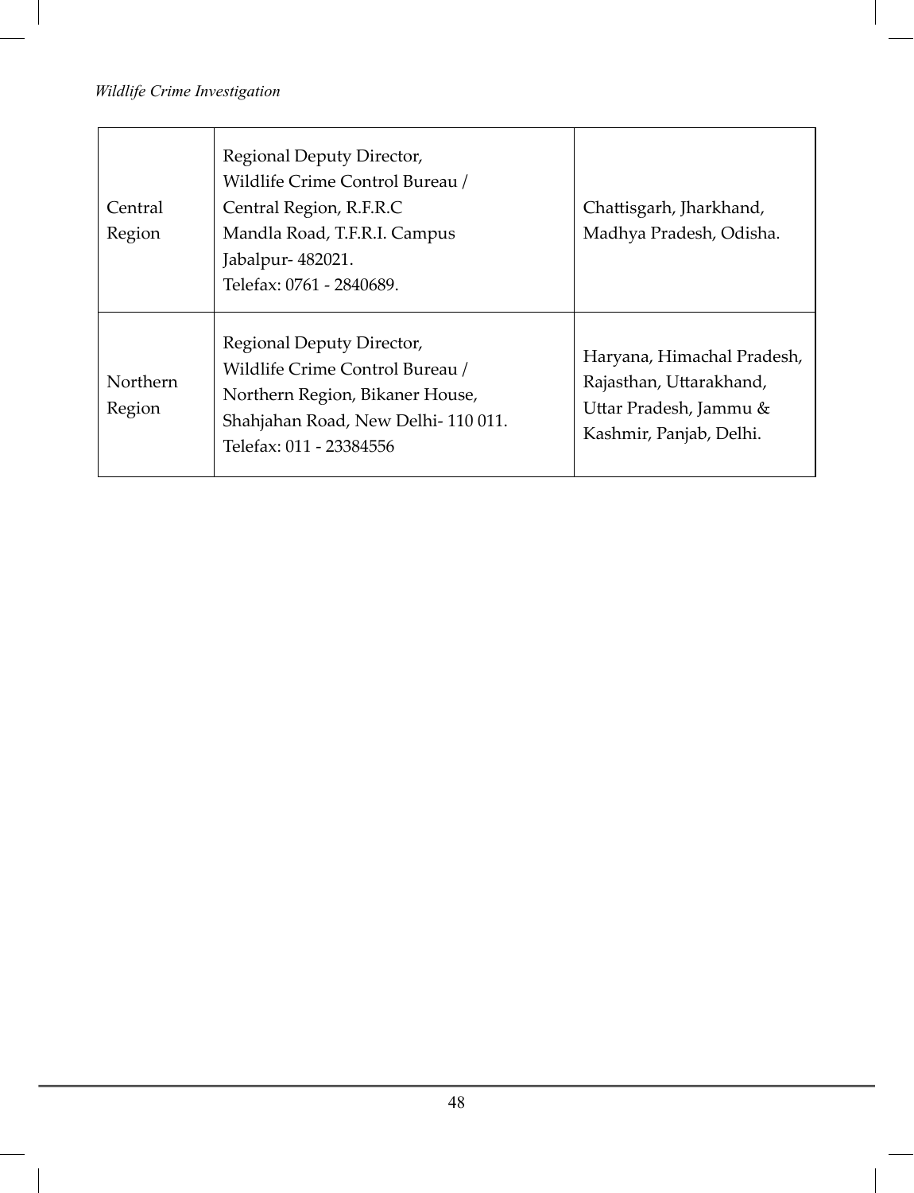| Central Region | Regional Deputy Director,<br>Wildlife Crime Control Bureau /<br>Central Region, R.F.R.C<br>Mandla Road, T.F.R.I. Campus<br>Jabalpur- 482021.<br>Telefax: 0761 - 2840689. | Chattisgarh, Jharkhand, Madhya Pradesh, Odisha. |
|---|---|---|
| Northern Region | Regional Deputy Director,<br>Wildlife Crime Control Bureau /<br>Northern Region, Bikaner House,<br>Shahjahan Road, New Delhi- 110 011.<br>Telefax: 011 - 23384556 | Haryana, Himachal Pradesh, Rajasthan, Uttarakhand, Uttar Pradesh, Jammu & Kashmir, Panjab, Delhi. |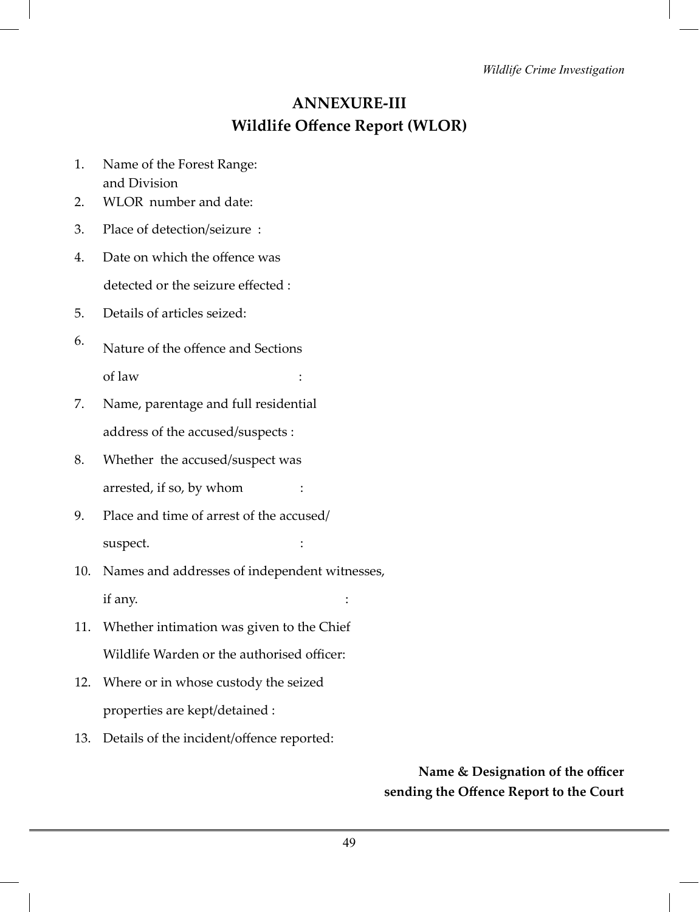# ANNEXURE-III
## Wildlife Offence Report (WLOR)

1. Name of the Forest Range:
   and Division
2. WLOR number and date:
3. Place of detection/seizure :
4. Date on which the offence was
   detected or the seizure effected :
5. Details of articles seized:
6. Nature of the offence and Sections
   of law :
7. Name, parentage and full residential
   address of the accused/suspects :
8. Whether the accused/suspect was
   arrested, if so, by whom :
9. Place and time of arrest of the accused/
   suspect. :
10. Names and addresses of independent witnesses,
    if any. :
11. Whether intimation was given to the Chief
    Wildlife Warden or the authorised officer:
12. Where or in whose custody the seized
    properties are kept/detained :
13. Details of the incident/offence reported:

**Name & Designation of the officer**
**sending the Offence Report to the Court**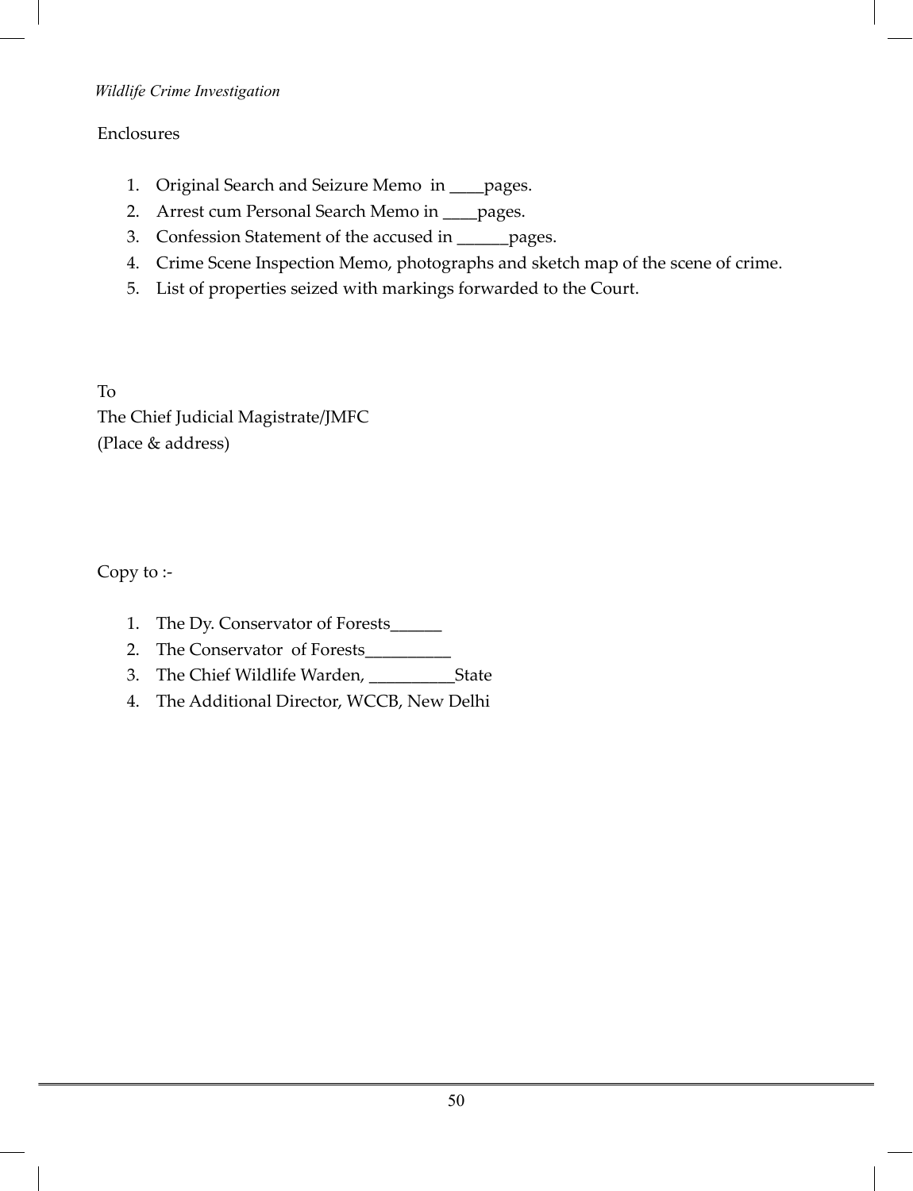Enclosures

1. Original Search and Seizure Memo in ____pages.
2. Arrest cum Personal Search Memo in ____pages.
3. Confession Statement of the accused in ______pages.
4. Crime Scene Inspection Memo, photographs and sketch map of the scene of crime.
5. List of properties seized with markings forwarded to the Court.

To
The Chief Judicial Magistrate/JMFC
(Place & address)

Copy to :-

1. The Dy. Conservator of Forests______
2. The Conservator of Forests__________
3. The Chief Wildlife Warden, __________State
4. The Additional Director, WCCB, New Delhi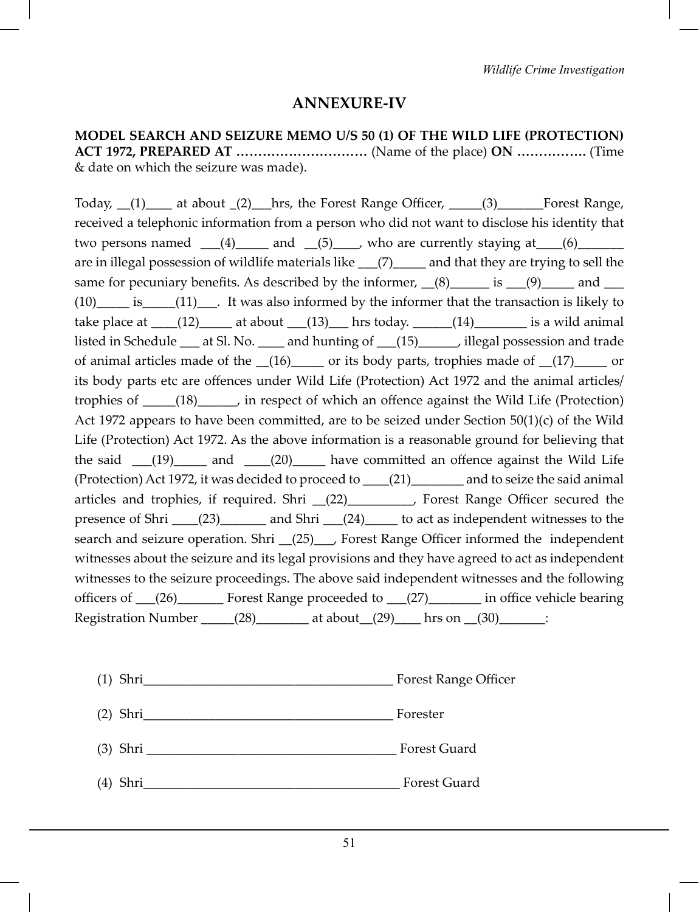# ANNEXURE-IV

**MODEL SEARCH AND SEIZURE MEMO U/S 50 (1) OF THE WILD LIFE (PROTECTION) ACT 1972, PREPARED AT ………………………..** (Name of the place) **ON …………….** (Time & date on which the seizure was made).

Today, __(1)____ at about _(2)___hrs, the Forest Range Officer, _____(3)_______Forest Range, received a telephonic information from a person who did not want to disclose his identity that two persons named ___(4)_____ and __(5)____, who are currently staying at____(6)_______ are in illegal possession of wildlife materials like ___(7)_____ and that they are trying to sell the same for pecuniary benefits. As described by the informer, __(8)______ is ___(9)_____ and ___(10)_____ is_____(11)___. It was also informed by the informer that the transaction is likely to take place at ____(12)_____ at about ___(13)___ hrs today. ______(14)________ is a wild animal listed in Schedule ___ at Sl. No. ____ and hunting of ___(15)______, illegal possession and trade of animal articles made of the __(16)_____ or its body parts, trophies made of __(17)_____ or its body parts etc are offences under Wild Life (Protection) Act 1972 and the animal articles/ trophies of _____(18)______, in respect of which an offence against the Wild Life (Protection) Act 1972 appears to have been committed, are to be seized under Section 50(1)(c) of the Wild Life (Protection) Act 1972. As the above information is a reasonable ground for believing that the said ___(19)_____ and ____(20)_____ have committed an offence against the Wild Life (Protection) Act 1972, it was decided to proceed to ____(21)________ and to seize the said animal articles and trophies, if required. Shri __(22)__________, Forest Range Officer secured the presence of Shri ____(23)_______ and Shri ___(24)_____ to act as independent witnesses to the search and seizure operation. Shri __(25)___, Forest Range Officer informed the independent witnesses about the seizure and its legal provisions and they have agreed to act as independent witnesses to the seizure proceedings. The above said independent witnesses and the following officers of ___(26)_______ Forest Range proceeded to ___(27)________ in office vehicle bearing Registration Number _____(28)________ at about__(29)____ hrs on __(30)_______:

(1) Shri_____________________________________ Forest Range Officer

(2) Shri_____________________________________ Forester

(3) Shri _____________________________________ Forest Guard

(4) Shri______________________________________ Forest Guard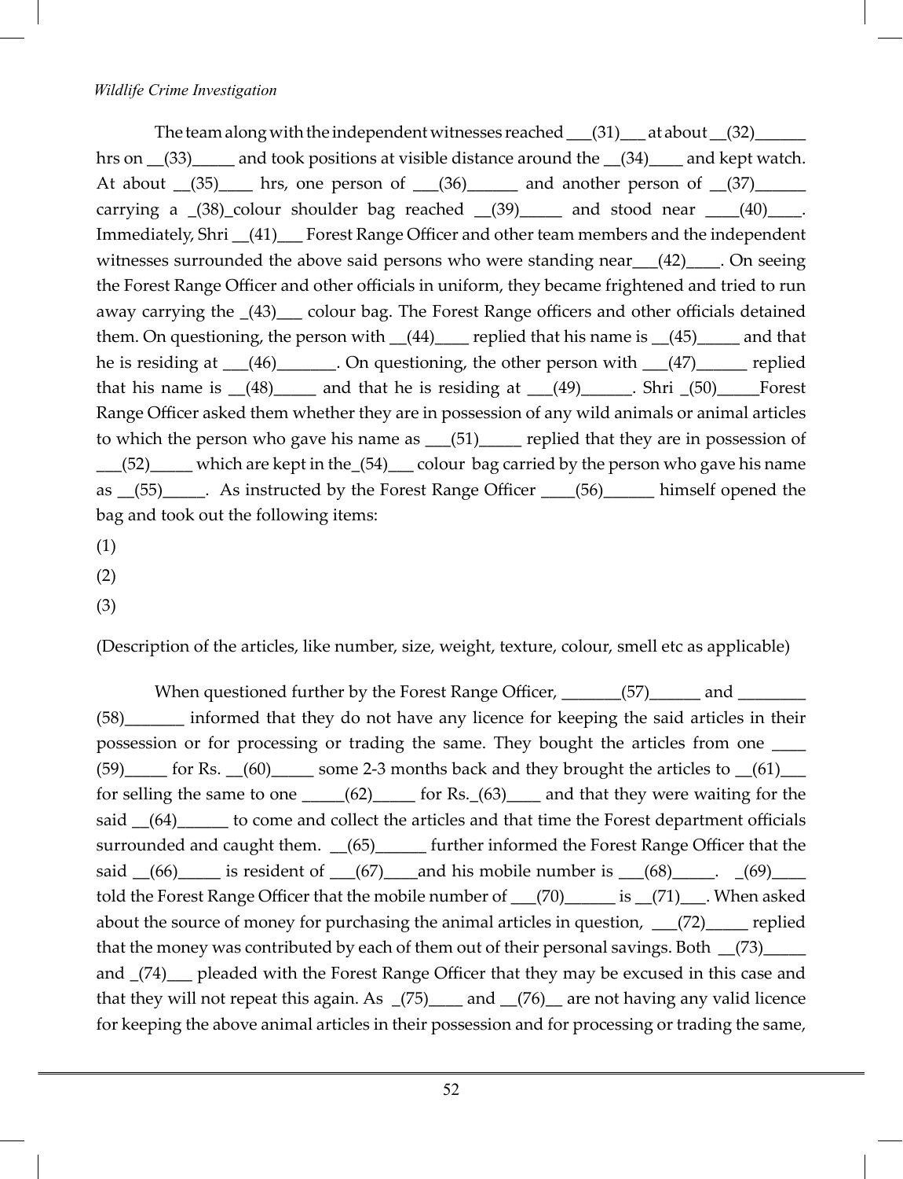The team along with the independent witnesses reached ___(31)___ at about __(32)______ hrs on __(33)_____ and took positions at visible distance around the __(34)____ and kept watch. At about __(35)____ hrs, one person of ___(36)______ and another person of __(37)______ carrying a _(38)_colour shoulder bag reached __(39)_____ and stood near ____(40)____. Immediately, Shri __(41)___ Forest Range Officer and other team members and the independent witnesses surrounded the above said persons who were standing near___(42)____. On seeing the Forest Range Officer and other officials in uniform, they became frightened and tried to run away carrying the _(43)___ colour bag. The Forest Range officers and other officials detained them. On questioning, the person with __(44)____ replied that his name is __(45)_____ and that he is residing at ___(46)_______. On questioning, the other person with ___(47)______ replied that his name is __(48)_____ and that he is residing at ___(49)______. Shri _(50)_____Forest Range Officer asked them whether they are in possession of any wild animals or animal articles to which the person who gave his name as ___(51)_____ replied that they are in possession of ___(52)_____ which are kept in the_(54)___ colour bag carried by the person who gave his name as __(55)_____. As instructed by the Forest Range Officer ____(56)______ himself opened the bag and took out the following items:

(1)

(2)

(3)

(Description of the articles, like number, size, weight, texture, colour, smell etc as applicable)

When questioned further by the Forest Range Officer, _______(57)______ and ________(58)_______ informed that they do not have any licence for keeping the said articles in their possession or for processing or trading the same. They bought the articles from one ____(59)_____ for Rs. __(60)_____ some 2-3 months back and they brought the articles to __(61)___ for selling the same to one _____(62)_____ for Rs._(63)____ and that they were waiting for the said __(64)______ to come and collect the articles and that time the Forest department officials surrounded and caught them. __(65)______ further informed the Forest Range Officer that the said __(66)_____ is resident of ___(67)____and his mobile number is ___(68)_____. _(69)____ told the Forest Range Officer that the mobile number of ___(70)______ is __(71)___. When asked about the source of money for purchasing the animal articles in question, ___(72)_____ replied that the money was contributed by each of them out of their personal savings. Both __(73)_____ and _(74)___ pleaded with the Forest Range Officer that they may be excused in this case and that they will not repeat this again. As _(75)____ and __(76)__ are not having any valid licence for keeping the above animal articles in their possession and for processing or trading the same,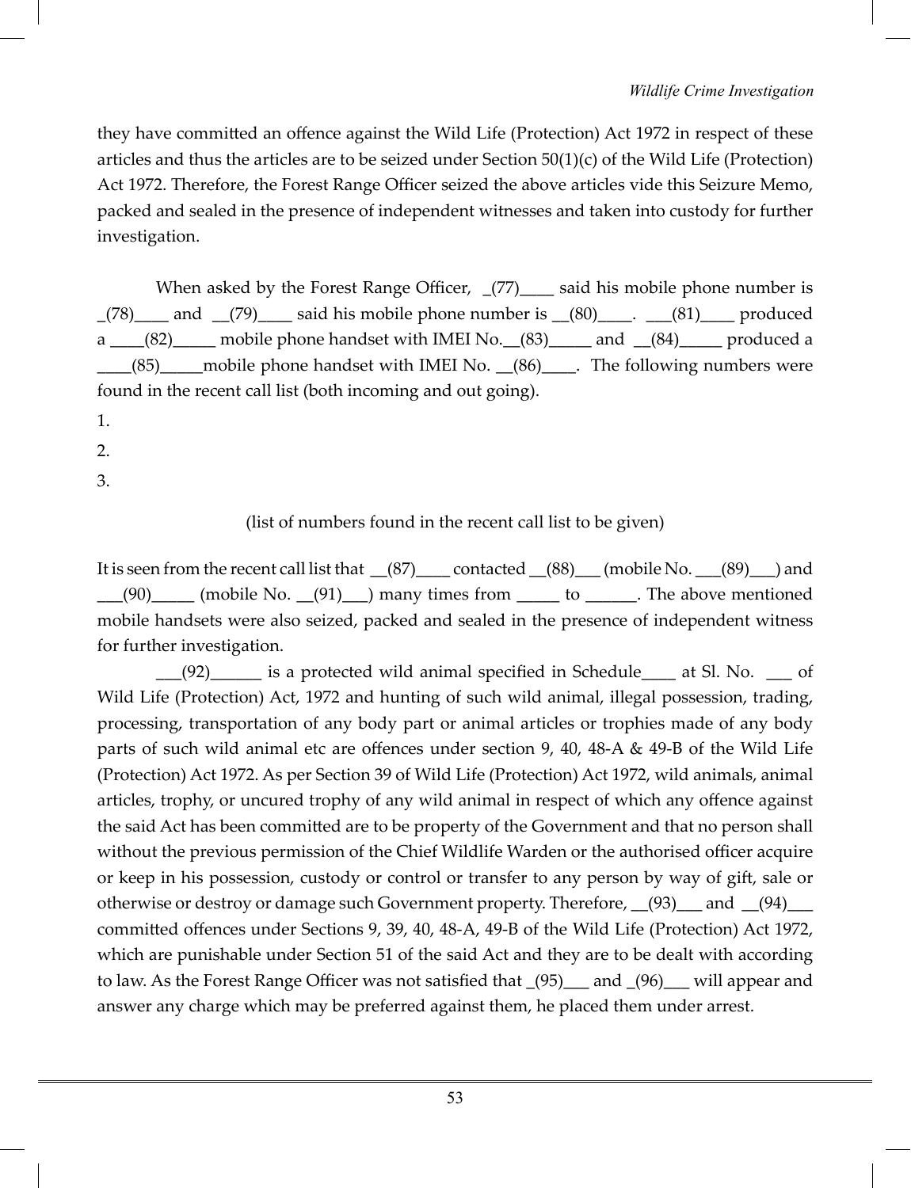they have committed an offence against the Wild Life (Protection) Act 1972 in respect of these articles and thus the articles are to be seized under Section 50(1)(c) of the Wild Life (Protection) Act 1972. Therefore, the Forest Range Officer seized the above articles vide this Seizure Memo, packed and sealed in the presence of independent witnesses and taken into custody for further investigation.

When asked by the Forest Range Officer, _(77)____ said his mobile phone number is _(78)____ and __(79)____ said his mobile phone number is __(80)____. ___(81)____ produced a ____(82)_____ mobile phone handset with IMEI No.__(83)_____ and __(84)_____ produced a ____(85)_____mobile phone handset with IMEI No. __(86)____. The following numbers were found in the recent call list (both incoming and out going).

1.

2.

3.

(list of numbers found in the recent call list to be given)

It is seen from the recent call list that __(87)____ contacted __(88)___ (mobile No. ___(89)___) and ___(90)_____ (mobile No. __(91)___) many times from _____ to ______. The above mentioned mobile handsets were also seized, packed and sealed in the presence of independent witness for further investigation.

___(92)______ is a protected wild animal specified in Schedule____ at Sl. No. ___ of Wild Life (Protection) Act, 1972 and hunting of such wild animal, illegal possession, trading, processing, transportation of any body part or animal articles or trophies made of any body parts of such wild animal etc are offences under section 9, 40, 48-A & 49-B of the Wild Life (Protection) Act 1972. As per Section 39 of Wild Life (Protection) Act 1972, wild animals, animal articles, trophy, or uncured trophy of any wild animal in respect of which any offence against the said Act has been committed are to be property of the Government and that no person shall without the previous permission of the Chief Wildlife Warden or the authorised officer acquire or keep in his possession, custody or control or transfer to any person by way of gift, sale or otherwise or destroy or damage such Government property. Therefore, __(93)___ and __(94)___ committed offences under Sections 9, 39, 40, 48-A, 49-B of the Wild Life (Protection) Act 1972, which are punishable under Section 51 of the said Act and they are to be dealt with according to law. As the Forest Range Officer was not satisfied that _(95)___ and _(96)___ will appear and answer any charge which may be preferred against them, he placed them under arrest.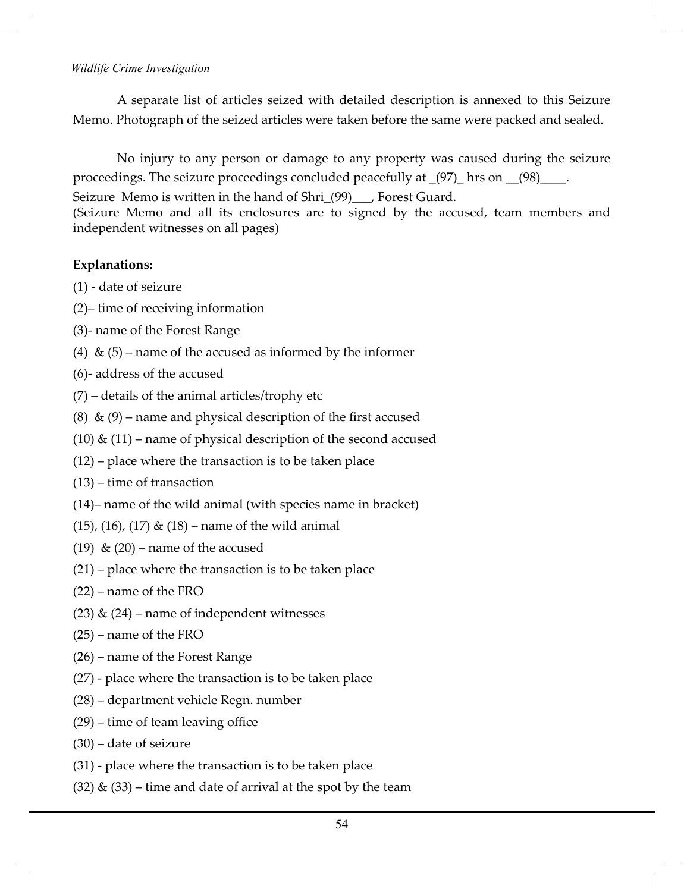A separate list of articles seized with detailed description is annexed to this Seizure Memo. Photograph of the seized articles were taken before the same were packed and sealed.

No injury to any person or damage to any property was caused during the seizure proceedings. The seizure proceedings concluded peacefully at _(97)_ hrs on __(98)____.

Seizure Memo is written in the hand of Shri_(99)___, Forest Guard.

(Seizure Memo and all its enclosures are to signed by the accused, team members and independent witnesses on all pages)

**Explanations:**

(1) - date of seizure

(2)– time of receiving information

(3)- name of the Forest Range

(4) & (5) – name of the accused as informed by the informer

(6)- address of the accused

(7) – details of the animal articles/trophy etc

(8) & (9) – name and physical description of the first accused

(10) & (11) – name of physical description of the second accused

(12) – place where the transaction is to be taken place

(13) – time of transaction

(14)– name of the wild animal (with species name in bracket)

(15), (16), (17) & (18) – name of the wild animal

(19) & (20) – name of the accused

(21) – place where the transaction is to be taken place

(22) – name of the FRO

(23) & (24) – name of independent witnesses

(25) – name of the FRO

(26) – name of the Forest Range

(27) - place where the transaction is to be taken place

(28) – department vehicle Regn. number

(29) – time of team leaving office

(30) – date of seizure

(31) - place where the transaction is to be taken place

(32) & (33) – time and date of arrival at the spot by the team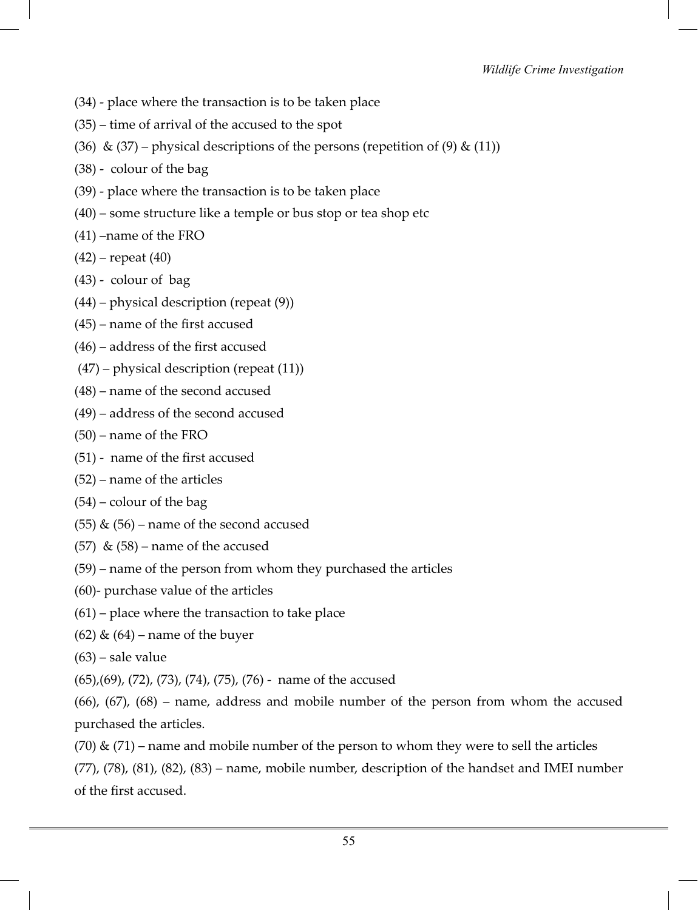(34) - place where the transaction is to be taken place

(35) – time of arrival of the accused to the spot

(36) & (37) – physical descriptions of the persons (repetition of (9) & (11))

(38) - colour of the bag

(39) - place where the transaction is to be taken place

(40) – some structure like a temple or bus stop or tea shop etc

(41) –name of the FRO

(42) – repeat (40)

(43) - colour of bag

(44) – physical description (repeat (9))

(45) – name of the first accused

(46) – address of the first accused

(47) – physical description (repeat (11))

(48) – name of the second accused

(49) – address of the second accused

(50) – name of the FRO

(51) - name of the first accused

(52) – name of the articles

(54) – colour of the bag

(55) & (56) – name of the second accused

(57) & (58) – name of the accused

(59) – name of the person from whom they purchased the articles

(60)- purchase value of the articles

(61) – place where the transaction to take place

(62) & (64) – name of the buyer

(63) – sale value

(65),(69), (72), (73), (74), (75), (76) - name of the accused

(66), (67), (68) – name, address and mobile number of the person from whom the accused purchased the articles.

(70) & (71) – name and mobile number of the person to whom they were to sell the articles

(77), (78), (81), (82), (83) – name, mobile number, description of the handset and IMEI number of the first accused.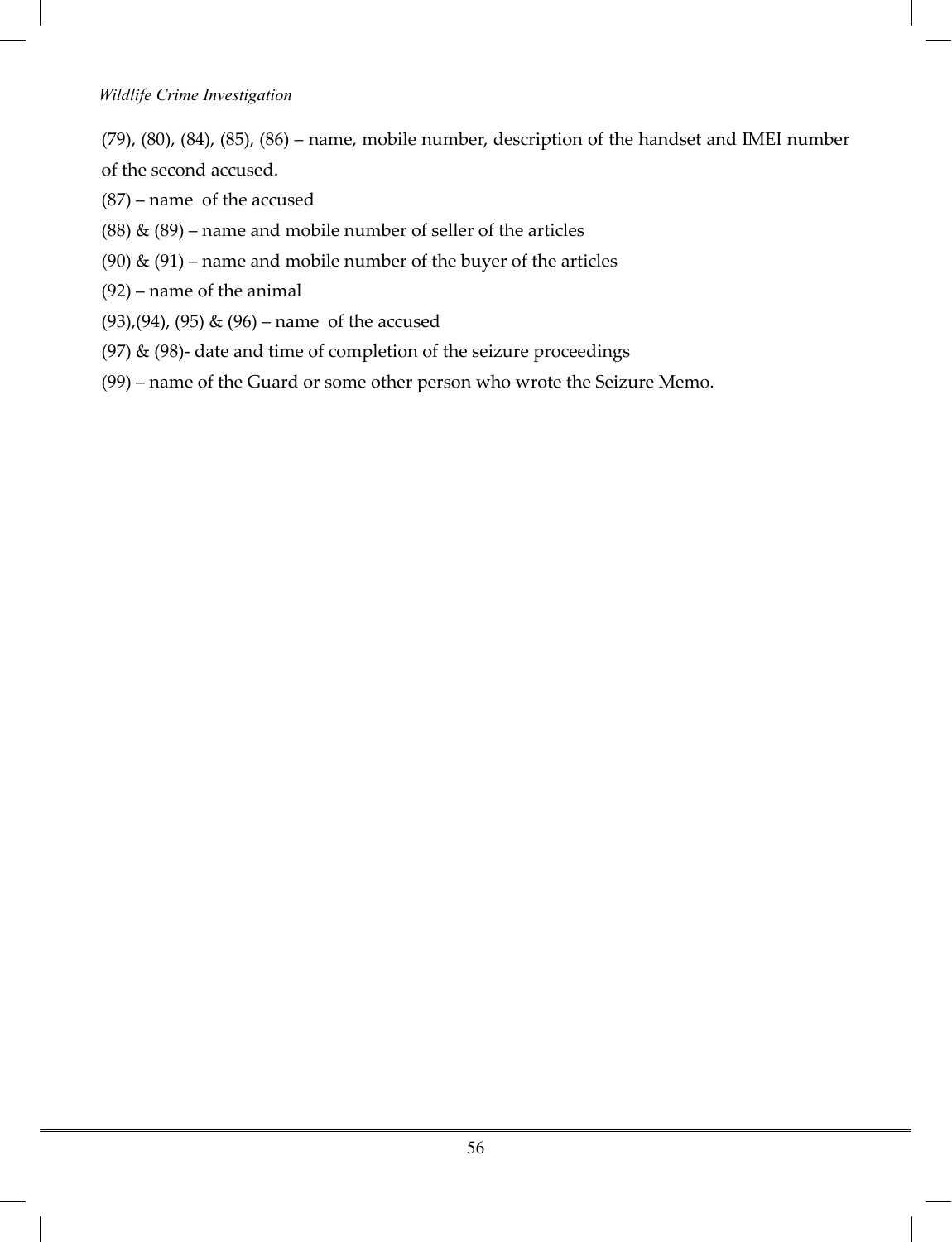(79), (80), (84), (85), (86) – name, mobile number, description of the handset and IMEI number of the second accused.

(87) – name of the accused

(88) & (89) – name and mobile number of seller of the articles

(90) & (91) – name and mobile number of the buyer of the articles

(92) – name of the animal

(93),(94), (95) & (96) – name of the accused

(97) & (98)- date and time of completion of the seizure proceedings

(99) – name of the Guard or some other person who wrote the Seizure Memo.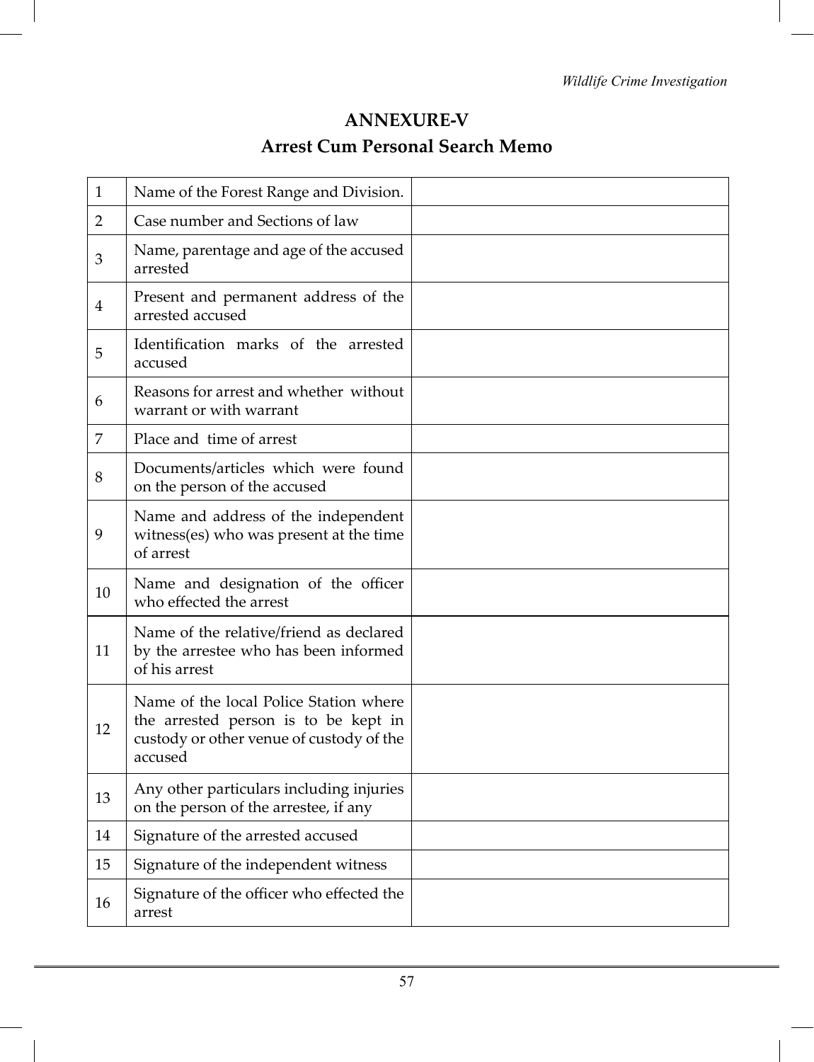## ANNEXURE-V

## Arrest Cum Personal Search Memo

| | | |
|---|---|---|
| 1 | Name of the Forest Range and Division. | |
| 2 | Case number and Sections of law | |
| 3 | Name, parentage and age of the accused arrested | |
| 4 | Present and permanent address of the arrested accused | |
| 5 | Identification marks of the arrested accused | |
| 6 | Reasons for arrest and whether without warrant or with warrant | |
| 7 | Place and time of arrest | |
| 8 | Documents/articles which were found on the person of the accused | |
| 9 | Name and address of the independent witness(es) who was present at the time of arrest | |
| 10 | Name and designation of the officer who effected the arrest | |
| 11 | Name of the relative/friend as declared by the arrestee who has been informed of his arrest | |
| 12 | Name of the local Police Station where the arrested person is to be kept in custody or other venue of custody of the accused | |
| 13 | Any other particulars including injuries on the person of the arrestee, if any | |
| 14 | Signature of the arrested accused | |
| 15 | Signature of the independent witness | |
| 16 | Signature of the officer who effected the arrest | |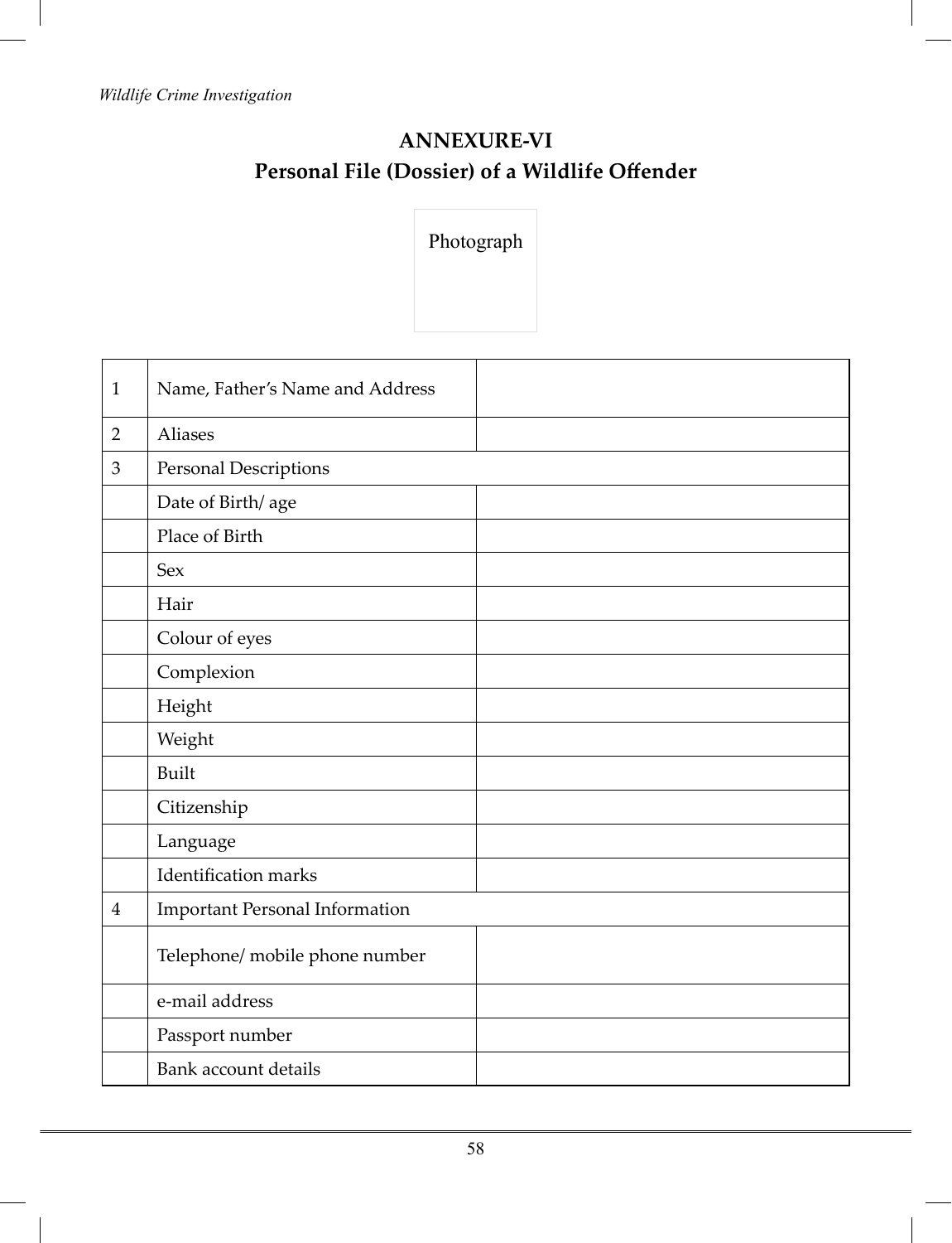## ANNEXURE-VI

## Personal File (Dossier) of a Wildlife Offender

Photograph

| | | |
|---|---|---|
| 1 | Name, Father's Name and Address | |
| 2 | Aliases | |
| 3 | Personal Descriptions | |
| | Date of Birth/ age | |
| | Place of Birth | |
| | Sex | |
| | Hair | |
| | Colour of eyes | |
| | Complexion | |
| | Height | |
| | Weight | |
| | Built | |
| | Citizenship | |
| | Language | |
| | Identification marks | |
| 4 | Important Personal Information | |
| | Telephone/ mobile phone number | |
| | e-mail address | |
| | Passport number | |
| | Bank account details | |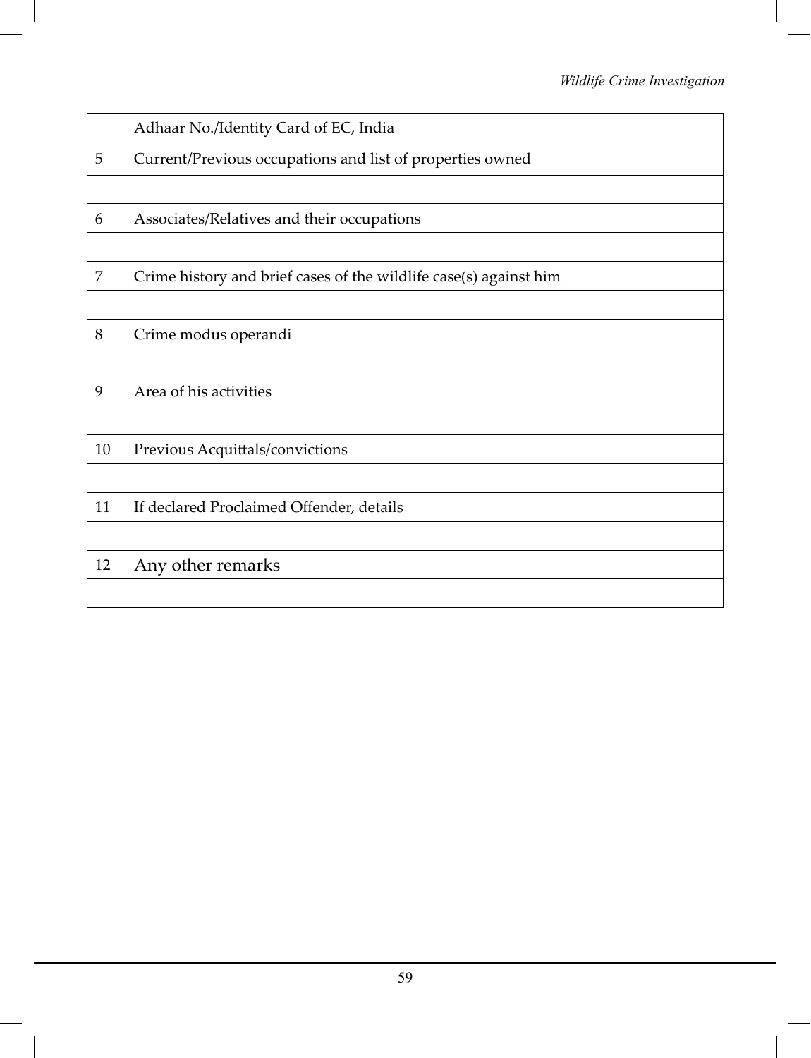| | | |
|---|---|---|
| | Adhaar No./Identity Card of EC, India | |
| 5 | Current/Previous occupations and list of properties owned | |
| | | |
| 6 | Associates/Relatives and their occupations | |
| | | |
| 7 | Crime history and brief cases of the wildlife case(s) against him | |
| | | |
| 8 | Crime modus operandi | |
| | | |
| 9 | Area of his activities | |
| | | |
| 10 | Previous Acquittals/convictions | |
| | | |
| 11 | If declared Proclaimed Offender, details | |
| | | |
| 12 | Any other remarks | |
| | | |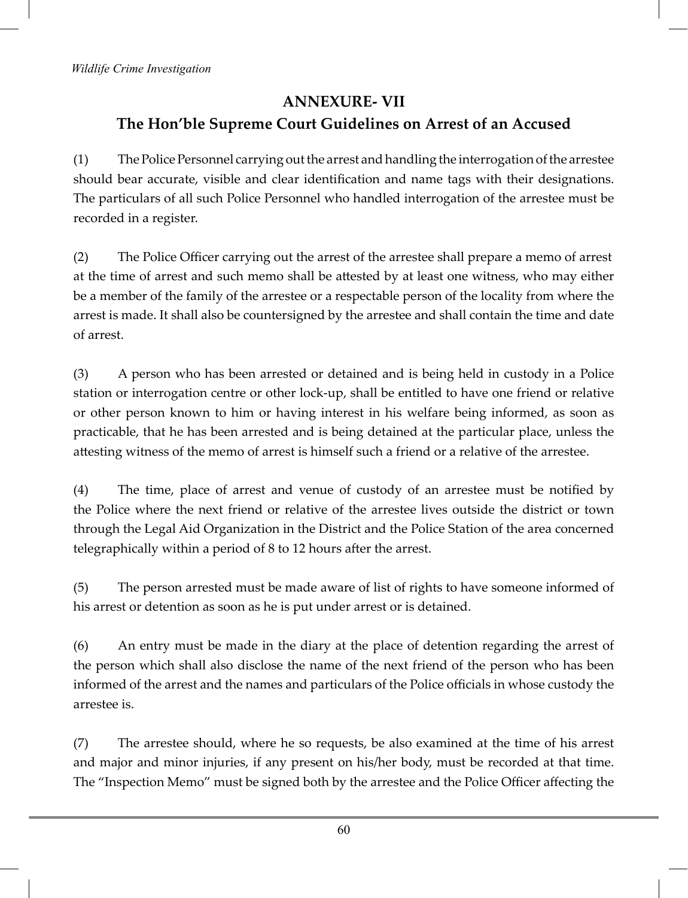## ANNEXURE- VII

## The Hon'ble Supreme Court Guidelines on Arrest of an Accused

(1) The Police Personnel carrying out the arrest and handling the interrogation of the arrestee should bear accurate, visible and clear identification and name tags with their designations. The particulars of all such Police Personnel who handled interrogation of the arrestee must be recorded in a register.

(2) The Police Officer carrying out the arrest of the arrestee shall prepare a memo of arrest at the time of arrest and such memo shall be attested by at least one witness, who may either be a member of the family of the arrestee or a respectable person of the locality from where the arrest is made. It shall also be countersigned by the arrestee and shall contain the time and date of arrest.

(3) A person who has been arrested or detained and is being held in custody in a Police station or interrogation centre or other lock-up, shall be entitled to have one friend or relative or other person known to him or having interest in his welfare being informed, as soon as practicable, that he has been arrested and is being detained at the particular place, unless the attesting witness of the memo of arrest is himself such a friend or a relative of the arrestee.

(4) The time, place of arrest and venue of custody of an arrestee must be notified by the Police where the next friend or relative of the arrestee lives outside the district or town through the Legal Aid Organization in the District and the Police Station of the area concerned telegraphically within a period of 8 to 12 hours after the arrest.

(5) The person arrested must be made aware of list of rights to have someone informed of his arrest or detention as soon as he is put under arrest or is detained.

(6) An entry must be made in the diary at the place of detention regarding the arrest of the person which shall also disclose the name of the next friend of the person who has been informed of the arrest and the names and particulars of the Police officials in whose custody the arrestee is.

(7) The arrestee should, where he so requests, be also examined at the time of his arrest and major and minor injuries, if any present on his/her body, must be recorded at that time. The "Inspection Memo" must be signed both by the arrestee and the Police Officer affecting the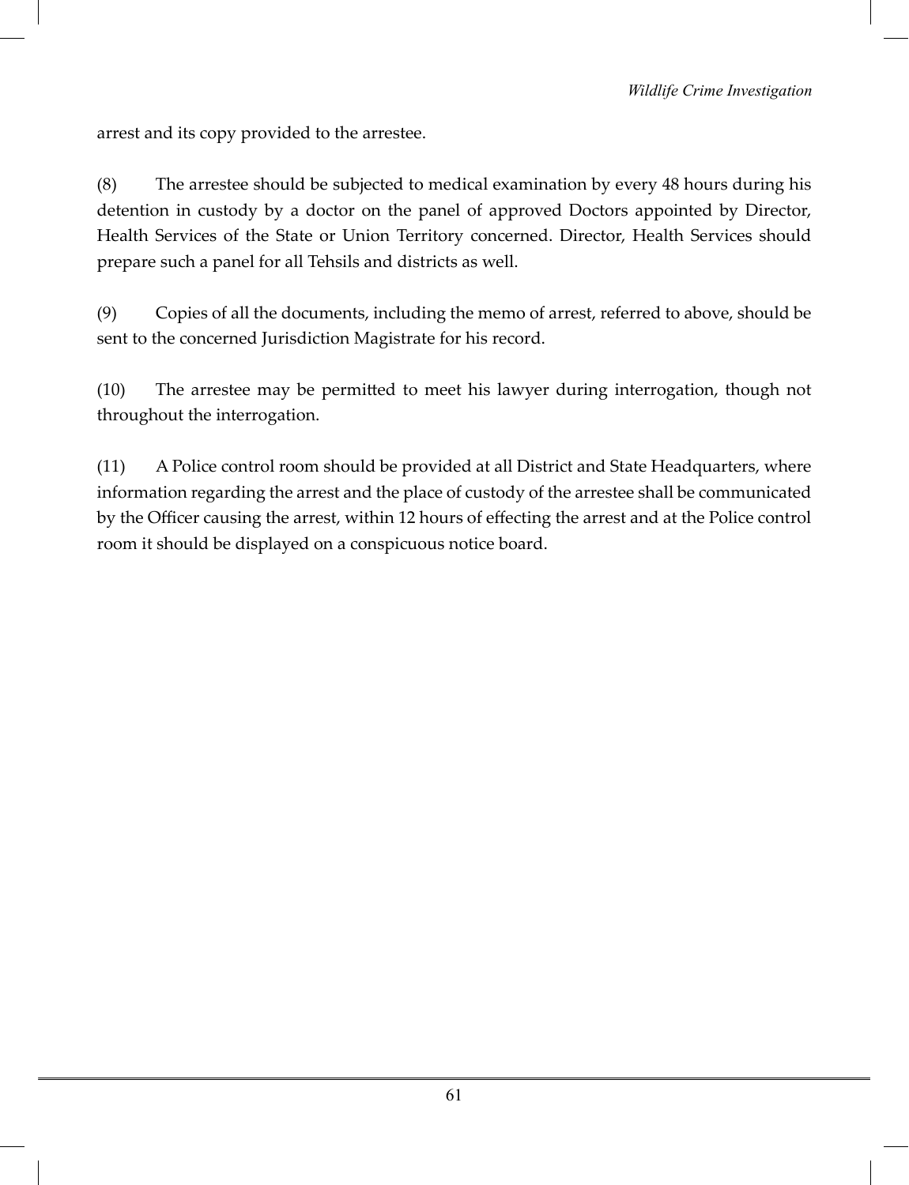arrest and its copy provided to the arrestee.

(8) The arrestee should be subjected to medical examination by every 48 hours during his detention in custody by a doctor on the panel of approved Doctors appointed by Director, Health Services of the State or Union Territory concerned. Director, Health Services should prepare such a panel for all Tehsils and districts as well.

(9) Copies of all the documents, including the memo of arrest, referred to above, should be sent to the concerned Jurisdiction Magistrate for his record.

(10) The arrestee may be permitted to meet his lawyer during interrogation, though not throughout the interrogation.

(11) A Police control room should be provided at all District and State Headquarters, where information regarding the arrest and the place of custody of the arrestee shall be communicated by the Officer causing the arrest, within 12 hours of effecting the arrest and at the Police control room it should be displayed on a conspicuous notice board.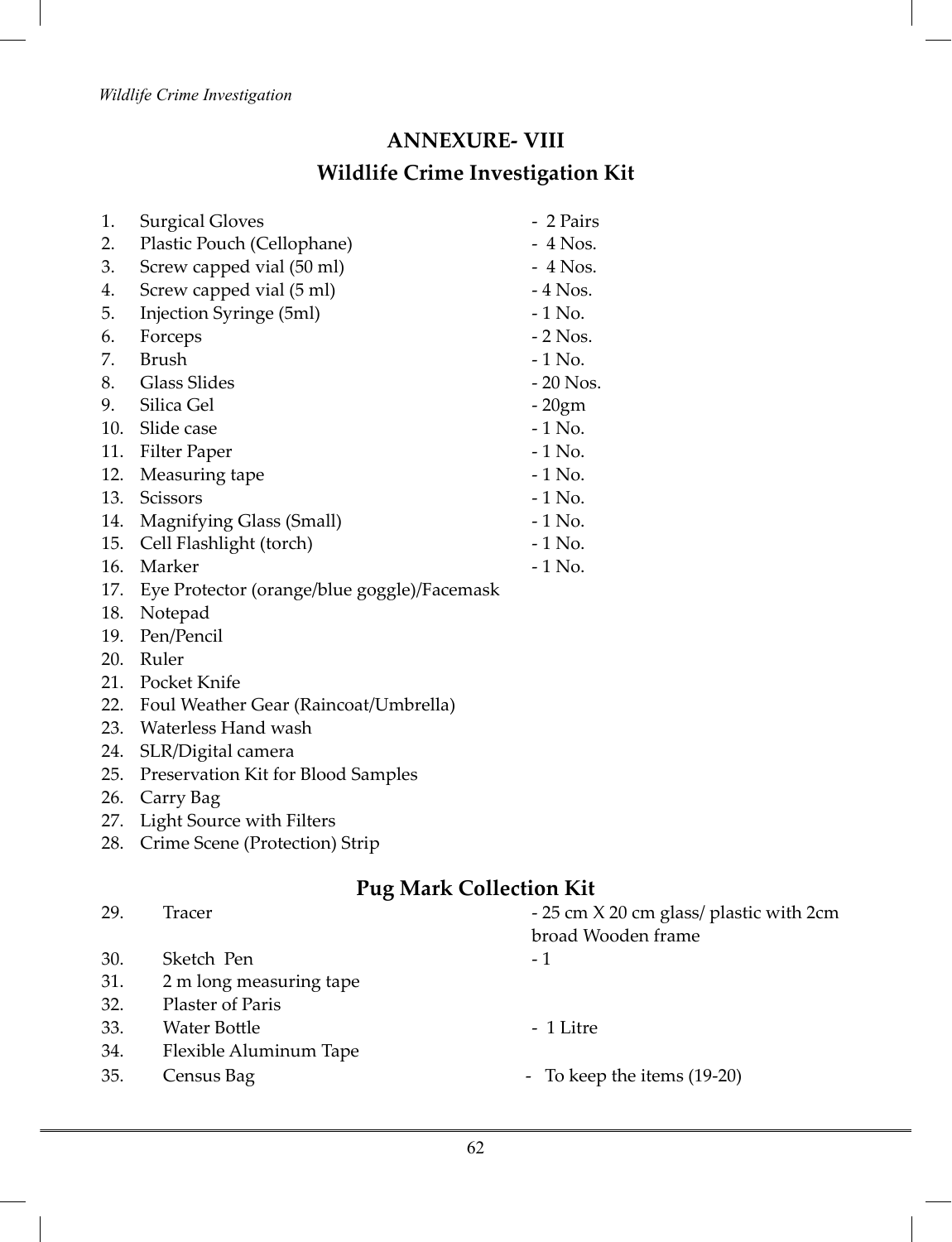## ANNEXURE- VIII

## Wildlife Crime Investigation Kit

1. Surgical Gloves - 2 Pairs
2. Plastic Pouch (Cellophane) - 4 Nos.
3. Screw capped vial (50 ml) - 4 Nos.
4. Screw capped vial (5 ml) - 4 Nos.
5. Injection Syringe (5ml) - 1 No.
6. Forceps - 2 Nos.
7. Brush - 1 No.
8. Glass Slides - 20 Nos.
9. Silica Gel - 20gm
10. Slide case - 1 No.
11. Filter Paper - 1 No.
12. Measuring tape - 1 No.
13. Scissors - 1 No.
14. Magnifying Glass (Small) - 1 No.
15. Cell Flashlight (torch) - 1 No.
16. Marker - 1 No.
17. Eye Protector (orange/blue goggle)/Facemask
18. Notepad
19. Pen/Pencil
20. Ruler
21. Pocket Knife
22. Foul Weather Gear (Raincoat/Umbrella)
23. Waterless Hand wash
24. SLR/Digital camera
25. Preservation Kit for Blood Samples
26. Carry Bag
27. Light Source with Filters
28. Crime Scene (Protection) Strip

## Pug Mark Collection Kit

29. Tracer - 25 cm X 20 cm glass/ plastic with 2cm broad Wooden frame
30. Sketch Pen - 1
31. 2 m long measuring tape
32. Plaster of Paris
33. Water Bottle - 1 Litre
34. Flexible Aluminum Tape
35. Census Bag - To keep the items (19-20)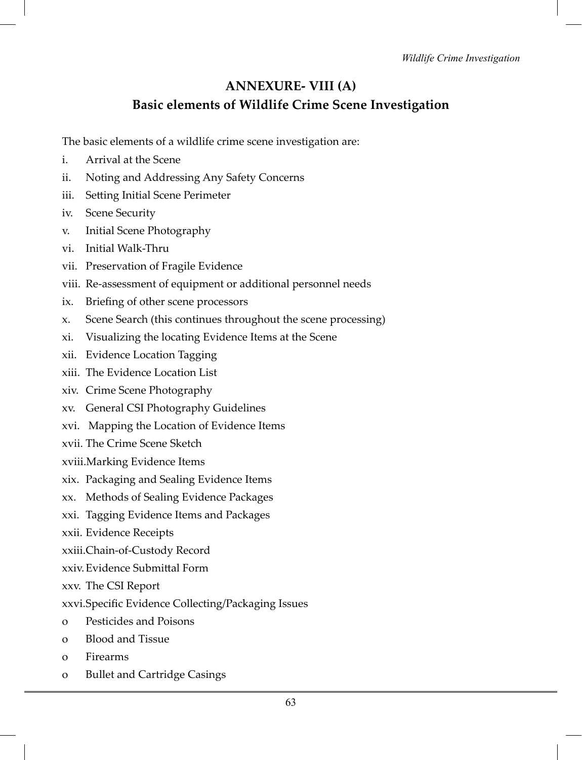## ANNEXURE- VIII (A)

## Basic elements of Wildlife Crime Scene Investigation

The basic elements of a wildlife crime scene investigation are:

i. Arrival at the Scene
ii. Noting and Addressing Any Safety Concerns
iii. Setting Initial Scene Perimeter
iv. Scene Security
v. Initial Scene Photography
vi. Initial Walk-Thru
vii. Preservation of Fragile Evidence
viii. Re-assessment of equipment or additional personnel needs
ix. Briefing of other scene processors
x. Scene Search (this continues throughout the scene processing)
xi. Visualizing the locating Evidence Items at the Scene
xii. Evidence Location Tagging
xiii. The Evidence Location List
xiv. Crime Scene Photography
xv. General CSI Photography Guidelines
xvi. Mapping the Location of Evidence Items
xvii. The Crime Scene Sketch
xviii. Marking Evidence Items
xix. Packaging and Sealing Evidence Items
xx. Methods of Sealing Evidence Packages
xxi. Tagging Evidence Items and Packages
xxii. Evidence Receipts
xxiii. Chain-of-Custody Record
xxiv. Evidence Submittal Form
xxv. The CSI Report
xxvi. Specific Evidence Collecting/Packaging Issues

- o Pesticides and Poisons
- o Blood and Tissue
- o Firearms
- o Bullet and Cartridge Casings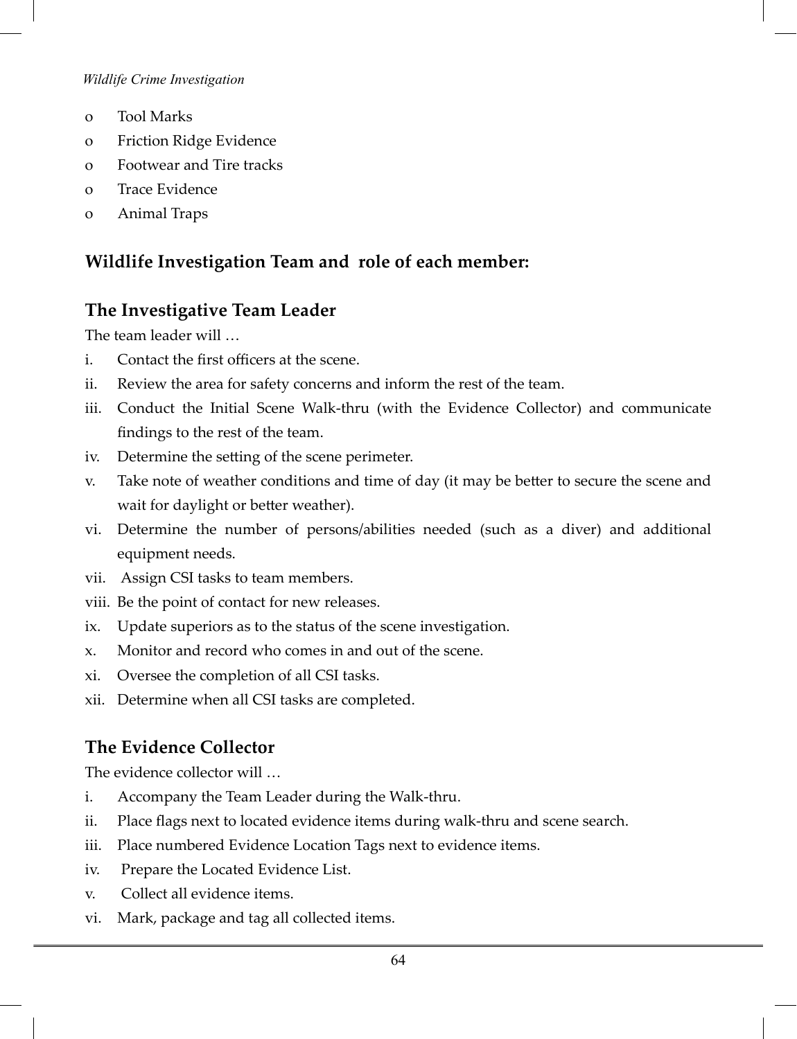- o Tool Marks
- o Friction Ridge Evidence
- o Footwear and Tire tracks
- o Trace Evidence
- o Animal Traps

## Wildlife Investigation Team and role of each member:

### The Investigative Team Leader

The team leader will …

i. Contact the first officers at the scene.

ii. Review the area for safety concerns and inform the rest of the team.

iii. Conduct the Initial Scene Walk-thru (with the Evidence Collector) and communicate findings to the rest of the team.

iv. Determine the setting of the scene perimeter.

v. Take note of weather conditions and time of day (it may be better to secure the scene and wait for daylight or better weather).

vi. Determine the number of persons/abilities needed (such as a diver) and additional equipment needs.

vii. Assign CSI tasks to team members.

viii. Be the point of contact for new releases.

ix. Update superiors as to the status of the scene investigation.

x. Monitor and record who comes in and out of the scene.

xi. Oversee the completion of all CSI tasks.

xii. Determine when all CSI tasks are completed.

### The Evidence Collector

The evidence collector will …

i. Accompany the Team Leader during the Walk-thru.

ii. Place flags next to located evidence items during walk-thru and scene search.

iii. Place numbered Evidence Location Tags next to evidence items.

iv. Prepare the Located Evidence List.

v. Collect all evidence items.

vi. Mark, package and tag all collected items.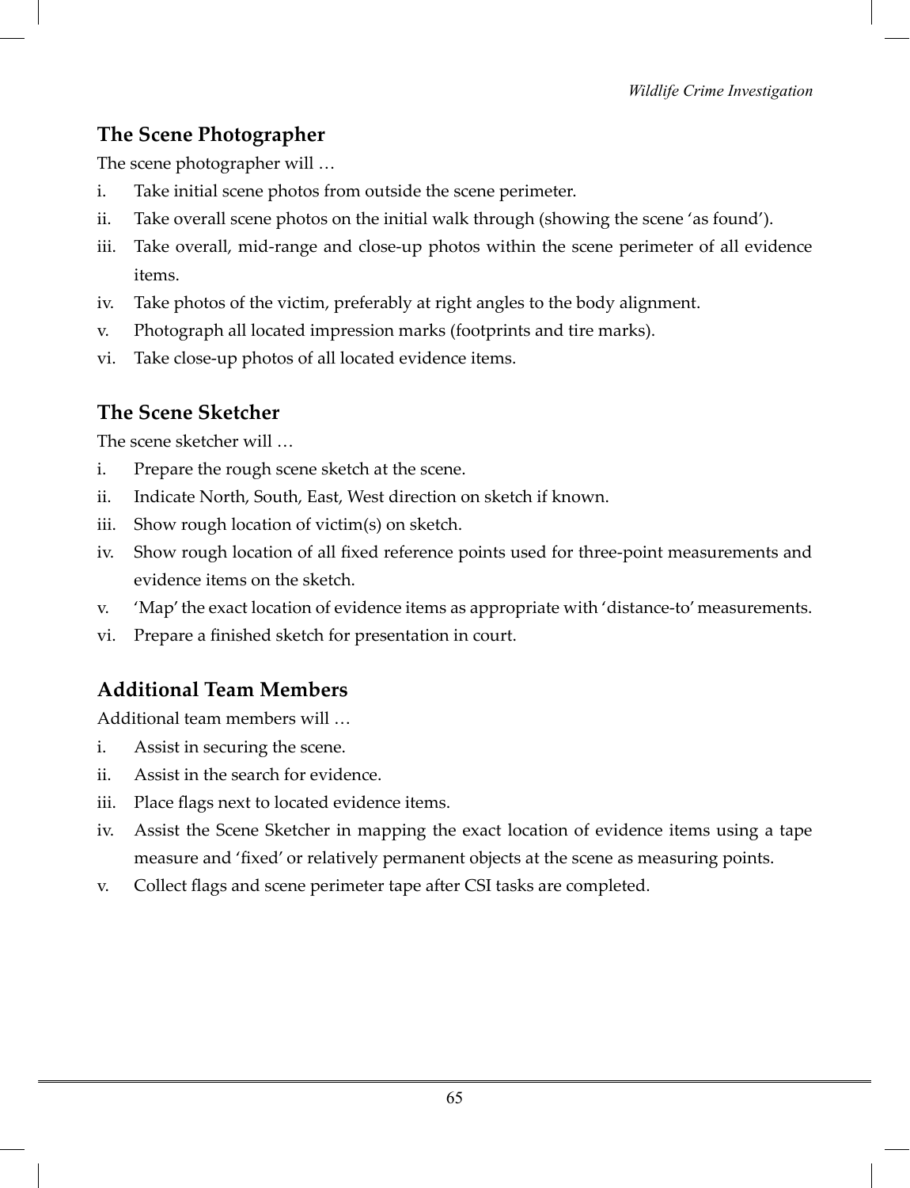## The Scene Photographer

The scene photographer will …

i. Take initial scene photos from outside the scene perimeter.
ii. Take overall scene photos on the initial walk through (showing the scene 'as found').
iii. Take overall, mid-range and close-up photos within the scene perimeter of all evidence items.
iv. Take photos of the victim, preferably at right angles to the body alignment.
v. Photograph all located impression marks (footprints and tire marks).
vi. Take close-up photos of all located evidence items.

## The Scene Sketcher

The scene sketcher will …

i. Prepare the rough scene sketch at the scene.
ii. Indicate North, South, East, West direction on sketch if known.
iii. Show rough location of victim(s) on sketch.
iv. Show rough location of all fixed reference points used for three-point measurements and evidence items on the sketch.
v. 'Map' the exact location of evidence items as appropriate with 'distance-to' measurements.
vi. Prepare a finished sketch for presentation in court.

## Additional Team Members

Additional team members will …

i. Assist in securing the scene.
ii. Assist in the search for evidence.
iii. Place flags next to located evidence items.
iv. Assist the Scene Sketcher in mapping the exact location of evidence items using a tape measure and 'fixed' or relatively permanent objects at the scene as measuring points.
v. Collect flags and scene perimeter tape after CSI tasks are completed.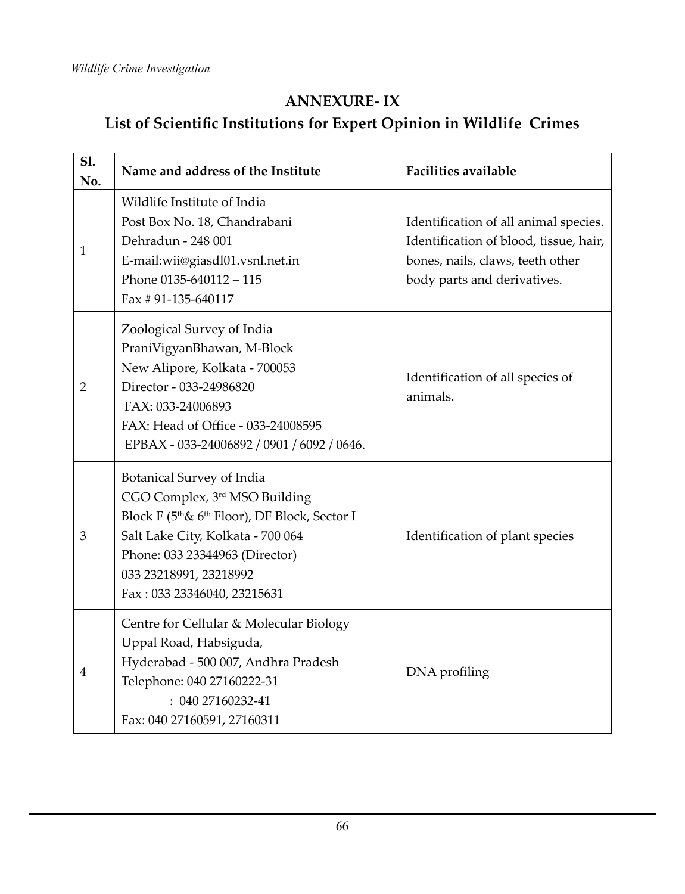# ANNEXURE- IX

## List of Scientific Institutions for Expert Opinion in Wildlife Crimes

| Sl. No. | Name and address of the Institute | Facilities available |
|---|---|---|
| 1 | Wildlife Institute of India<br>Post Box No. 18, Chandrabani<br>Dehradun - 248 001<br>E-mail:wii@giasdl01.vsnl.net.in<br>Phone 0135-640112 – 115<br>Fax # 91-135-640117 | Identification of all animal species. Identification of blood, tissue, hair, bones, nails, claws, teeth other body parts and derivatives. |
| 2 | Zoological Survey of India<br>PraniVigyanBhawan, M-Block<br>New Alipore, Kolkata - 700053<br>Director - 033-24986820<br>FAX: 033-24006893<br>FAX: Head of Office - 033-24008595<br>EPBAX - 033-24006892 / 0901 / 6092 / 0646. | Identification of all species of animals. |
| 3 | Botanical Survey of India<br>CGO Complex, 3rd MSO Building<br>Block F (5th& 6th Floor), DF Block, Sector I<br>Salt Lake City, Kolkata - 700 064<br>Phone: 033 23344963 (Director)<br>033 23218991, 23218992<br>Fax : 033 23346040, 23215631 | Identification of plant species |
| 4 | Centre for Cellular & Molecular Biology<br>Uppal Road, Habsiguda,<br>Hyderabad - 500 007, Andhra Pradesh<br>Telephone: 040 27160222-31<br>: 040 27160232-41<br>Fax: 040 27160591, 27160311 | DNA profiling |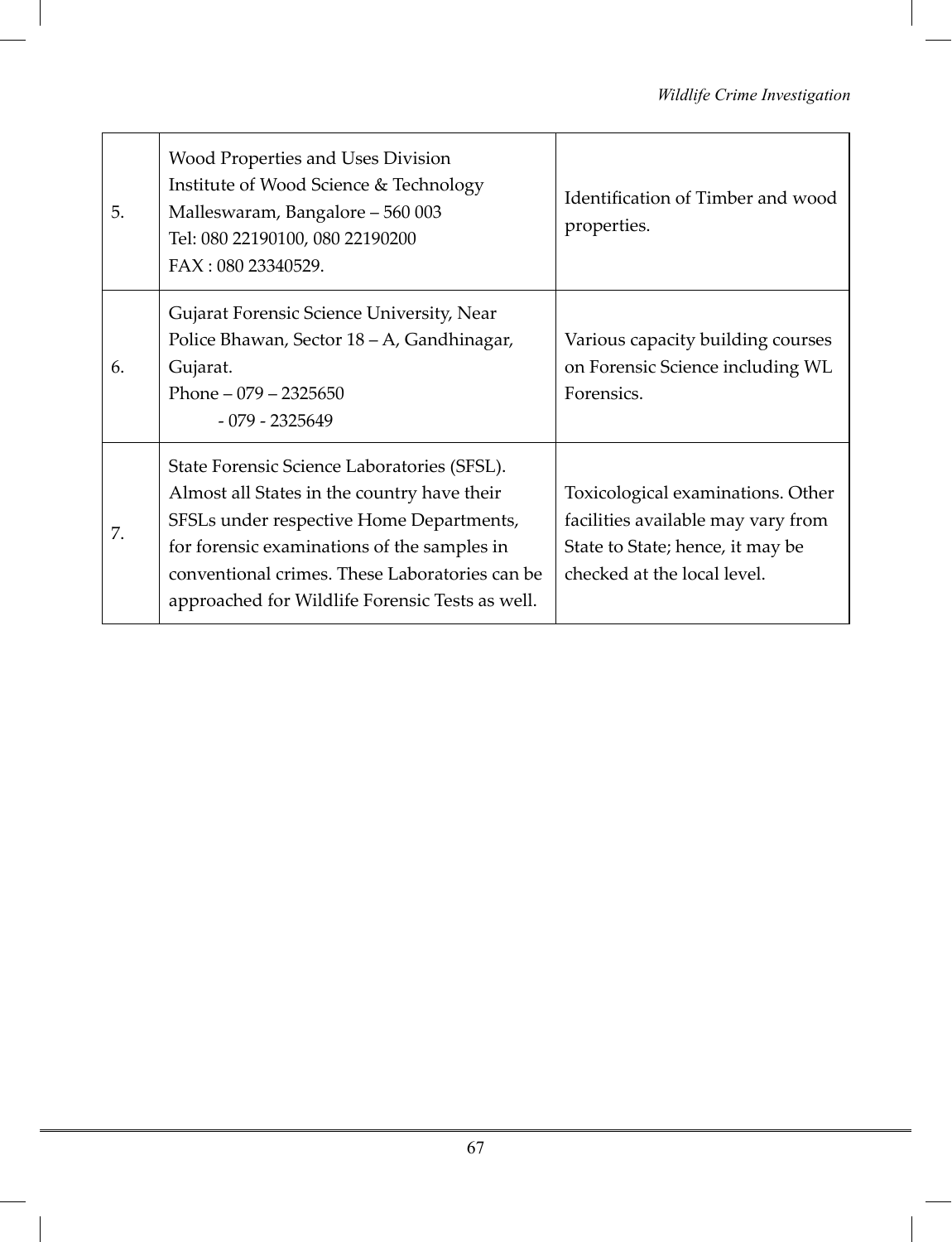| | | |
|---|---|---|
| 5. | Wood Properties and Uses Division<br>Institute of Wood Science & Technology<br>Malleswaram, Bangalore – 560 003<br>Tel: 080 22190100, 080 22190200<br>FAX : 080 23340529. | Identification of Timber and wood properties. |
| 6. | Gujarat Forensic Science University, Near Police Bhawan, Sector 18 – A, Gandhinagar, Gujarat.<br>Phone – 079 – 2325650<br>- 079 - 2325649 | Various capacity building courses on Forensic Science including WL Forensics. |
| 7. | State Forensic Science Laboratories (SFSL). Almost all States in the country have their SFSLs under respective Home Departments, for forensic examinations of the samples in conventional crimes. These Laboratories can be approached for Wildlife Forensic Tests as well. | Toxicological examinations. Other facilities available may vary from State to State; hence, it may be checked at the local level. |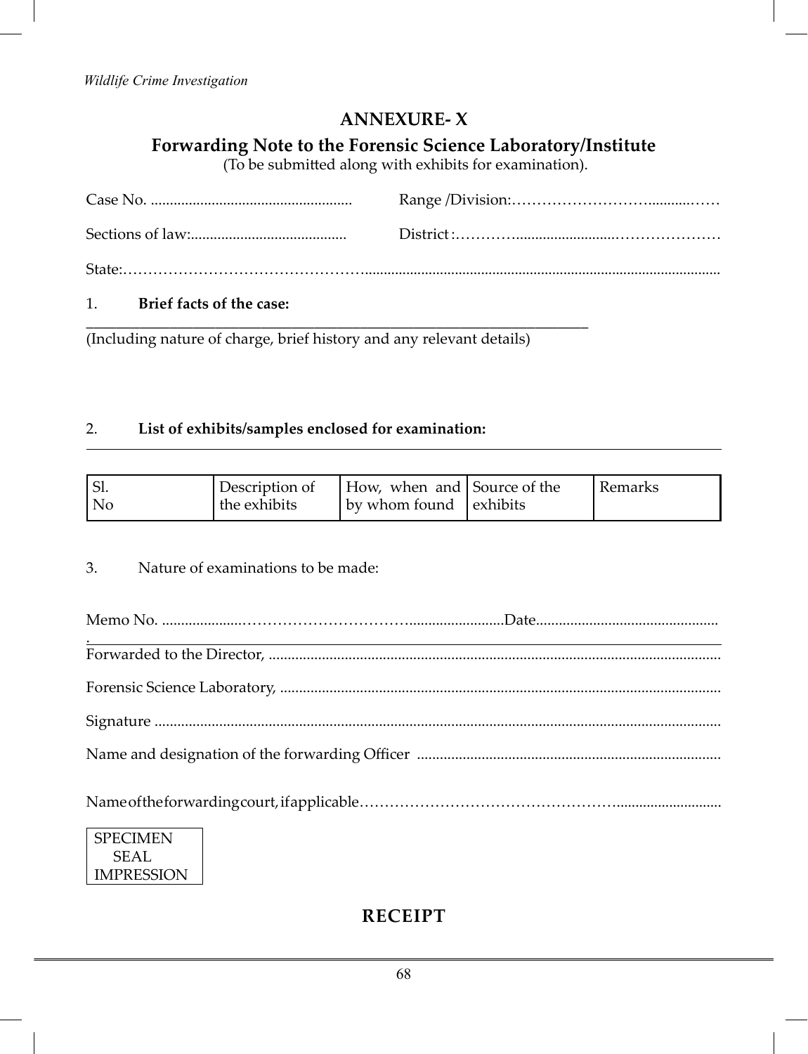## ANNEXURE- X

### Forwarding Note to the Forensic Science Laboratory/Institute

(To be submitted along with exhibits for examination).

Case No. ..................................................... Range /Division:………………………...........……

Sections of law:......................................... District :………….........................…………………

State:……………………………………….............................................................................................

1. **Brief facts of the case:**

___________________________________________________________________________

(Including nature of charge, brief history and any relevant details)

2. **List of exhibits/samples enclosed for examination:**

| Sl. No | Description of the exhibits | How, when and by whom found | Source of the exhibits | Remarks |
|---|---|---|---|---|

3. Nature of examinations to be made:

Memo No. .....................…………………………..........................Date................................................

Forwarded to the Director, ......................................................................................................................

Forensic Science Laboratory, ..................................................................................................................

Signature ....................................................................................................................................................

Name and designation of the forwarding Officer ................................................................................

Name of the forwarding court, if applicable……………………………………………............................

SPECIMEN SEAL IMPRESSION

## RECEIPT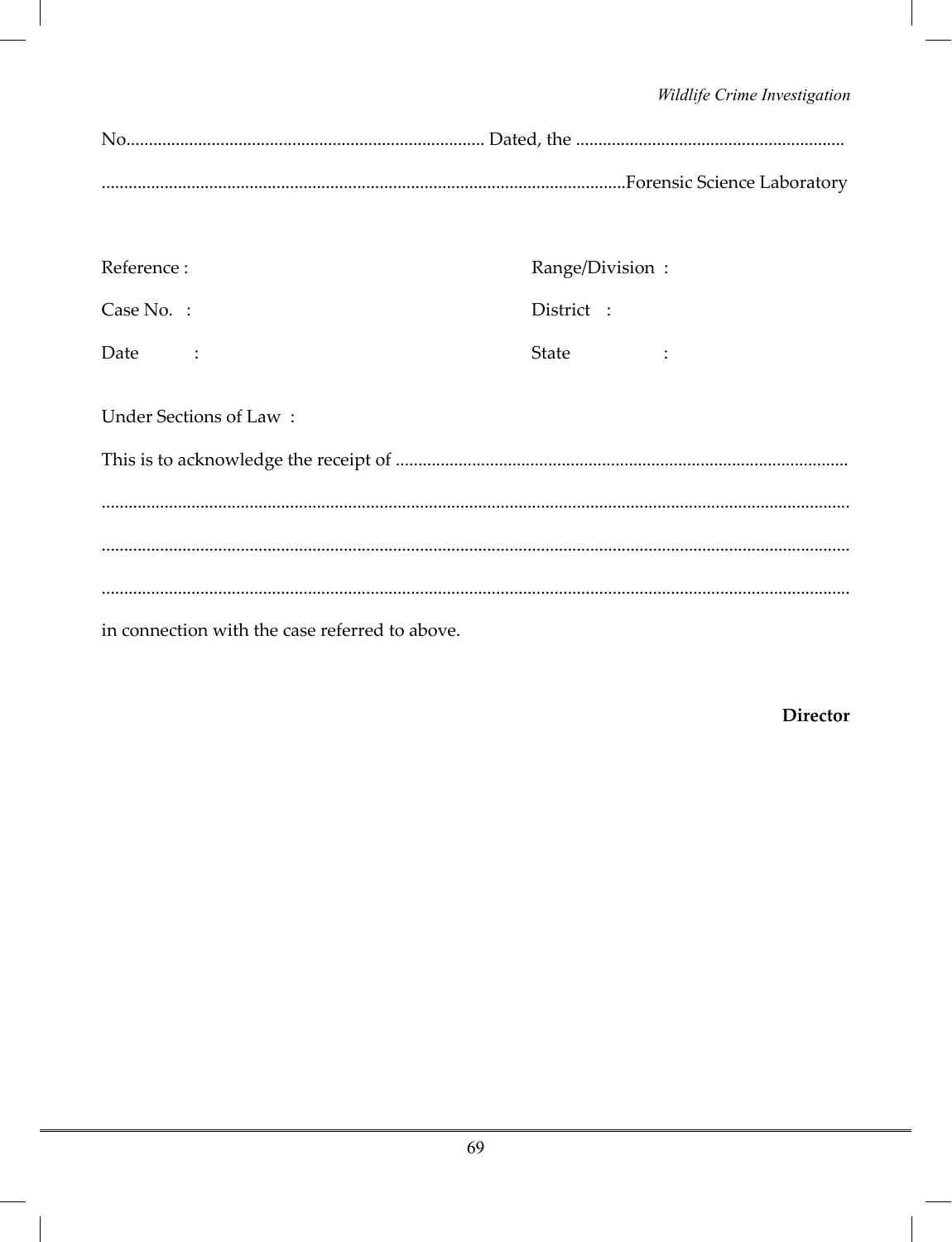No................................................................................ Dated, the ............................................................

....................................................................................................................Forensic Science Laboratory

Reference :

Case No. :

Date :

Range/Division :

District :

State :

Under Sections of Law :

This is to acknowledge the receipt of ....................................................................................................

......................................................................................................................................................

......................................................................................................................................................

......................................................................................................................................................

in connection with the case referred to above.

**Director**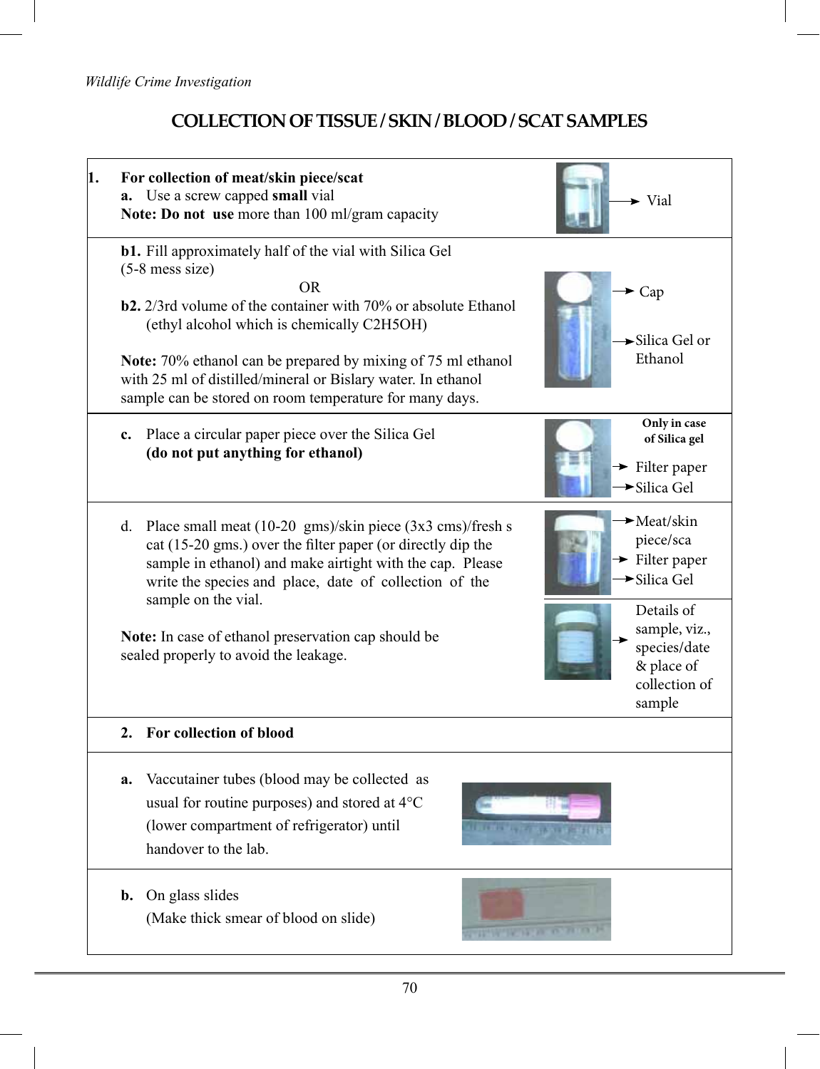## COLLECTION OF TISSUE / SKIN / BLOOD / SCAT SAMPLES

**1. For collection of meat/skin piece/scat**

**a.** Use a screw capped **small** vial

**Note: Do not use** more than 100 ml/gram capacity

→ Vial

**b1.** Fill approximately half of the vial with Silica Gel (5-8 mess size)

OR

**b2.** 2/3rd volume of the container with 70% or absolute Ethanol (ethyl alcohol which is chemically C2H5OH)

**Note:** 70% ethanol can be prepared by mixing of 75 ml ethanol with 25 ml of distilled/mineral or Bislary water. In ethanol sample can be stored on room temperature for many days.

→ Cap

→ Silica Gel or Ethanol

**c.** Place a circular paper piece over the Silica Gel **(do not put anything for ethanol)**

**Only in case of Silica gel**

→ Filter paper

→ Silica Gel

d. Place small meat (10-20 gms)/skin piece (3x3 cms)/fresh s cat (15-20 gms.) over the filter paper (or directly dip the sample in ethanol) and make airtight with the cap. Please write the species and place, date of collection of the sample on the vial.

**Note:** In case of ethanol preservation cap should be sealed properly to avoid the leakage.

→ Meat/skin piece/sca

→ Filter paper

→ Silica Gel

→ Details of sample, viz., species/date & place of collection of sample

**2. For collection of blood**

**a.** Vaccutainer tubes (blood may be collected as usual for routine purposes) and stored at 4°C (lower compartment of refrigerator) until handover to the lab.

**b.** On glass slides (Make thick smear of blood on slide)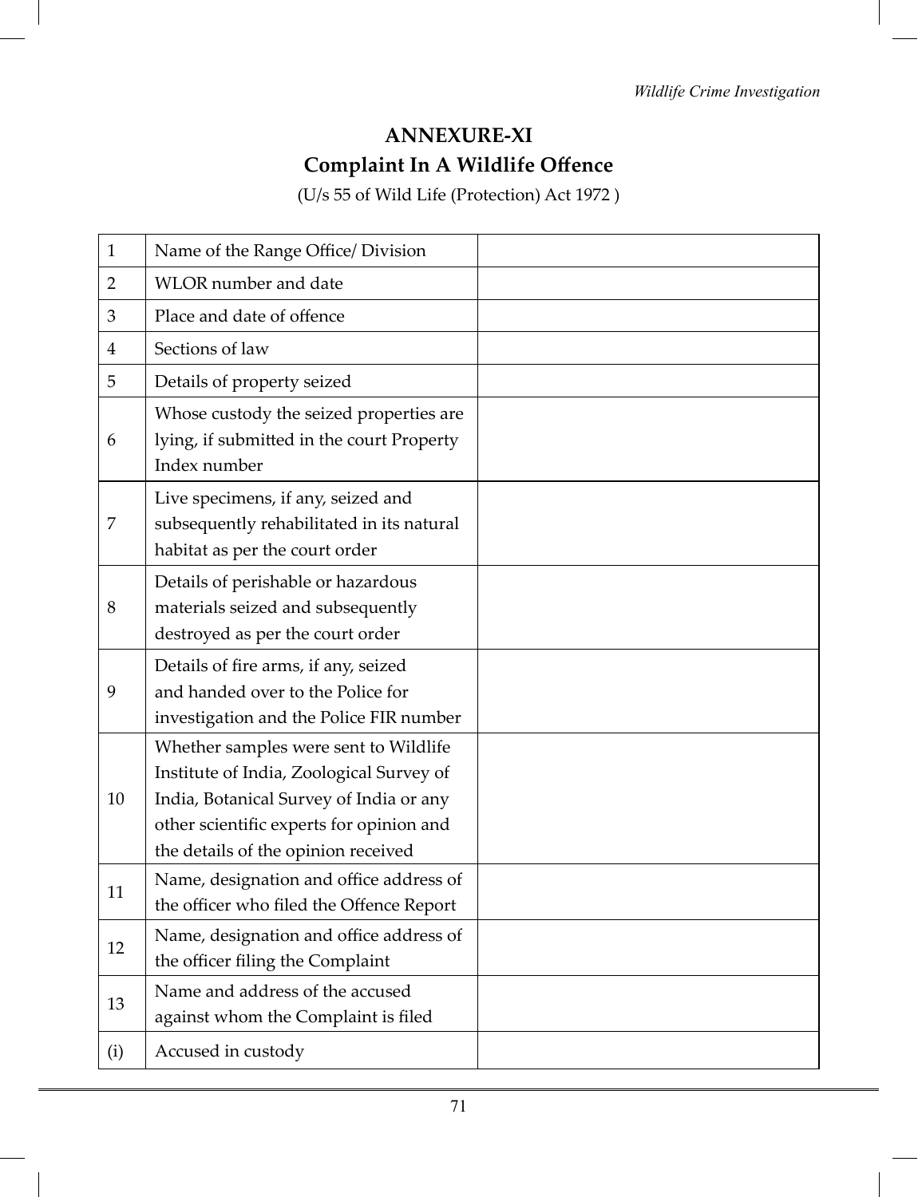# ANNEXURE-XI

## Complaint In A Wildlife Offence

(U/s 55 of Wild Life (Protection) Act 1972 )

| | | |
|---|---|---|
| 1 | Name of the Range Office/ Division | |
| 2 | WLOR number and date | |
| 3 | Place and date of offence | |
| 4 | Sections of law | |
| 5 | Details of property seized | |
| 6 | Whose custody the seized properties are lying, if submitted in the court Property Index number | |
| 7 | Live specimens, if any, seized and subsequently rehabilitated in its natural habitat as per the court order | |
| 8 | Details of perishable or hazardous materials seized and subsequently destroyed as per the court order | |
| 9 | Details of fire arms, if any, seized and handed over to the Police for investigation and the Police FIR number | |
| 10 | Whether samples were sent to Wildlife Institute of India, Zoological Survey of India, Botanical Survey of India or any other scientific experts for opinion and the details of the opinion received | |
| 11 | Name, designation and office address of the officer who filed the Offence Report | |
| 12 | Name, designation and office address of the officer filing the Complaint | |
| 13 | Name and address of the accused against whom the Complaint is filed | |
| (i) | Accused in custody | |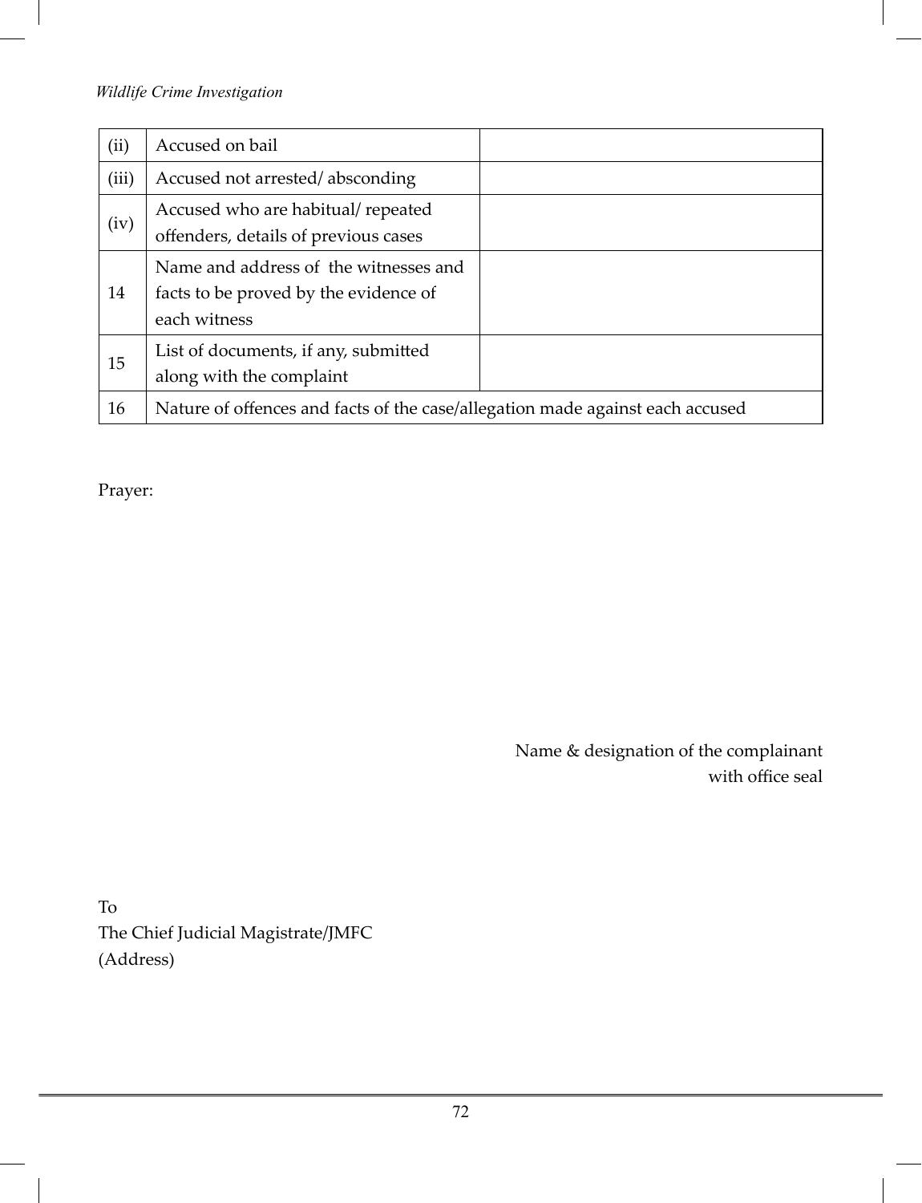| | | |
|---|---|---|
| (ii) | Accused on bail | |
| (iii) | Accused not arrested/ absconding | |
| (iv) | Accused who are habitual/ repeated offenders, details of previous cases | |
| 14 | Name and address of the witnesses and facts to be proved by the evidence of each witness | |
| 15 | List of documents, if any, submitted along with the complaint | |
| 16 | Nature of offences and facts of the case/allegation made against each accused | |

Prayer:

Name & designation of the complainant
with office seal

To
The Chief Judicial Magistrate/JMFC
(Address)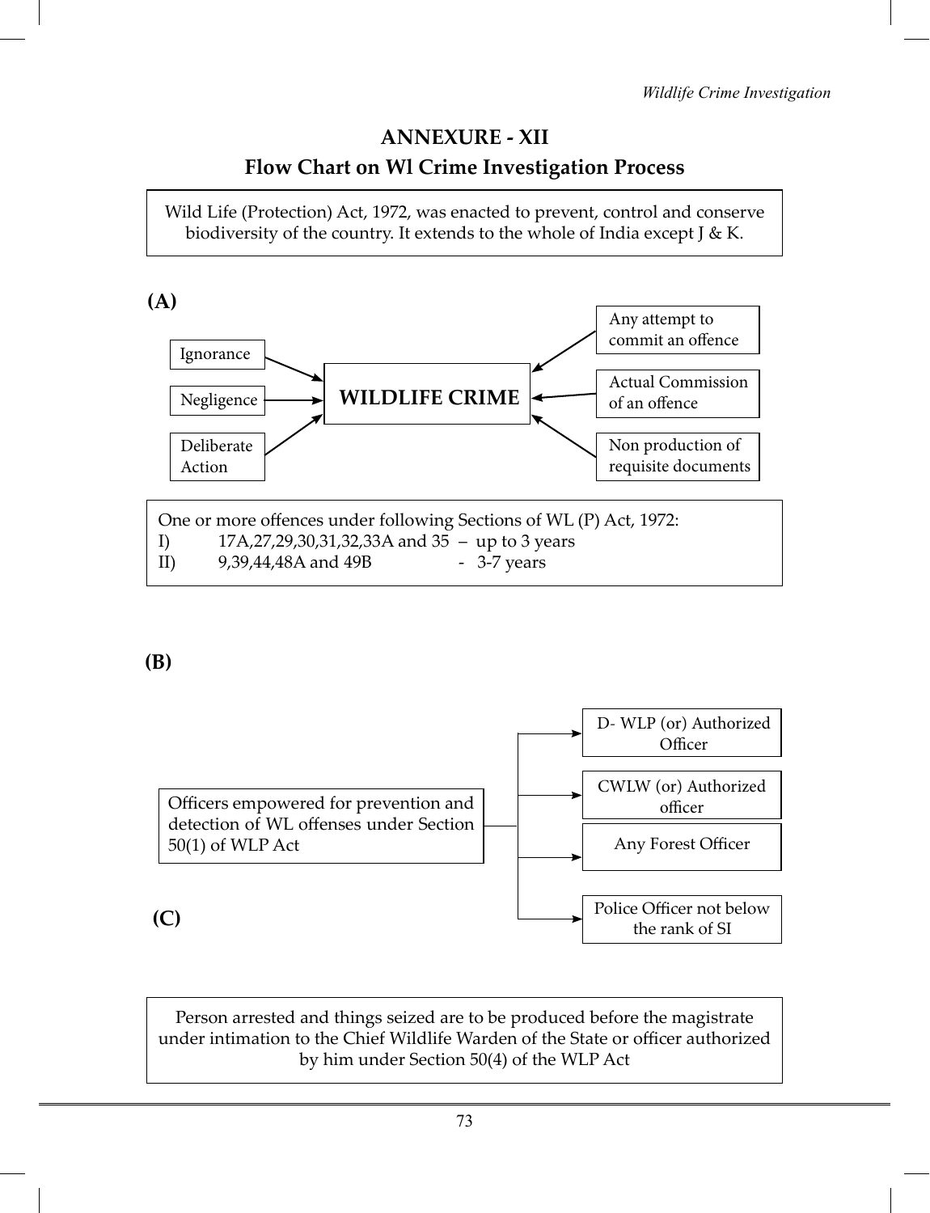## ANNEXURE - XII

## Flow Chart on Wl Crime Investigation Process

Wild Life (Protection) Act, 1972, was enacted to prevent, control and conserve biodiversity of the country. It extends to the whole of India except J & K.

**(A)**

Ignorance → **WILDLIFE CRIME**

Negligence → **WILDLIFE CRIME**

Deliberate Action → **WILDLIFE CRIME**

Any attempt to commit an offence → **WILDLIFE CRIME**

Actual Commission of an offence → **WILDLIFE CRIME**

Non production of requisite documents → **WILDLIFE CRIME**

One or more offences under following Sections of WL (P) Act, 1972:

I) 17A,27,29,30,31,32,33A and 35 – up to 3 years

II) 9,39,44,48A and 49B - 3-7 years

**(B)**

Officers empowered for prevention and detection of WL offenses under Section 50(1) of WLP Act:

- D- WLP (or) Authorized Officer
- CWLW (or) Authorized officer
- Any Forest Officer
- Police Officer not below the rank of SI

**(C)**

Person arrested and things seized are to be produced before the magistrate under intimation to the Chief Wildlife Warden of the State or officer authorized by him under Section 50(4) of the WLP Act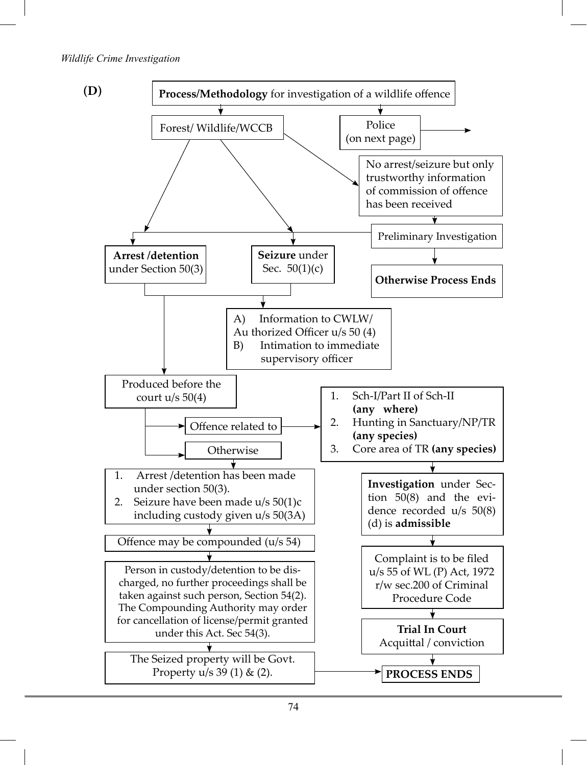**(D)**

**Process/Methodology** for investigation of a wildlife offence

- **Forest/ Wildlife/WCCB**
  - **Arrest /detention** under Section 50(3)
  - **Seizure** under Sec. 50(1)(c)
  - No arrest/seizure but only trustworthy information of commission of offence has been received
    - Preliminary Investigation → (leads to Arrest/detention or Seizure)
    - **Otherwise Process Ends**
- **Police** (on next page) →

**Arrest /detention** under Section 50(3) / **Seizure** under Sec. 50(1)(c):

- A) Information to CWLW/ Authorized Officer u/s 50 (4)
- B) Intimation to immediate supervisory officer

Produced before the court u/s 50(4)

- Offence related to →
  1. Sch-I/Part II of Sch-II **(any where)**
  2. Hunting in Sanctuary/NP/TR **(any species)**
  3. Core area of TR **(any species)**

  ↓

  **Investigation** under Section 50(8) and the evidence recorded u/s 50(8) (d) is **admissible**

  ↓

  Complaint is to be filed u/s 55 of WL (P) Act, 1972 r/w sec.200 of Criminal Procedure Code

  ↓

  **Trial In Court**
  Acquittal / conviction

  ↓

  **PROCESS ENDS**

- Otherwise

  1. Arrest /detention has been made under section 50(3).
  2. Seizure have been made u/s 50(1)c including custody given u/s 50(3A)

  ↓

  Offence may be compounded (u/s 54)

  ↓

  Person in custody/detention to be discharged, no further proceedings shall be taken against such person, Section 54(2). The Compounding Authority may order for cancellation of license/permit granted under this Act. Sec 54(3).

  ↓

  The Seized property will be Govt. Property u/s 39 (1) & (2). → **PROCESS ENDS**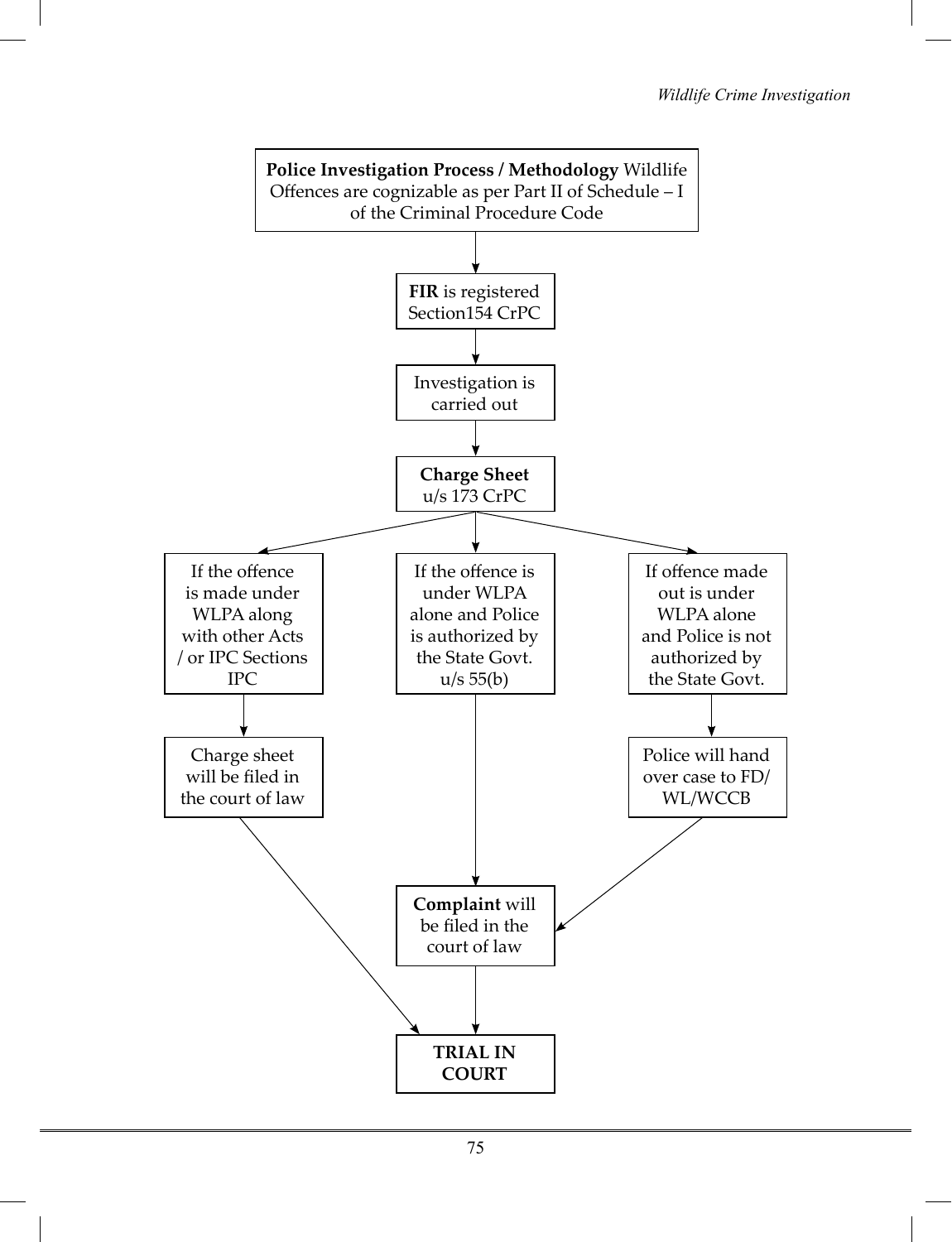**Police Investigation Process / Methodology** Wildlife Offences are cognizable as per Part II of Schedule – I of the Criminal Procedure Code

↓

**FIR** is registered Section154 CrPC

↓

Investigation is carried out

↓

**Charge Sheet** u/s 173 CrPC

↓

- If the offence is made under WLPA along with other Acts / or IPC Sections IPC
  - → Charge sheet will be filed in the court of law
    - → TRIAL IN COURT
- If the offence is under WLPA alone and Police is authorized by the State Govt. u/s 55(b)
  - → **Complaint** will be filed in the court of law
    - → TRIAL IN COURT
- If offence made out is under WLPA alone and Police is not authorized by the State Govt.
  - → Police will hand over case to FD/ WL/WCCB
    - → **Complaint** will be filed in the court of law
      - → TRIAL IN COURT

**TRIAL IN COURT**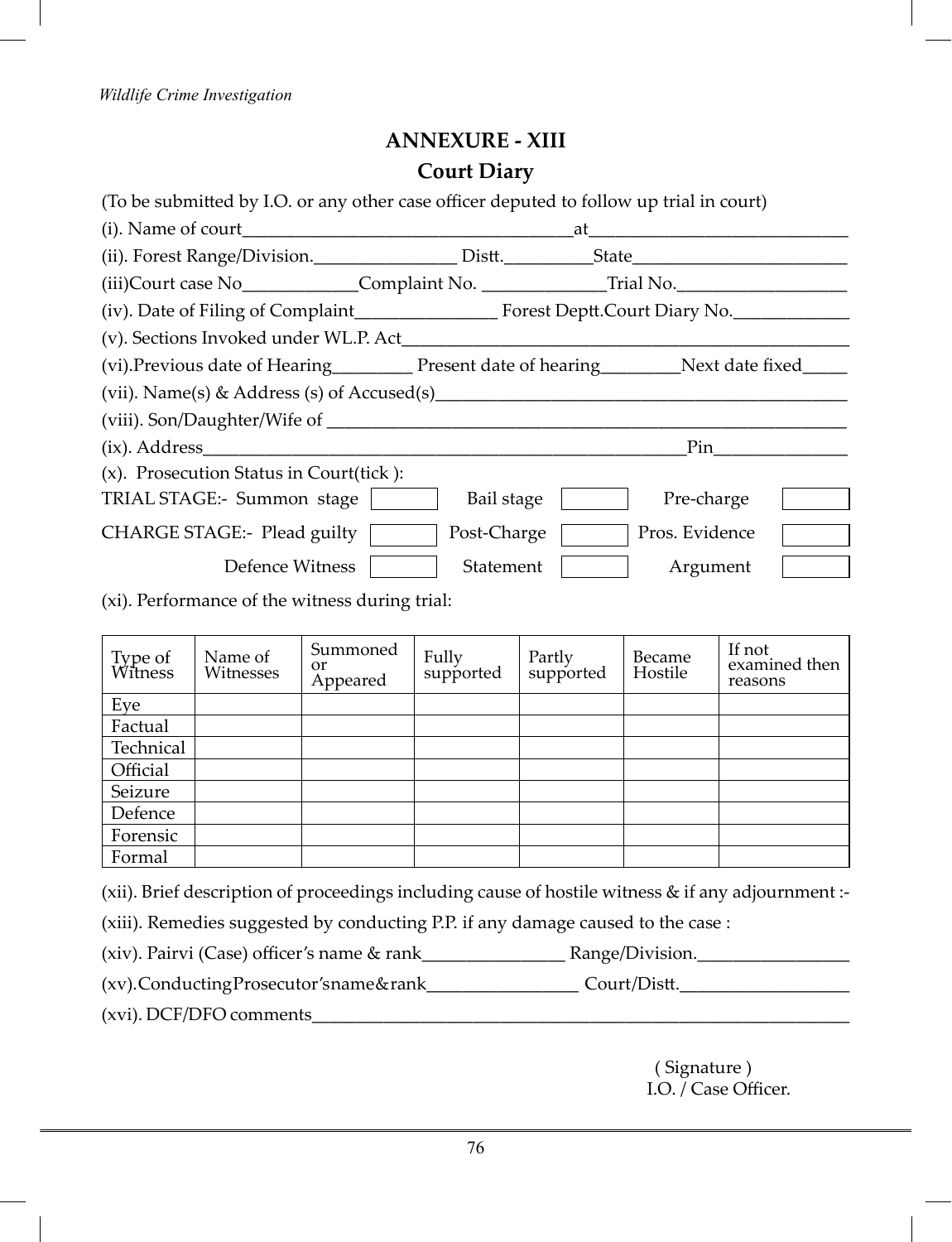## ANNEXURE - XIII

## Court Diary

(To be submitted by I.O. or any other case officer deputed to follow up trial in court)

(i). Name of court_____________________________________at____________________________

(ii). Forest Range/Division.________________ Distt.__________State________________________

(iii)Court case No_____________Complaint No. ______________Trial No.___________________

(iv). Date of Filing of Complaint________________ Forest Deptt.Court Diary No._____________

(v). Sections Invoked under WL.P. Act____________________________________________________

(vi).Previous date of Hearing_________ Present date of hearing_________Next date fixed_____

(vii). Name(s) & Address (s) of Accused(s)_____________________________________________

(viii). Son/Daughter/Wife of __________________________________________________________

(ix). Address______________________________________________________Pin_______________

(x). Prosecution Status in Court(tick ):

| | | | | | |
|---|---|---|---|---|---|
| TRIAL STAGE:- Summon stage | ☐ | Bail stage | ☐ | Pre-charge | ☐ |
| CHARGE STAGE:- Plead guilty | ☐ | Post-Charge | ☐ | Pros. Evidence | ☐ |
| Defence Witness | ☐ | Statement | ☐ | Argument | ☐ |

(xi). Performance of the witness during trial:

| Type of Witness | Name of Witnesses | Summoned or Appeared | Fully supported | Partly supported | Became Hostile | If not examined then reasons |
|---|---|---|---|---|---|---|
| Eye | | | | | | |
| Factual | | | | | | |
| Technical | | | | | | |
| Official | | | | | | |
| Seizure | | | | | | |
| Defence | | | | | | |
| Forensic | | | | | | |
| Formal | | | | | | |

(xii). Brief description of proceedings including cause of hostile witness & if any adjournment :-

(xiii). Remedies suggested by conducting P.P. if any damage caused to the case :

(xiv). Pairvi (Case) officer's name & rank________________ Range/Division._________________

(xv).ConductingProsecutor'sname&rank_________________ Court/Distt.___________________

(xvi). DCF/DFO comments______________________________________________________________

( Signature )
I.O. / Case Officer.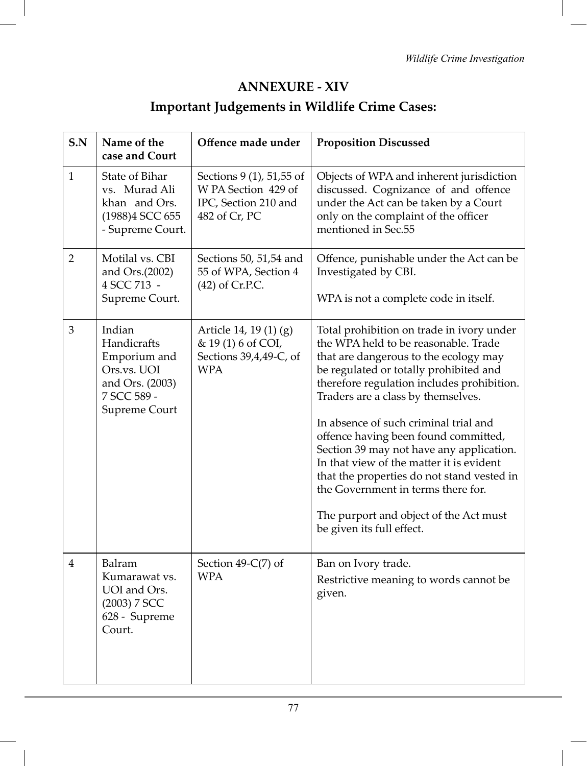## ANNEXURE - XIV

## Important Judgements in Wildlife Crime Cases:

| S.N | Name of the case and Court | Offence made under | Proposition Discussed |
|---|---|---|---|
| 1 | State of Bihar vs. Murad Ali khan and Ors. (1988)4 SCC 655 - Supreme Court. | Sections 9 (1), 51,55 of W PA Section 429 of IPC, Section 210 and 482 of Cr, PC | Objects of WPA and inherent jurisdiction discussed. Cognizance of and offence under the Act can be taken by a Court only on the complaint of the officer mentioned in Sec.55 |
| 2 | Motilal vs. CBI and Ors.(2002) 4 SCC 713 - Supreme Court. | Sections 50, 51,54 and 55 of WPA, Section 4 (42) of Cr.P.C. | Offence, punishable under the Act can be Investigated by CBI.<br><br>WPA is not a complete code in itself. |
| 3 | Indian Handicrafts Emporium and Ors.vs. UOI and Ors. (2003) 7 SCC 589 - Supreme Court | Article 14, 19 (1) (g) & 19 (1) 6 of COI, Sections 39,4,49-C, of WPA | Total prohibition on trade in ivory under the WPA held to be reasonable. Trade that are dangerous to the ecology may be regulated or totally prohibited and therefore regulation includes prohibition. Traders are a class by themselves.<br><br>In absence of such criminal trial and offence having been found committed, Section 39 may not have any application. In that view of the matter it is evident that the properties do not stand vested in the Government in terms there for.<br><br>The purport and object of the Act must be given its full effect. |
| 4 | Balram Kumarawat vs. UOI and Ors. (2003) 7 SCC 628 - Supreme Court. | Section 49-C(7) of WPA | Ban on Ivory trade.<br>Restrictive meaning to words cannot be given. |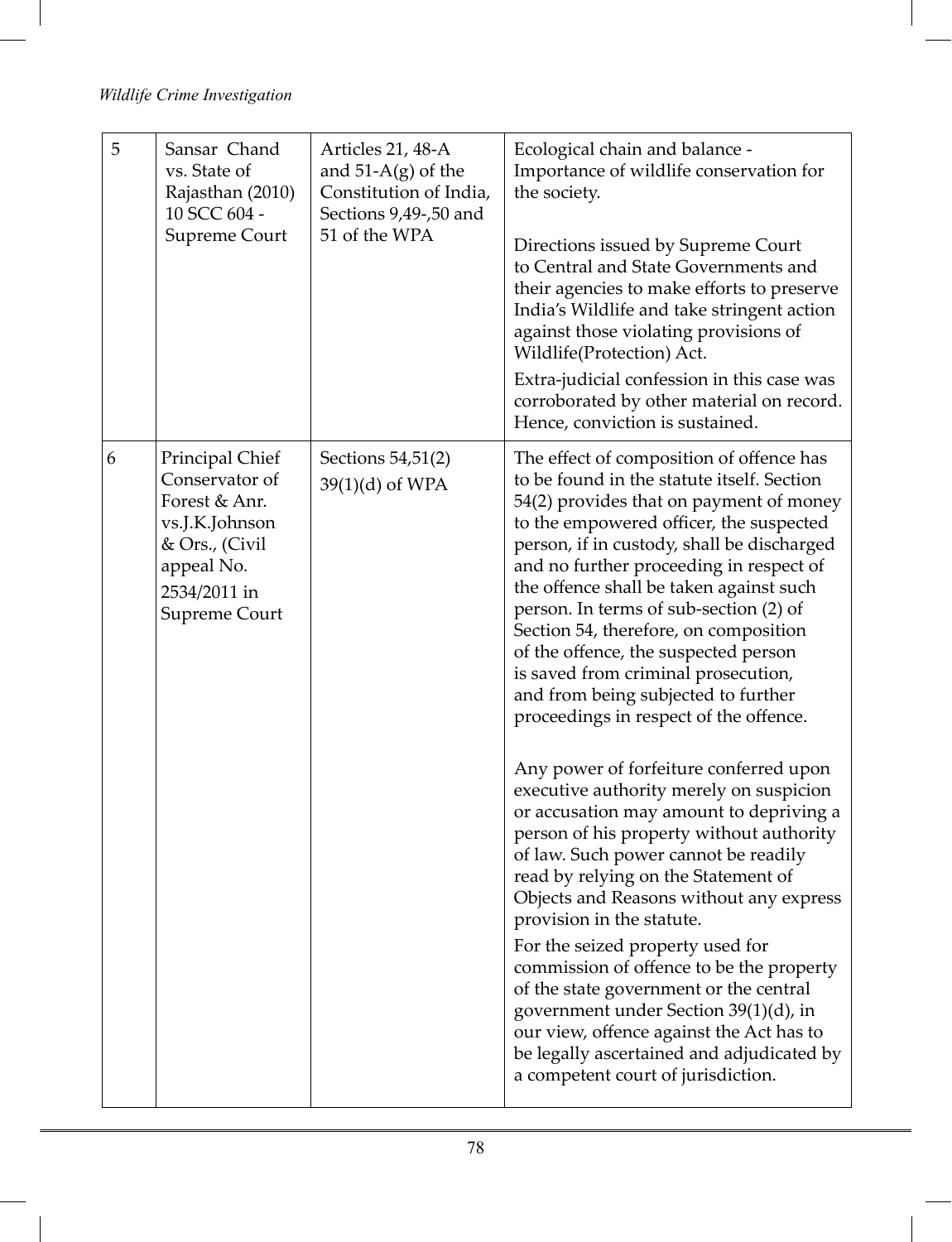| 5 | Sansar Chand vs. State of Rajasthan (2010) 10 SCC 604 - Supreme Court | Articles 21, 48-A and 51-A(g) of the Constitution of India, Sections 9,49-,50 and 51 of the WPA | Ecological chain and balance - Importance of wildlife conservation for the society.<br><br>Directions issued by Supreme Court to Central and State Governments and their agencies to make efforts to preserve India's Wildlife and take stringent action against those violating provisions of Wildlife(Protection) Act.<br><br>Extra-judicial confession in this case was corroborated by other material on record. Hence, conviction is sustained. |
|---|---|---|---|
| 6 | Principal Chief Conservator of Forest & Anr. vs.J.K.Johnson & Ors., (Civil appeal No. 2534/2011 in Supreme Court | Sections 54,51(2) 39(1)(d) of WPA | The effect of composition of offence has to be found in the statute itself. Section 54(2) provides that on payment of money to the empowered officer, the suspected person, if in custody, shall be discharged and no further proceeding in respect of the offence shall be taken against such person. In terms of sub-section (2) of Section 54, therefore, on composition of the offence, the suspected person is saved from criminal prosecution, and from being subjected to further proceedings in respect of the offence.<br><br>Any power of forfeiture conferred upon executive authority merely on suspicion or accusation may amount to depriving a person of his property without authority of law. Such power cannot be readily read by relying on the Statement of Objects and Reasons without any express provision in the statute.<br><br>For the seized property used for commission of offence to be the property of the state government or the central government under Section 39(1)(d), in our view, offence against the Act has to be legally ascertained and adjudicated by a competent court of jurisdiction. |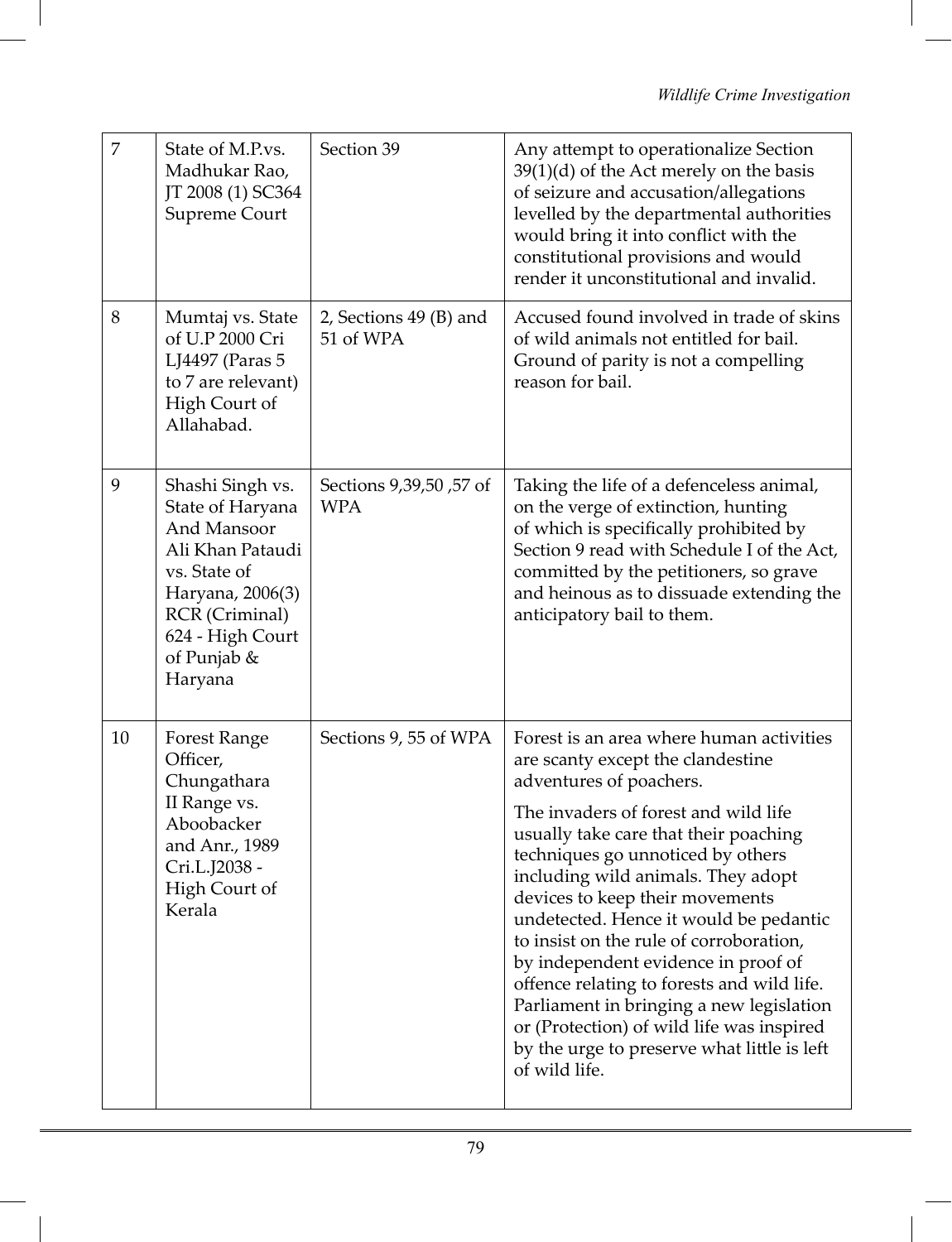| 7 | State of M.P.vs. Madhukar Rao, JT 2008 (1) SC364 Supreme Court | Section 39 | Any attempt to operationalize Section 39(1)(d) of the Act merely on the basis of seizure and accusation/allegations levelled by the departmental authorities would bring it into conflict with the constitutional provisions and would render it unconstitutional and invalid. |
|---|---|---|---|
| 8 | Mumtaj vs. State of U.P 2000 Cri LJ4497 (Paras 5 to 7 are relevant) High Court of Allahabad. | 2, Sections 49 (B) and 51 of WPA | Accused found involved in trade of skins of wild animals not entitled for bail. Ground of parity is not a compelling reason for bail. |
| 9 | Shashi Singh vs. State of Haryana And Mansoor Ali Khan Pataudi vs. State of Haryana, 2006(3) RCR (Criminal) 624 - High Court of Punjab & Haryana | Sections 9,39,50 ,57 of WPA | Taking the life of a defenceless animal, on the verge of extinction, hunting of which is specifically prohibited by Section 9 read with Schedule I of the Act, committed by the petitioners, so grave and heinous as to dissuade extending the anticipatory bail to them. |
| 10 | Forest Range Officer, Chungathara II Range vs. Aboobacker and Anr., 1989 Cri.L.J2038 - High Court of Kerala | Sections 9, 55 of WPA | Forest is an area where human activities are scanty except the clandestine adventures of poachers.<br><br>The invaders of forest and wild life usually take care that their poaching techniques go unnoticed by others including wild animals. They adopt devices to keep their movements undetected. Hence it would be pedantic to insist on the rule of corroboration, by independent evidence in proof of offence relating to forests and wild life. Parliament in bringing a new legislation or (Protection) of wild life was inspired by the urge to preserve what little is left of wild life. |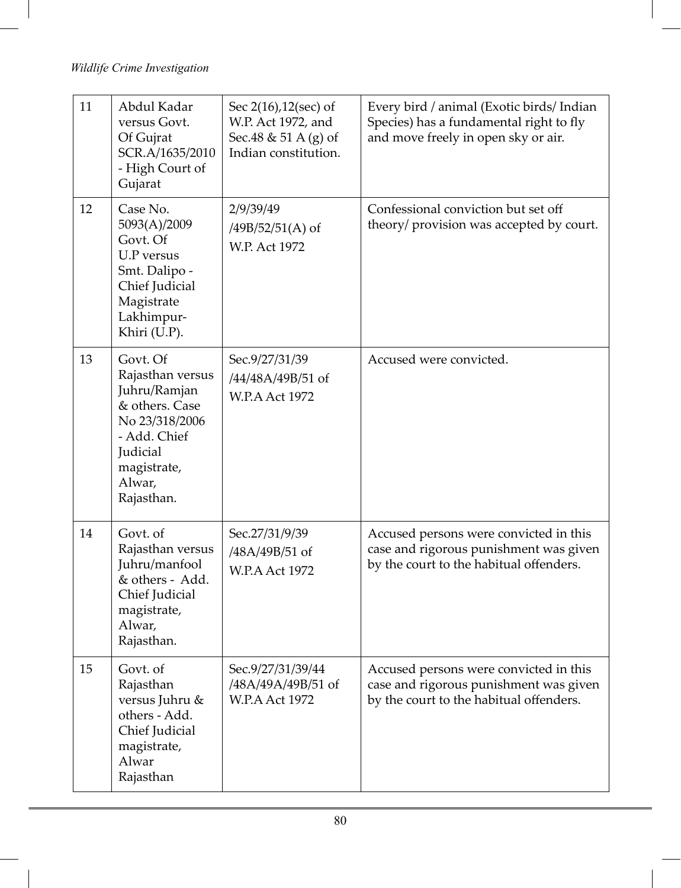| 11 | Abdul Kadar versus Govt. Of Gujrat SCR.A/1635/2010 - High Court of Gujarat | Sec 2(16),12(sec) of W.P. Act 1972, and Sec.48 & 51 A (g) of Indian constitution. | Every bird / animal (Exotic birds/ Indian Species) has a fundamental right to fly and move freely in open sky or air. |
|---|---|---|---|
| 12 | Case No. 5093(A)/2009 Govt. Of U.P versus Smt. Dalipo - Chief Judicial Magistrate Lakhimpur-Khiri (U.P). | 2/9/39/49 /49B/52/51(A) of W.P. Act 1972 | Confessional conviction but set off theory/ provision was accepted by court. |
| 13 | Govt. Of Rajasthan versus Juhru/Ramjan & others. Case No 23/318/2006 - Add. Chief Judicial magistrate, Alwar, Rajasthan. | Sec.9/27/31/39 /44/48A/49B/51 of W.P.A Act 1972 | Accused were convicted. |
| 14 | Govt. of Rajasthan versus Juhru/manfool & others - Add. Chief Judicial magistrate, Alwar, Rajasthan. | Sec.27/31/9/39 /48A/49B/51 of W.P.A Act 1972 | Accused persons were convicted in this case and rigorous punishment was given by the court to the habitual offenders. |
| 15 | Govt. of Rajasthan versus Juhru & others - Add. Chief Judicial magistrate, Alwar Rajasthan | Sec.9/27/31/39/44 /48A/49A/49B/51 of W.P.A Act 1972 | Accused persons were convicted in this case and rigorous punishment was given by the court to the habitual offenders. |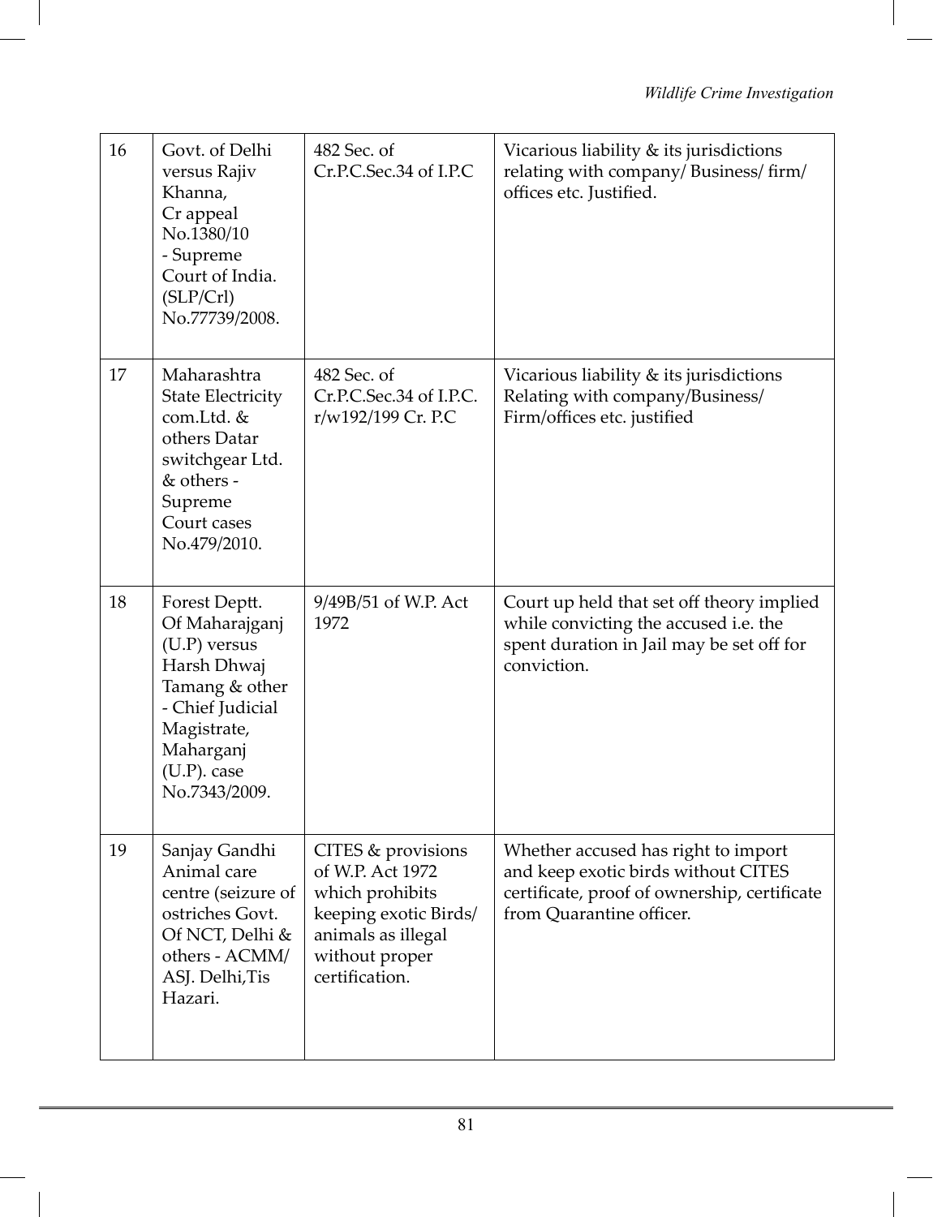| 16 | Govt. of Delhi versus Rajiv Khanna, Cr appeal No.1380/10 - Supreme Court of India. (SLP/Crl) No.77739/2008. | 482 Sec. of Cr.P.C.Sec.34 of I.P.C | Vicarious liability & its jurisdictions relating with company/ Business/ firm/ offices etc. Justified. |
|---|---|---|---|
| 17 | Maharashtra State Electricity com.Ltd. & others Datar switchgear Ltd. & others - Supreme Court cases No.479/2010. | 482 Sec. of Cr.P.C.Sec.34 of I.P.C. r/w192/199 Cr. P.C | Vicarious liability & its jurisdictions Relating with company/Business/ Firm/offices etc. justified |
| 18 | Forest Deptt. Of Maharajganj (U.P) versus Harsh Dhwaj Tamang & other - Chief Judicial Magistrate, Maharganj (U.P). case No.7343/2009. | 9/49B/51 of W.P. Act 1972 | Court up held that set off theory implied while convicting the accused i.e. the spent duration in Jail may be set off for conviction. |
| 19 | Sanjay Gandhi Animal care centre (seizure of ostriches Govt. Of NCT, Delhi & others - ACMM/ ASJ. Delhi,Tis Hazari. | CITES & provisions of W.P. Act 1972 which prohibits keeping exotic Birds/ animals as illegal without proper certification. | Whether accused has right to import and keep exotic birds without CITES certificate, proof of ownership, certificate from Quarantine officer. |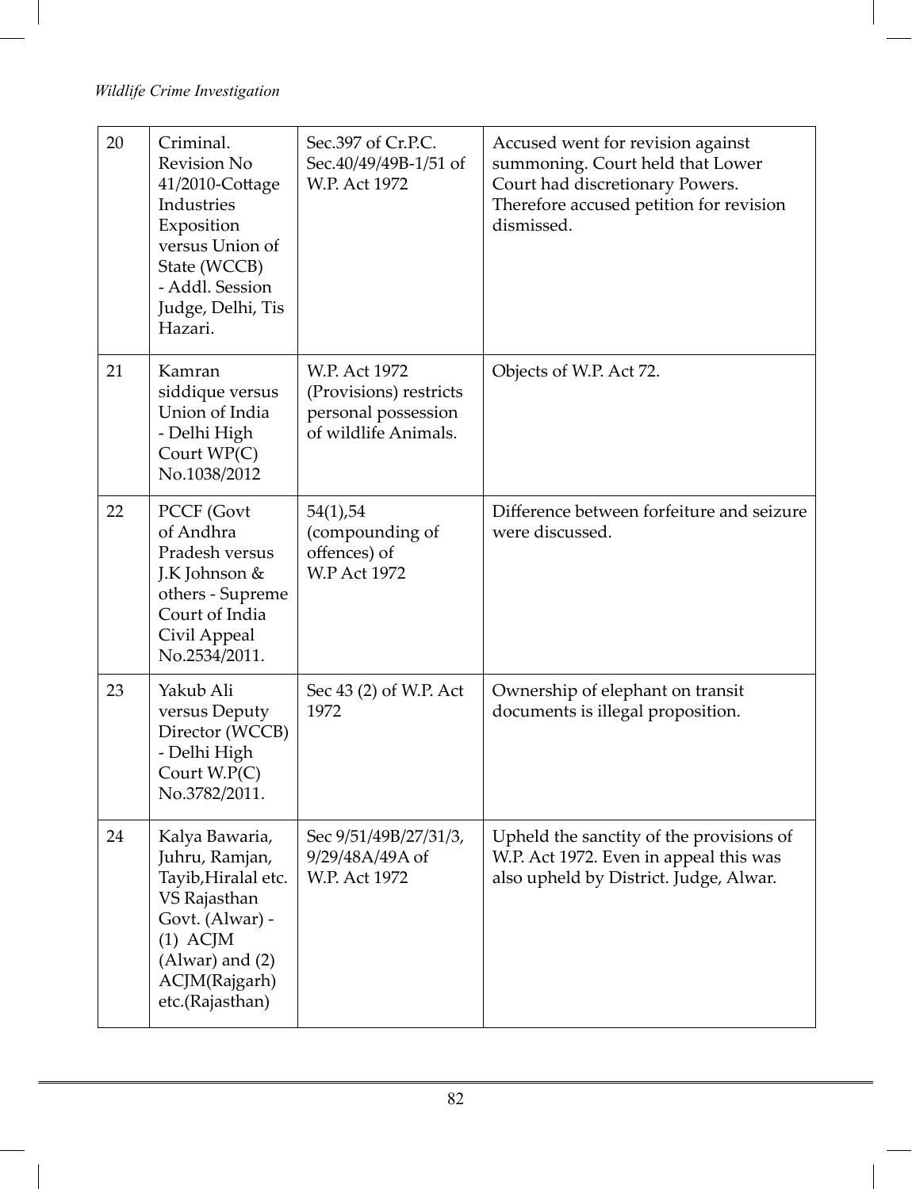| 20 | Criminal. Revision No 41/2010-Cottage Industries Exposition versus Union of State (WCCB) - Addl. Session Judge, Delhi, Tis Hazari. | Sec.397 of Cr.P.C. Sec.40/49/49B-1/51 of W.P. Act 1972 | Accused went for revision against summoning. Court held that Lower Court had discretionary Powers. Therefore accused petition for revision dismissed. |
|---|---|---|---|
| 21 | Kamran siddique versus Union of India - Delhi High Court WP(C) No.1038/2012 | W.P. Act 1972 (Provisions) restricts personal possession of wildlife Animals. | Objects of W.P. Act 72. |
| 22 | PCCF (Govt of Andhra Pradesh versus J.K Johnson & others - Supreme Court of India Civil Appeal No.2534/2011. | 54(1),54 (compounding of offences) of W.P Act 1972 | Difference between forfeiture and seizure were discussed. |
| 23 | Yakub Ali versus Deputy Director (WCCB) - Delhi High Court W.P(C) No.3782/2011. | Sec 43 (2) of W.P. Act 1972 | Ownership of elephant on transit documents is illegal proposition. |
| 24 | Kalya Bawaria, Juhru, Ramjan, Tayib,Hiralal etc. VS Rajasthan Govt. (Alwar) - (1) ACJM (Alwar) and (2) ACJM(Rajgarh) etc.(Rajasthan) | Sec 9/51/49B/27/31/3, 9/29/48A/49A of W.P. Act 1972 | Upheld the sanctity of the provisions of W.P. Act 1972. Even in appeal this was also upheld by District. Judge, Alwar. |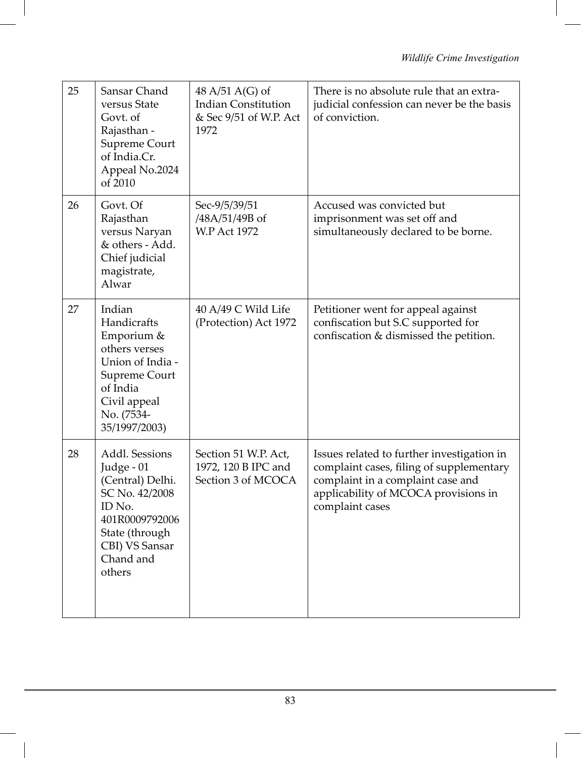| 25 | Sansar Chand versus State Govt. of Rajasthan - Supreme Court of India.Cr. Appeal No.2024 of 2010 | 48 A/51 A(G) of Indian Constitution & Sec 9/51 of W.P. Act 1972 | There is no absolute rule that an extra-judicial confession can never be the basis of conviction. |
|---|---|---|---|
| 26 | Govt. Of Rajasthan versus Naryan & others - Add. Chief judicial magistrate, Alwar | Sec-9/5/39/51 /48A/51/49B of W.P Act 1972 | Accused was convicted but imprisonment was set off and simultaneously declared to be borne. |
| 27 | Indian Handicrafts Emporium & others verses Union of India - Supreme Court of India Civil appeal No. (7534-35/1997/2003) | 40 A/49 C Wild Life (Protection) Act 1972 | Petitioner went for appeal against confiscation but S.C supported for confiscation & dismissed the petition. |
| 28 | Addl. Sessions Judge - 01 (Central) Delhi. SC No. 42/2008 ID No. 401R0009792006 State (through CBI) VS Sansar Chand and others | Section 51 W.P. Act, 1972, 120 B IPC and Section 3 of MCOCA | Issues related to further investigation in complaint cases, filing of supplementary complaint in a complaint case and applicability of MCOCA provisions in complaint cases |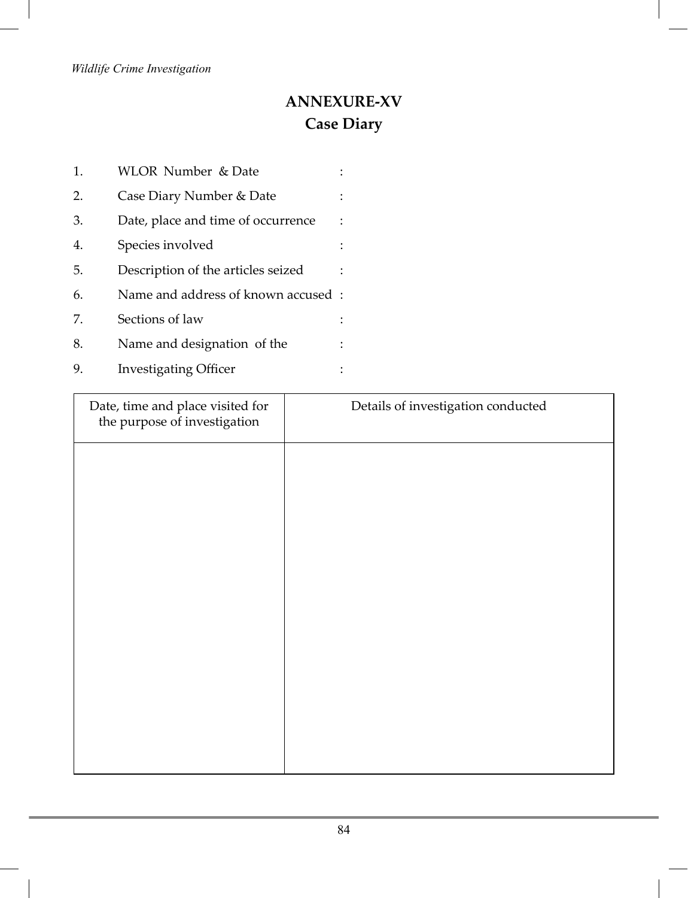# ANNEXURE-XV

## Case Diary

1. WLOR Number & Date :
2. Case Diary Number & Date :
3. Date, place and time of occurrence :
4. Species involved :
5. Description of the articles seized :
6. Name and address of known accused :
7. Sections of law :
8. Name and designation of the :
9. Investigating Officer :

| Date, time and place visited for the purpose of investigation | Details of investigation conducted |
| --- | --- |
| | |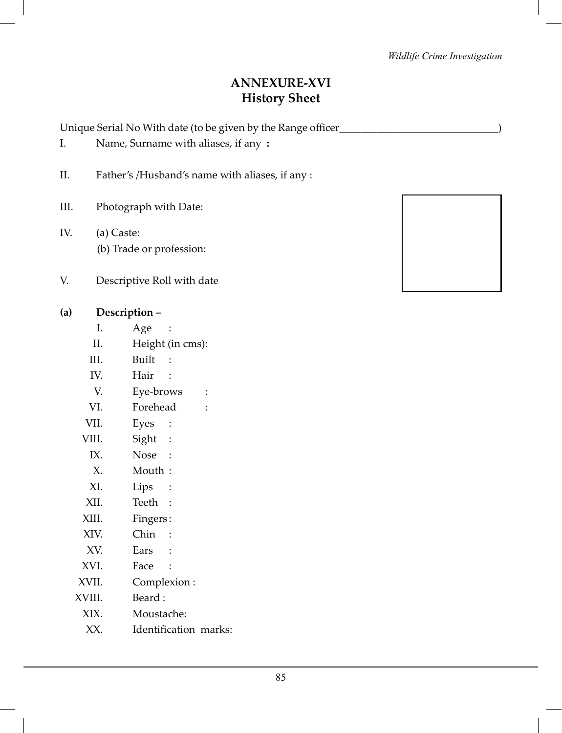## ANNEXURE-XVI
## History Sheet

Unique Serial No With date (to be given by the Range officer______________________________)

I. Name, Surname with aliases, if any :

II. Father's /Husband's name with aliases, if any :

III. Photograph with Date:

IV. (a) Caste:

(b) Trade or profession:

V. Descriptive Roll with date

**(a) Description –**

I. Age :

II. Height (in cms):

III. Built :

IV. Hair :

V. Eye-brows :

VI. Forehead :

VII. Eyes :

VIII. Sight :

IX. Nose :

X. Mouth :

XI. Lips :

XII. Teeth :

XIII. Fingers :

XIV. Chin :

XV. Ears :

XVI. Face :

XVII. Complexion :

XVIII. Beard :

XIX. Moustache:

XX. Identification marks: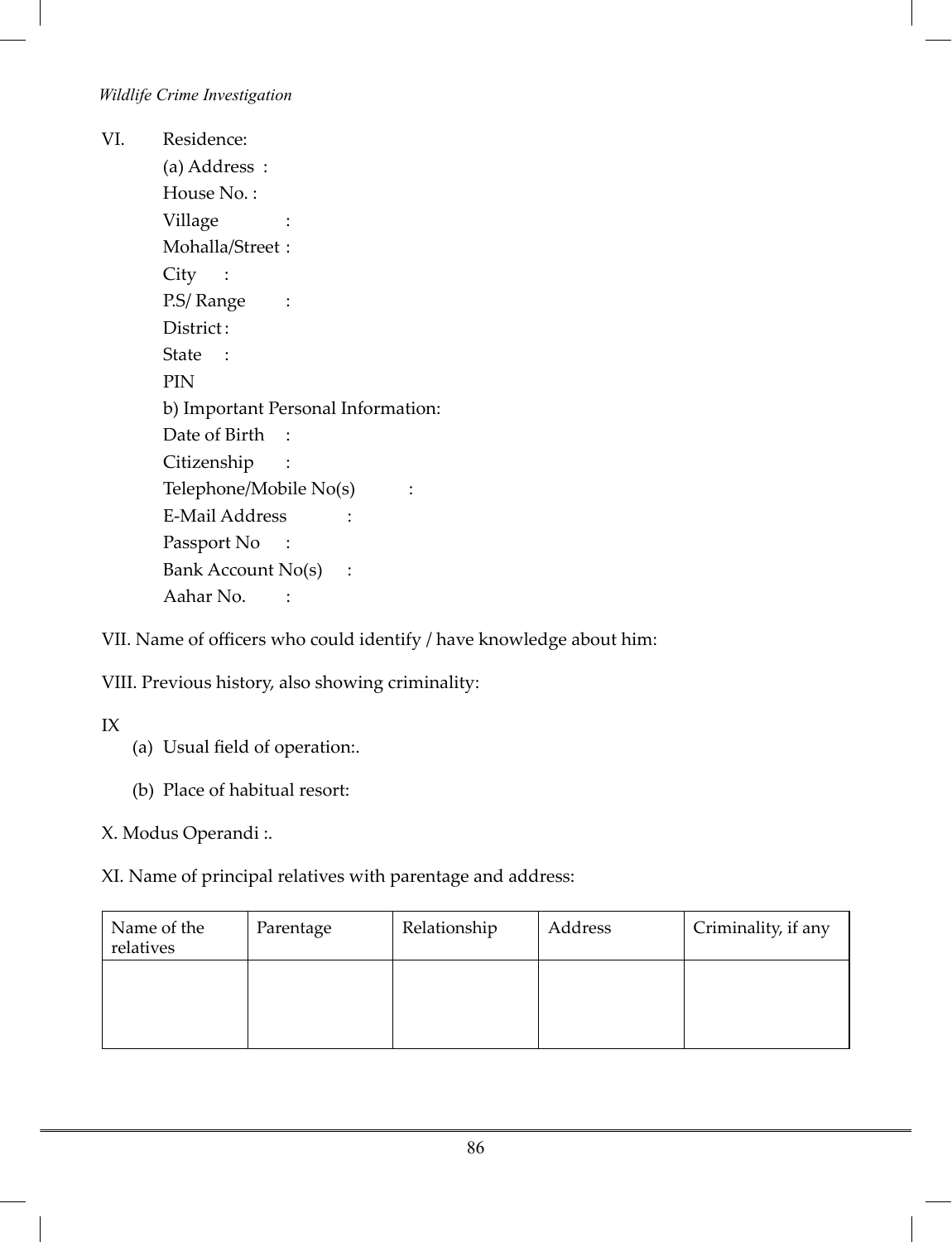VI. Residence:

(a) Address :

House No. :

Village :

Mohalla/Street :

City :

P.S/ Range :

District :

State :

PIN

b) Important Personal Information:

Date of Birth :

Citizenship :

Telephone/Mobile No(s) :

E-Mail Address :

Passport No :

Bank Account No(s) :

Aahar No. :

VII. Name of officers who could identify / have knowledge about him:

VIII. Previous history, also showing criminality:

IX

(a) Usual field of operation:.

(b) Place of habitual resort:

X. Modus Operandi :.

XI. Name of principal relatives with parentage and address:

| Name of the relatives | Parentage | Relationship | Address | Criminality, if any |
|---|---|---|---|---|
| | | | | |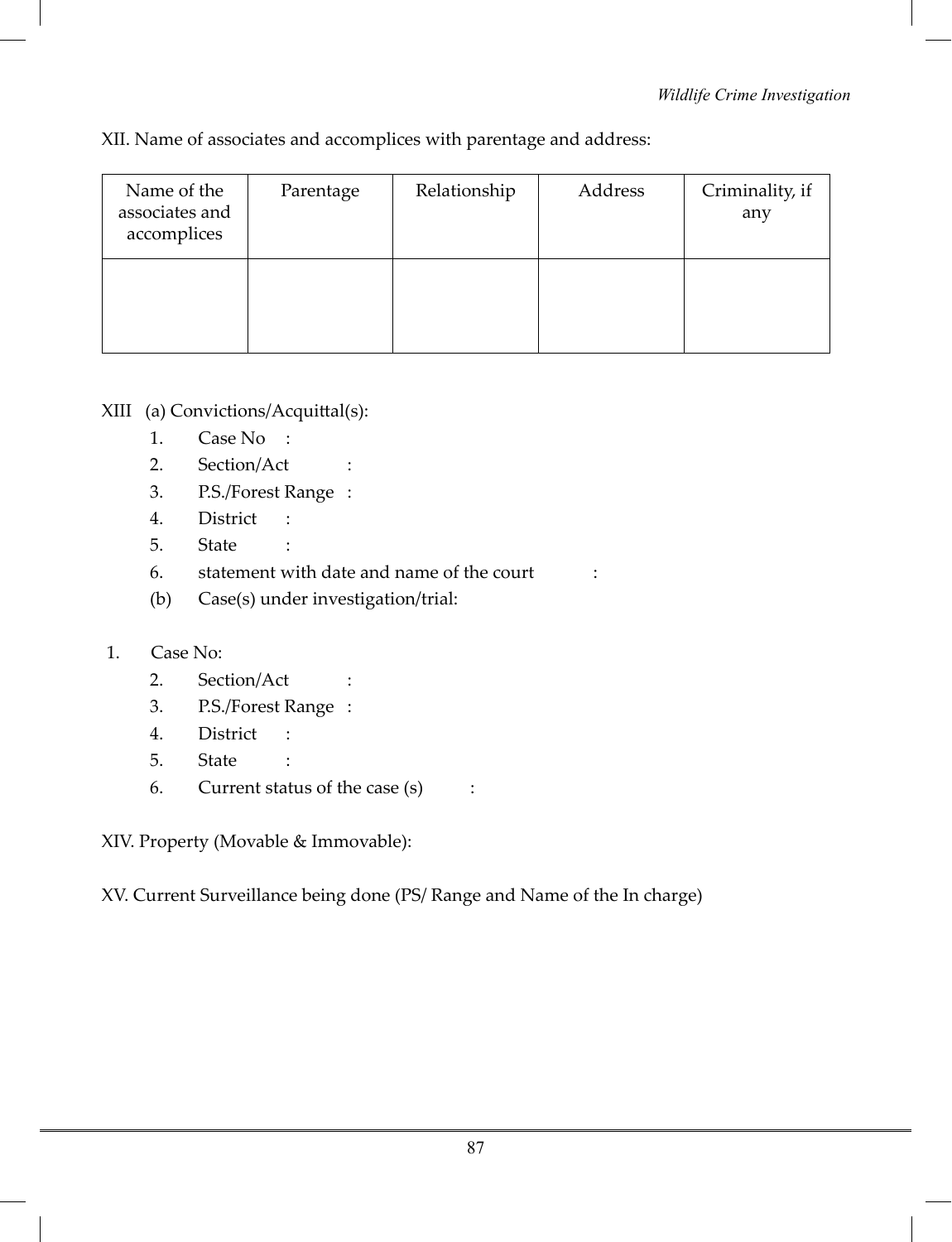XII. Name of associates and accomplices with parentage and address:

| Name of the associates and accomplices | Parentage | Relationship | Address | Criminality, if any |
|---|---|---|---|---|
| | | | | |

XIII (a) Convictions/Acquittal(s):

1. Case No :
2. Section/Act :
3. P.S./Forest Range :
4. District :
5. State :
6. statement with date and name of the court :

(b) Case(s) under investigation/trial:

1. Case No:
2. Section/Act :
3. P.S./Forest Range :
4. District :
5. State :
6. Current status of the case (s) :

XIV. Property (Movable & Immovable):

XV. Current Surveillance being done (PS/ Range and Name of the In charge)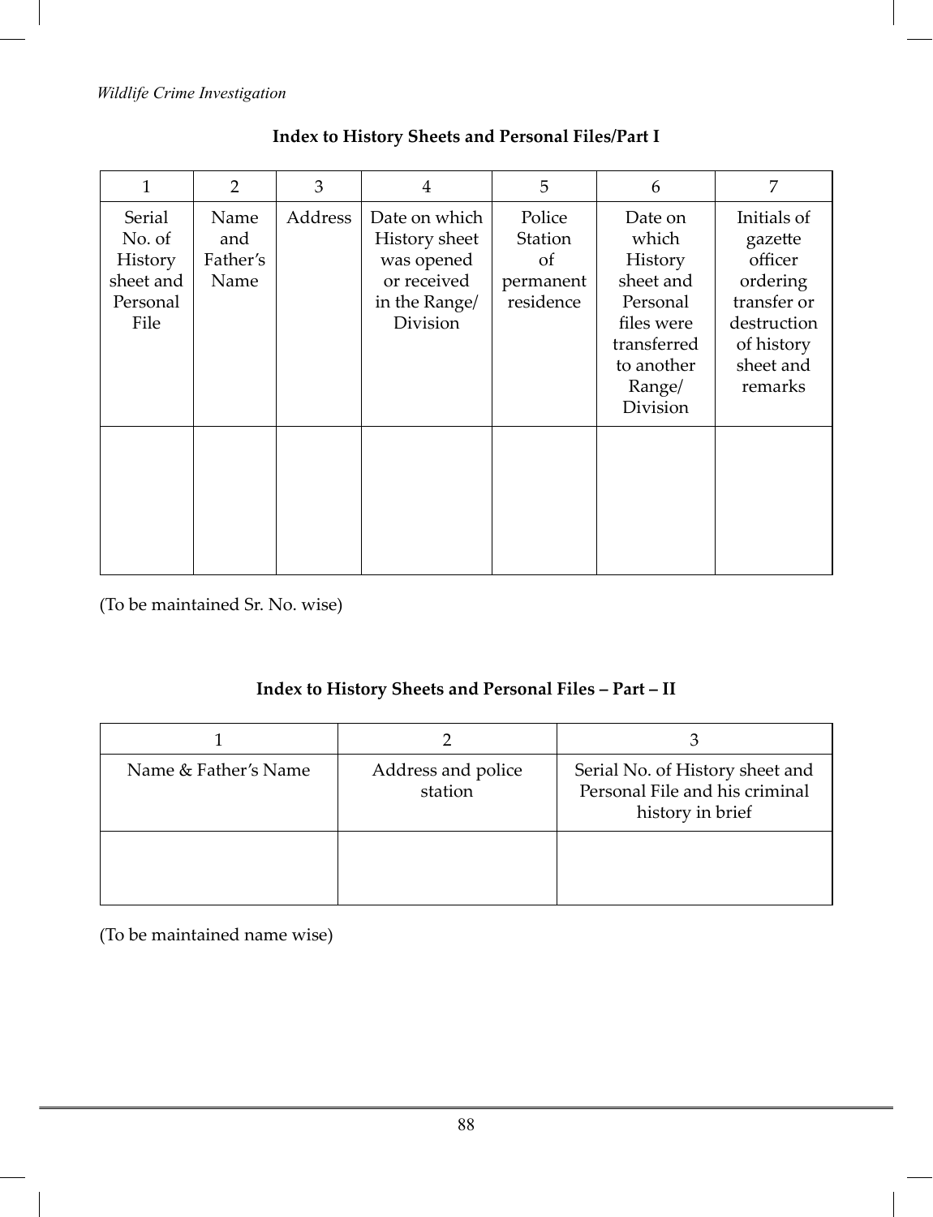## Index to History Sheets and Personal Files/Part I

| 1 | 2 | 3 | 4 | 5 | 6 | 7 |
|---|---|---|---|---|---|---|
| Serial No. of History sheet and Personal File | Name and Father's Name | Address | Date on which History sheet was opened or received in the Range/ Division | Police Station of permanent residence | Date on which History sheet and Personal files were transferred to another Range/ Division | Initials of gazette officer ordering transfer or destruction of history sheet and remarks |
| | | | | | | |

(To be maintained Sr. No. wise)

## Index to History Sheets and Personal Files – Part – II

| 1 | 2 | 3 |
|---|---|---|
| Name & Father's Name | Address and police station | Serial No. of History sheet and Personal File and his criminal history in brief |
| | | |

(To be maintained name wise)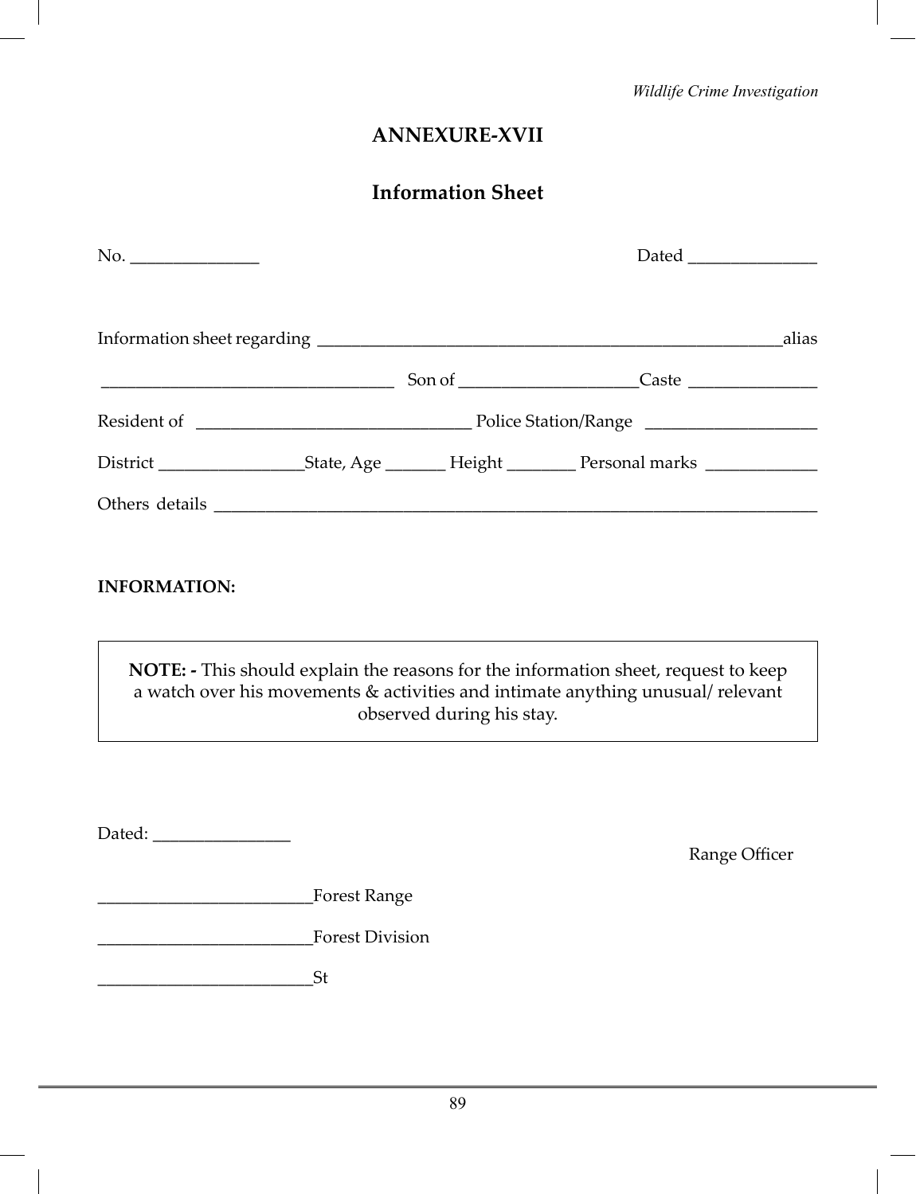# ANNEXURE-XVII

## Information Sheet

No. _______________ Dated _______________

Information sheet regarding _______________________________________________________alias

__________________________________ Son of ____________________Caste _______________

Resident of _______________________________ Police Station/Range ____________________

District _________________State, Age _______ Height ________ Personal marks _____________

Others details _______________________________________________________________________

**INFORMATION:**

> **NOTE: -** This should explain the reasons for the information sheet, request to keep a watch over his movements & activities and intimate anything unusual/ relevant observed during his stay.

Dated: ________________

Range Officer

_________________________Forest Range

_________________________Forest Division

_________________________St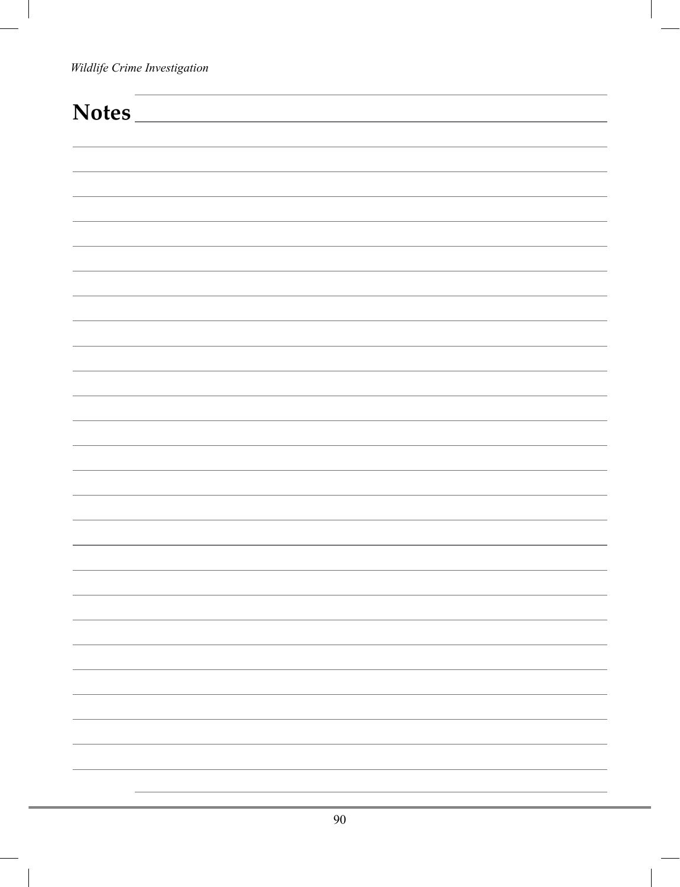# Notes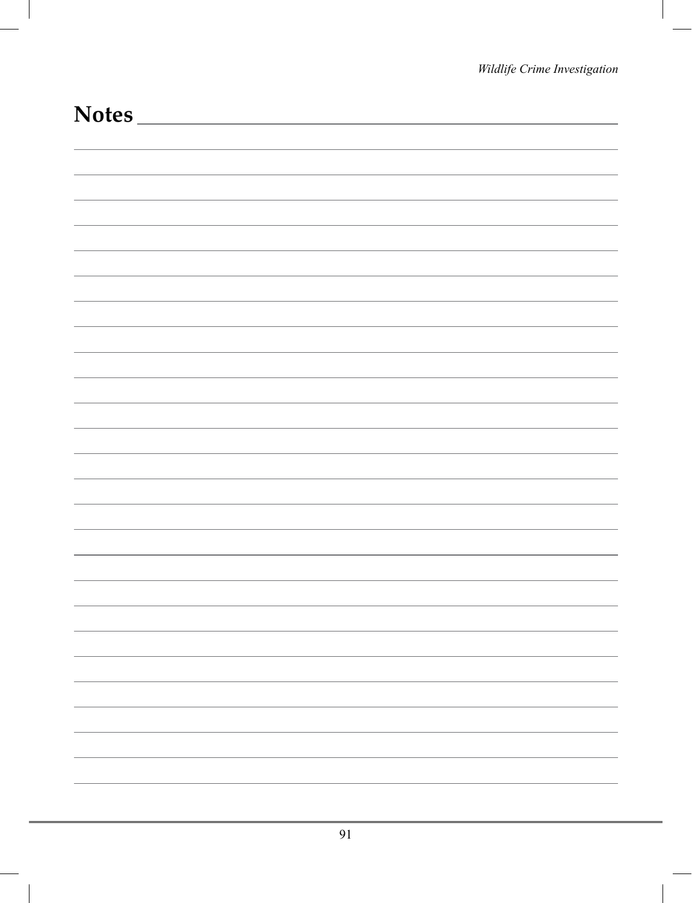# Notes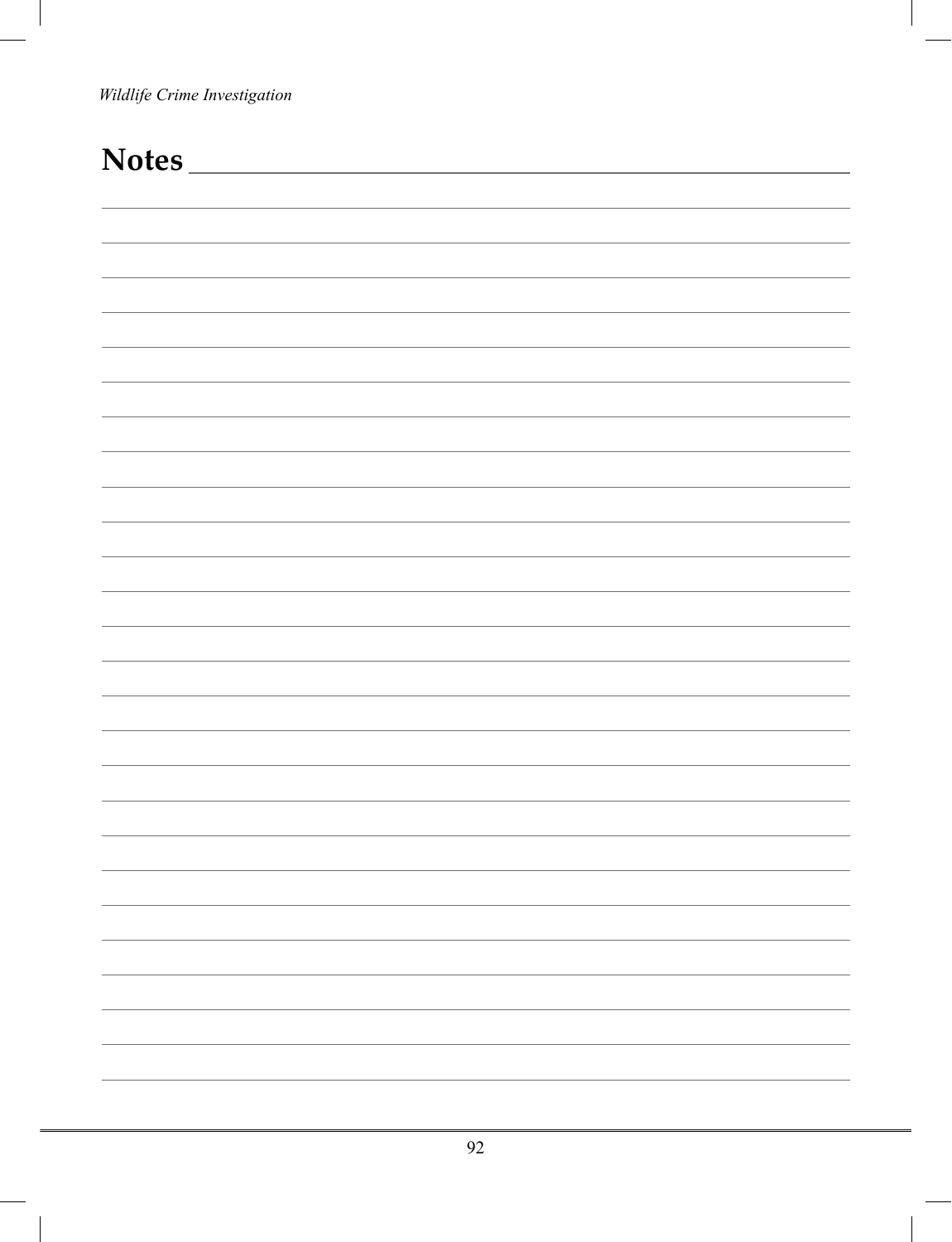# Notes